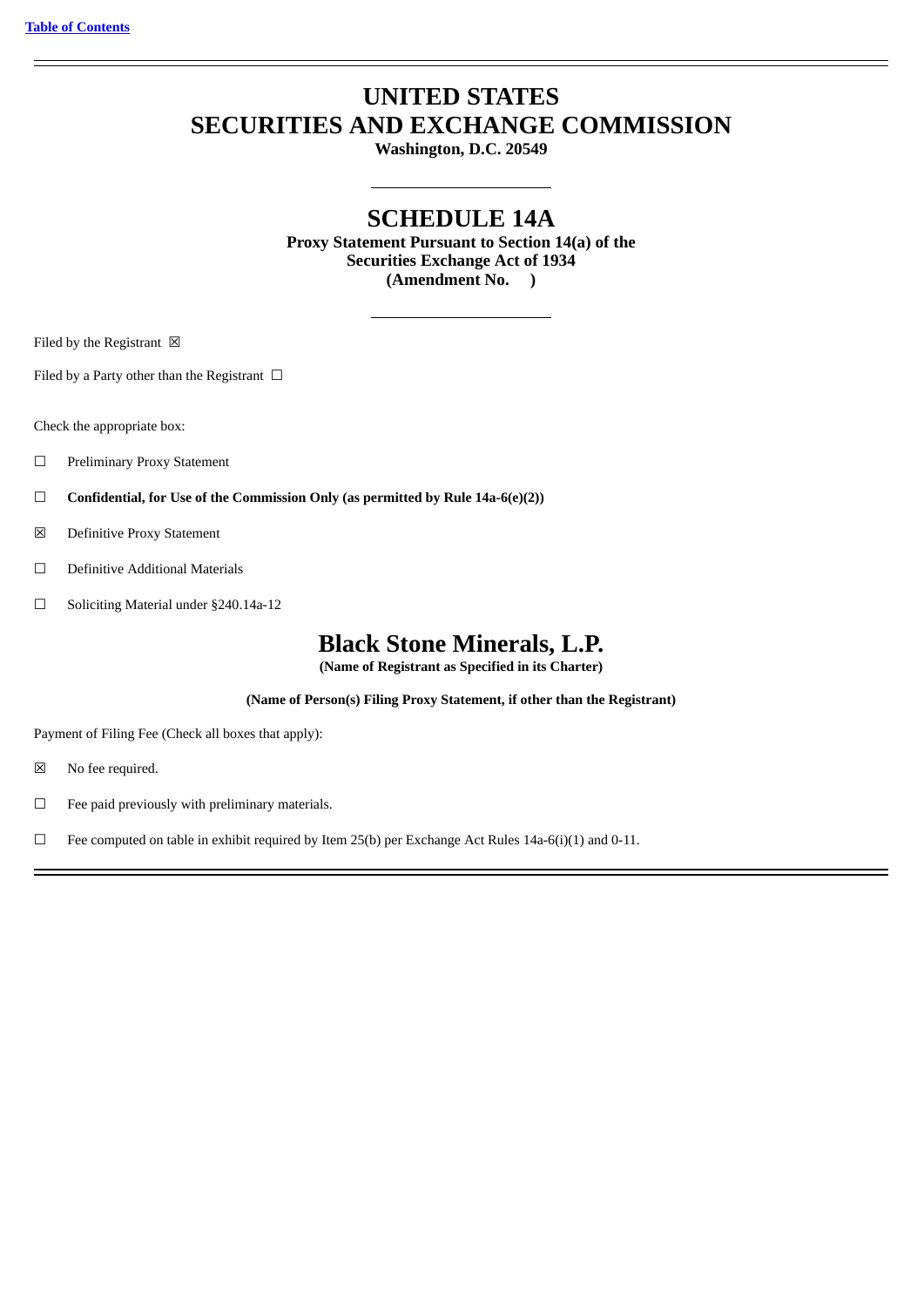Table of Contents

# UNITED STATES
# SECURITIES AND EXCHANGE COMMISSION

**Washington, D.C. 20549**

## SCHEDULE 14A

**Proxy Statement Pursuant to Section 14(a) of the Securities Exchange Act of 1934**
**(Amendment No. )**

Filed by the Registrant ☒

Filed by a Party other than the Registrant ☐

Check the appropriate box:

☐ Preliminary Proxy Statement

☐ **Confidential, for Use of the Commission Only (as permitted by Rule 14a-6(e)(2))**

☒ Definitive Proxy Statement

☐ Definitive Additional Materials

☐ Soliciting Material under §240.14a-12

# Black Stone Minerals, L.P.

**(Name of Registrant as Specified in its Charter)**

**(Name of Person(s) Filing Proxy Statement, if other than the Registrant)**

Payment of Filing Fee (Check all boxes that apply):

☒ No fee required.

☐ Fee paid previously with preliminary materials.

☐ Fee computed on table in exhibit required by Item 25(b) per Exchange Act Rules 14a-6(i)(1) and 0-11.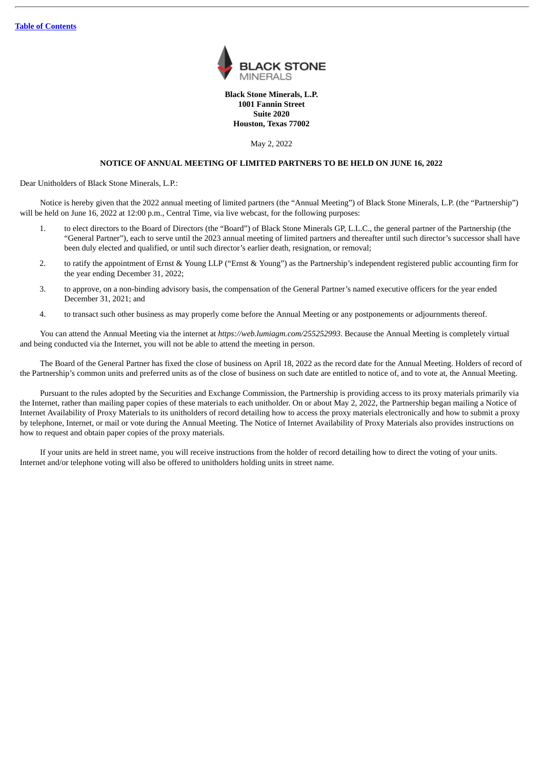**Black Stone Minerals, L.P.**
**1001 Fannin Street**
**Suite 2020**
**Houston, Texas 77002**

May 2, 2022

**NOTICE OF ANNUAL MEETING OF LIMITED PARTNERS TO BE HELD ON JUNE 16, 2022**

Dear Unitholders of Black Stone Minerals, L.P.:

Notice is hereby given that the 2022 annual meeting of limited partners (the "Annual Meeting") of Black Stone Minerals, L.P. (the "Partnership") will be held on June 16, 2022 at 12:00 p.m., Central Time, via live webcast, for the following purposes:

1. to elect directors to the Board of Directors (the "Board") of Black Stone Minerals GP, L.L.C., the general partner of the Partnership (the "General Partner"), each to serve until the 2023 annual meeting of limited partners and thereafter until such director's successor shall have been duly elected and qualified, or until such director's earlier death, resignation, or removal;
2. to ratify the appointment of Ernst & Young LLP ("Ernst & Young") as the Partnership's independent registered public accounting firm for the year ending December 31, 2022;
3. to approve, on a non-binding advisory basis, the compensation of the General Partner's named executive officers for the year ended December 31, 2021; and
4. to transact such other business as may properly come before the Annual Meeting or any postponements or adjournments thereof.

You can attend the Annual Meeting via the internet at *https://web.lumiagm.com/255252993*. Because the Annual Meeting is completely virtual and being conducted via the Internet, you will not be able to attend the meeting in person.

The Board of the General Partner has fixed the close of business on April 18, 2022 as the record date for the Annual Meeting. Holders of record of the Partnership's common units and preferred units as of the close of business on such date are entitled to notice of, and to vote at, the Annual Meeting.

Pursuant to the rules adopted by the Securities and Exchange Commission, the Partnership is providing access to its proxy materials primarily via the Internet, rather than mailing paper copies of these materials to each unitholder. On or about May 2, 2022, the Partnership began mailing a Notice of Internet Availability of Proxy Materials to its unitholders of record detailing how to access the proxy materials electronically and how to submit a proxy by telephone, Internet, or mail or vote during the Annual Meeting. The Notice of Internet Availability of Proxy Materials also provides instructions on how to request and obtain paper copies of the proxy materials.

If your units are held in street name, you will receive instructions from the holder of record detailing how to direct the voting of your units. Internet and/or telephone voting will also be offered to unitholders holding units in street name.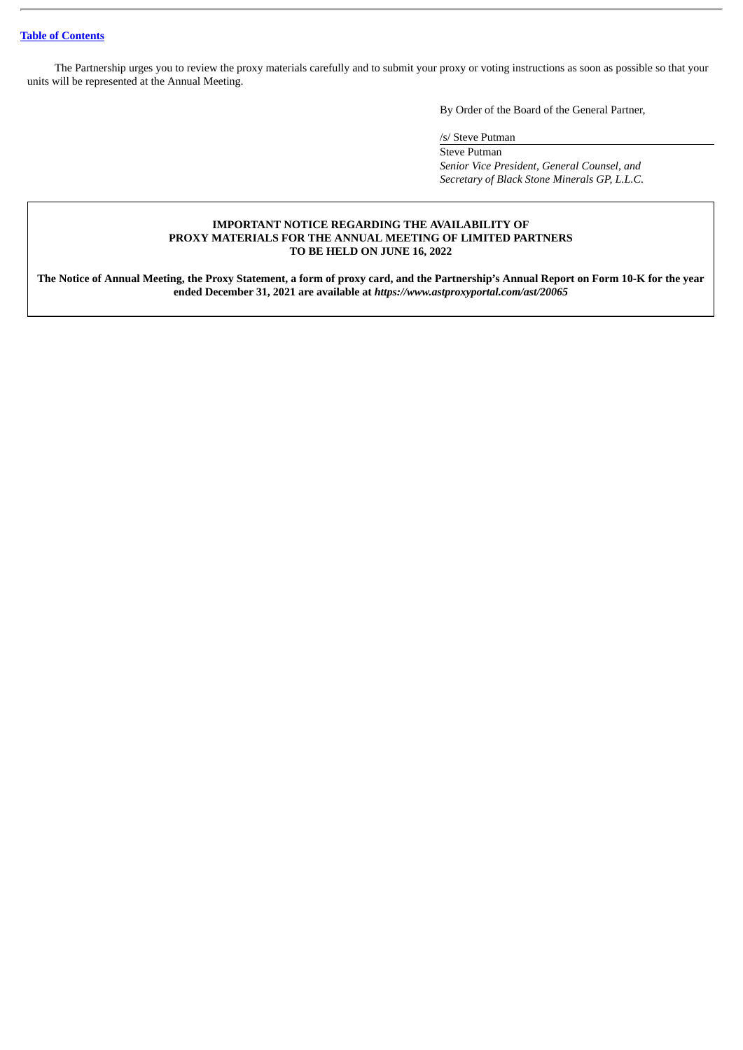The Partnership urges you to review the proxy materials carefully and to submit your proxy or voting instructions as soon as possible so that your units will be represented at the Annual Meeting.

By Order of the Board of the General Partner,

/s/ Steve Putman

Steve Putman
*Senior Vice President, General Counsel, and Secretary of Black Stone Minerals GP, L.L.C.*

**IMPORTANT NOTICE REGARDING THE AVAILABILITY OF PROXY MATERIALS FOR THE ANNUAL MEETING OF LIMITED PARTNERS TO BE HELD ON JUNE 16, 2022**

**The Notice of Annual Meeting, the Proxy Statement, a form of proxy card, and the Partnership's Annual Report on Form 10-K for the year ended December 31, 2021 are available at *https://www.astproxyportal.com/ast/20065***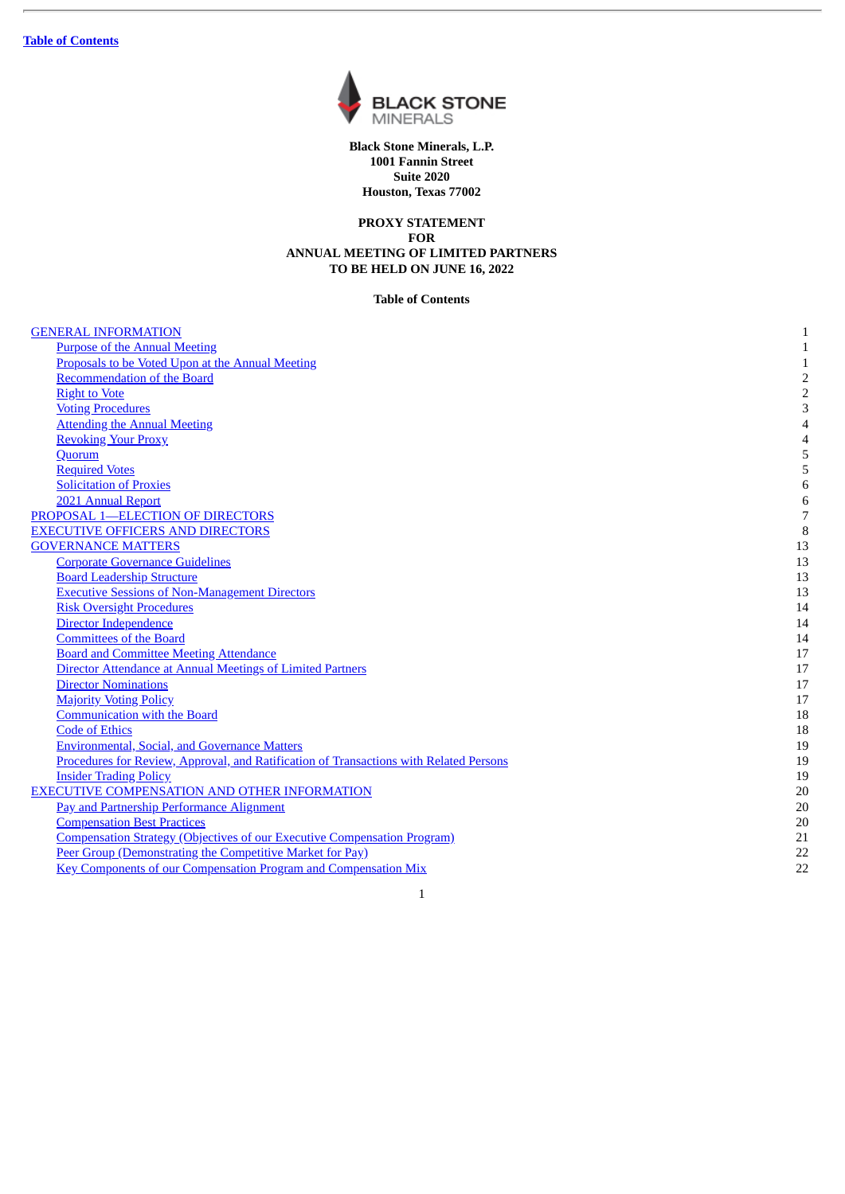[Table of Contents](#)

**Black Stone Minerals, L.P.**
**1001 Fannin Street**
**Suite 2020**
**Houston, Texas 77002**

**PROXY STATEMENT**
**FOR**
**ANNUAL MEETING OF LIMITED PARTNERS**
**TO BE HELD ON JUNE 16, 2022**

**Table of Contents**

| | |
|---|---|
| GENERAL INFORMATION | 1 |
| Purpose of the Annual Meeting | 1 |
| Proposals to be Voted Upon at the Annual Meeting | 1 |
| Recommendation of the Board | 2 |
| Right to Vote | 2 |
| Voting Procedures | 3 |
| Attending the Annual Meeting | 4 |
| Revoking Your Proxy | 4 |
| Quorum | 5 |
| Required Votes | 5 |
| Solicitation of Proxies | 6 |
| 2021 Annual Report | 6 |
| PROPOSAL 1—ELECTION OF DIRECTORS | 7 |
| EXECUTIVE OFFICERS AND DIRECTORS | 8 |
| GOVERNANCE MATTERS | 13 |
| Corporate Governance Guidelines | 13 |
| Board Leadership Structure | 13 |
| Executive Sessions of Non-Management Directors | 13 |
| Risk Oversight Procedures | 14 |
| Director Independence | 14 |
| Committees of the Board | 14 |
| Board and Committee Meeting Attendance | 17 |
| Director Attendance at Annual Meetings of Limited Partners | 17 |
| Director Nominations | 17 |
| Majority Voting Policy | 17 |
| Communication with the Board | 18 |
| Code of Ethics | 18 |
| Environmental, Social, and Governance Matters | 19 |
| Procedures for Review, Approval, and Ratification of Transactions with Related Persons | 19 |
| Insider Trading Policy | 19 |
| EXECUTIVE COMPENSATION AND OTHER INFORMATION | 20 |
| Pay and Partnership Performance Alignment | 20 |
| Compensation Best Practices | 20 |
| Compensation Strategy (Objectives of our Executive Compensation Program) | 21 |
| Peer Group (Demonstrating the Competitive Market for Pay) | 22 |
| Key Components of our Compensation Program and Compensation Mix | 22 |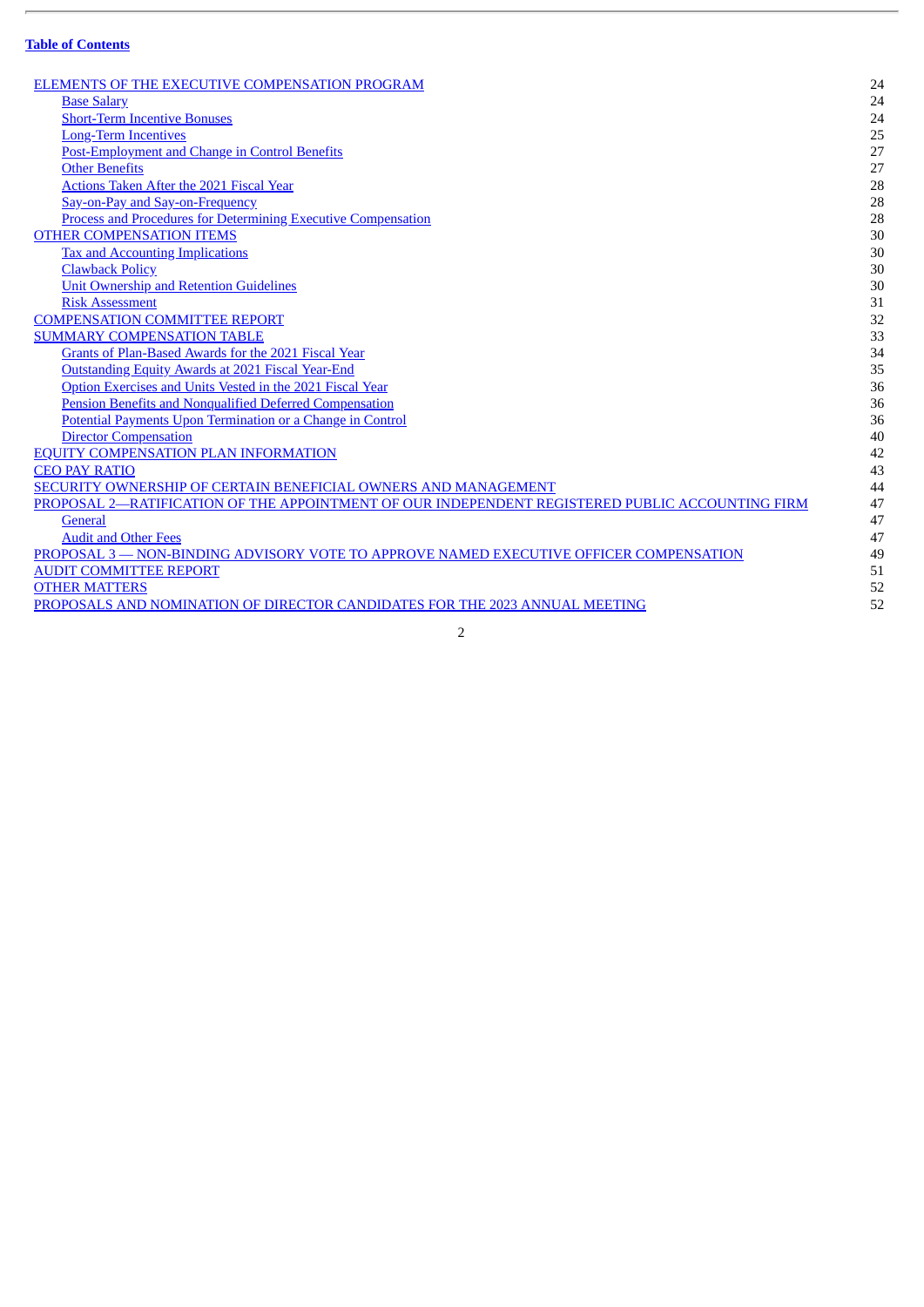**Table of Contents**

| | |
|---|---|
| ELEMENTS OF THE EXECUTIVE COMPENSATION PROGRAM | 24 |
| Base Salary | 24 |
| Short-Term Incentive Bonuses | 24 |
| Long-Term Incentives | 25 |
| Post-Employment and Change in Control Benefits | 27 |
| Other Benefits | 27 |
| Actions Taken After the 2021 Fiscal Year | 28 |
| Say-on-Pay and Say-on-Frequency | 28 |
| Process and Procedures for Determining Executive Compensation | 28 |
| OTHER COMPENSATION ITEMS | 30 |
| Tax and Accounting Implications | 30 |
| Clawback Policy | 30 |
| Unit Ownership and Retention Guidelines | 30 |
| Risk Assessment | 31 |
| COMPENSATION COMMITTEE REPORT | 32 |
| SUMMARY COMPENSATION TABLE | 33 |
| Grants of Plan-Based Awards for the 2021 Fiscal Year | 34 |
| Outstanding Equity Awards at 2021 Fiscal Year-End | 35 |
| Option Exercises and Units Vested in the 2021 Fiscal Year | 36 |
| Pension Benefits and Nonqualified Deferred Compensation | 36 |
| Potential Payments Upon Termination or a Change in Control | 36 |
| Director Compensation | 40 |
| EQUITY COMPENSATION PLAN INFORMATION | 42 |
| CEO PAY RATIO | 43 |
| SECURITY OWNERSHIP OF CERTAIN BENEFICIAL OWNERS AND MANAGEMENT | 44 |
| PROPOSAL 2—RATIFICATION OF THE APPOINTMENT OF OUR INDEPENDENT REGISTERED PUBLIC ACCOUNTING FIRM | 47 |
| General | 47 |
| Audit and Other Fees | 47 |
| PROPOSAL 3 — NON-BINDING ADVISORY VOTE TO APPROVE NAMED EXECUTIVE OFFICER COMPENSATION | 49 |
| AUDIT COMMITTEE REPORT | 51 |
| OTHER MATTERS | 52 |
| PROPOSALS AND NOMINATION OF DIRECTOR CANDIDATES FOR THE 2023 ANNUAL MEETING | 52 |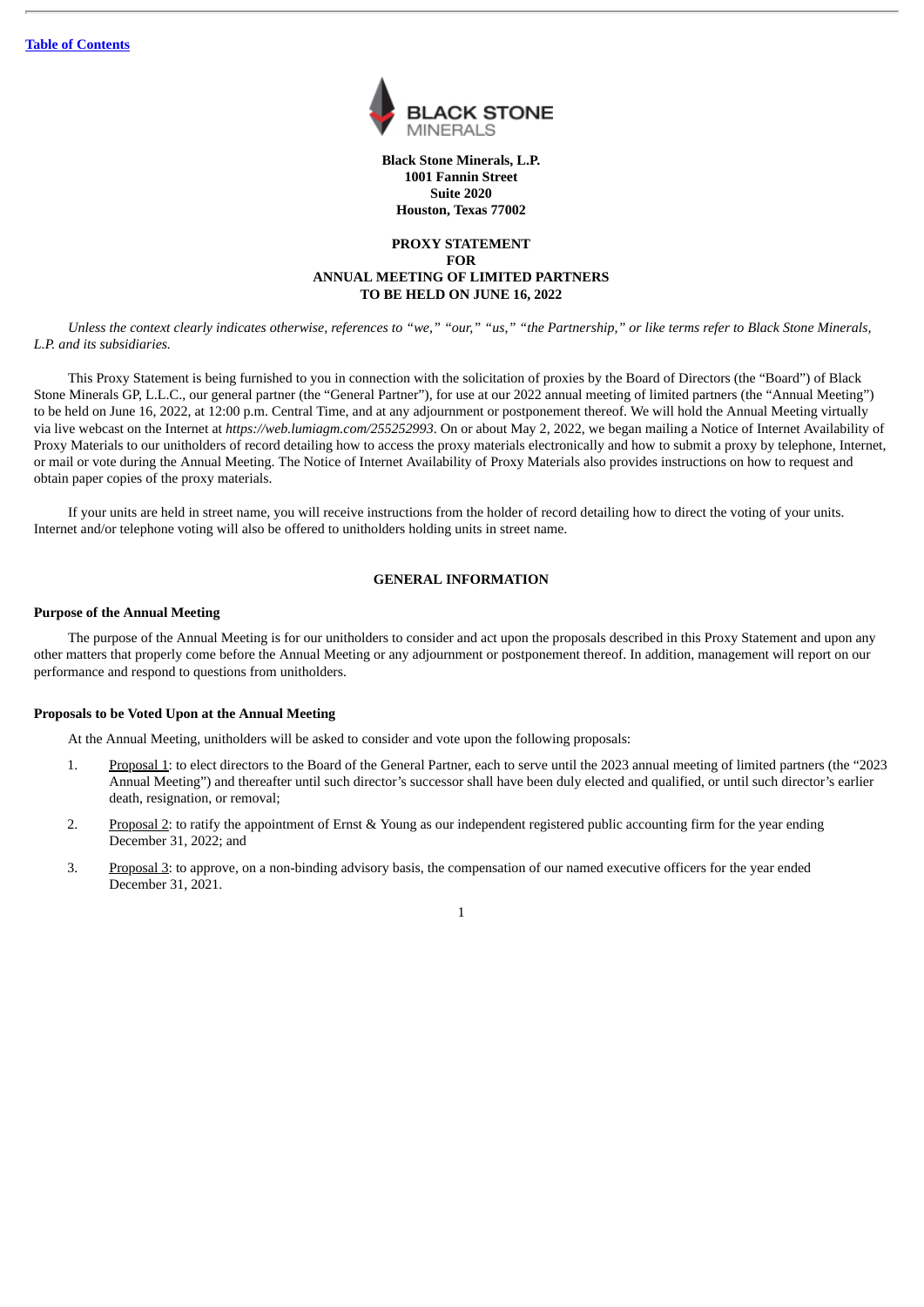[Table of Contents](#)

**Black Stone Minerals, L.P.**
**1001 Fannin Street**
**Suite 2020**
**Houston, Texas 77002**

**PROXY STATEMENT**
**FOR**
**ANNUAL MEETING OF LIMITED PARTNERS**
**TO BE HELD ON JUNE 16, 2022**

*Unless the context clearly indicates otherwise, references to "we," "our," "us," "the Partnership," or like terms refer to Black Stone Minerals, L.P. and its subsidiaries.*

This Proxy Statement is being furnished to you in connection with the solicitation of proxies by the Board of Directors (the "Board") of Black Stone Minerals GP, L.L.C., our general partner (the "General Partner"), for use at our 2022 annual meeting of limited partners (the "Annual Meeting") to be held on June 16, 2022, at 12:00 p.m. Central Time, and at any adjournment or postponement thereof. We will hold the Annual Meeting virtually via live webcast on the Internet at *https://web.lumiagm.com/255252993*. On or about May 2, 2022, we began mailing a Notice of Internet Availability of Proxy Materials to our unitholders of record detailing how to access the proxy materials electronically and how to submit a proxy by telephone, Internet, or mail or vote during the Annual Meeting. The Notice of Internet Availability of Proxy Materials also provides instructions on how to request and obtain paper copies of the proxy materials.

If your units are held in street name, you will receive instructions from the holder of record detailing how to direct the voting of your units. Internet and/or telephone voting will also be offered to unitholders holding units in street name.

## GENERAL INFORMATION

### Purpose of the Annual Meeting

The purpose of the Annual Meeting is for our unitholders to consider and act upon the proposals described in this Proxy Statement and upon any other matters that properly come before the Annual Meeting or any adjournment or postponement thereof. In addition, management will report on our performance and respond to questions from unitholders.

### Proposals to be Voted Upon at the Annual Meeting

At the Annual Meeting, unitholders will be asked to consider and vote upon the following proposals:

1. Proposal 1: to elect directors to the Board of the General Partner, each to serve until the 2023 annual meeting of limited partners (the "2023 Annual Meeting") and thereafter until such director's successor shall have been duly elected and qualified, or until such director's earlier death, resignation, or removal;
2. Proposal 2: to ratify the appointment of Ernst & Young as our independent registered public accounting firm for the year ending December 31, 2022; and
3. Proposal 3: to approve, on a non-binding advisory basis, the compensation of our named executive officers for the year ended December 31, 2021.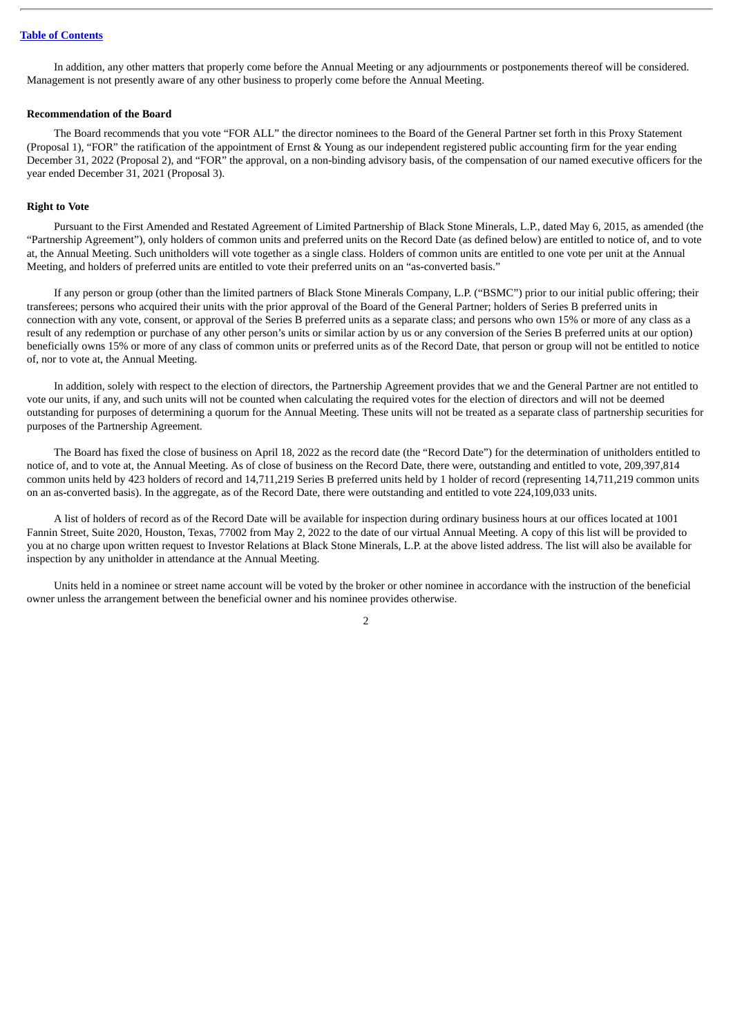In addition, any other matters that properly come before the Annual Meeting or any adjournments or postponements thereof will be considered. Management is not presently aware of any other business to properly come before the Annual Meeting.

**Recommendation of the Board**

The Board recommends that you vote "FOR ALL" the director nominees to the Board of the General Partner set forth in this Proxy Statement (Proposal 1), "FOR" the ratification of the appointment of Ernst & Young as our independent registered public accounting firm for the year ending December 31, 2022 (Proposal 2), and "FOR" the approval, on a non-binding advisory basis, of the compensation of our named executive officers for the year ended December 31, 2021 (Proposal 3).

**Right to Vote**

Pursuant to the First Amended and Restated Agreement of Limited Partnership of Black Stone Minerals, L.P., dated May 6, 2015, as amended (the "Partnership Agreement"), only holders of common units and preferred units on the Record Date (as defined below) are entitled to notice of, and to vote at, the Annual Meeting. Such unitholders will vote together as a single class. Holders of common units are entitled to one vote per unit at the Annual Meeting, and holders of preferred units are entitled to vote their preferred units on an "as-converted basis."

If any person or group (other than the limited partners of Black Stone Minerals Company, L.P. ("BSMC") prior to our initial public offering; their transferees; persons who acquired their units with the prior approval of the Board of the General Partner; holders of Series B preferred units in connection with any vote, consent, or approval of the Series B preferred units as a separate class; and persons who own 15% or more of any class as a result of any redemption or purchase of any other person's units or similar action by us or any conversion of the Series B preferred units at our option) beneficially owns 15% or more of any class of common units or preferred units as of the Record Date, that person or group will not be entitled to notice of, nor to vote at, the Annual Meeting.

In addition, solely with respect to the election of directors, the Partnership Agreement provides that we and the General Partner are not entitled to vote our units, if any, and such units will not be counted when calculating the required votes for the election of directors and will not be deemed outstanding for purposes of determining a quorum for the Annual Meeting. These units will not be treated as a separate class of partnership securities for purposes of the Partnership Agreement.

The Board has fixed the close of business on April 18, 2022 as the record date (the "Record Date") for the determination of unitholders entitled to notice of, and to vote at, the Annual Meeting. As of close of business on the Record Date, there were, outstanding and entitled to vote, 209,397,814 common units held by 423 holders of record and 14,711,219 Series B preferred units held by 1 holder of record (representing 14,711,219 common units on an as-converted basis). In the aggregate, as of the Record Date, there were outstanding and entitled to vote 224,109,033 units.

A list of holders of record as of the Record Date will be available for inspection during ordinary business hours at our offices located at 1001 Fannin Street, Suite 2020, Houston, Texas, 77002 from May 2, 2022 to the date of our virtual Annual Meeting. A copy of this list will be provided to you at no charge upon written request to Investor Relations at Black Stone Minerals, L.P. at the above listed address. The list will also be available for inspection by any unitholder in attendance at the Annual Meeting.

Units held in a nominee or street name account will be voted by the broker or other nominee in accordance with the instruction of the beneficial owner unless the arrangement between the beneficial owner and his nominee provides otherwise.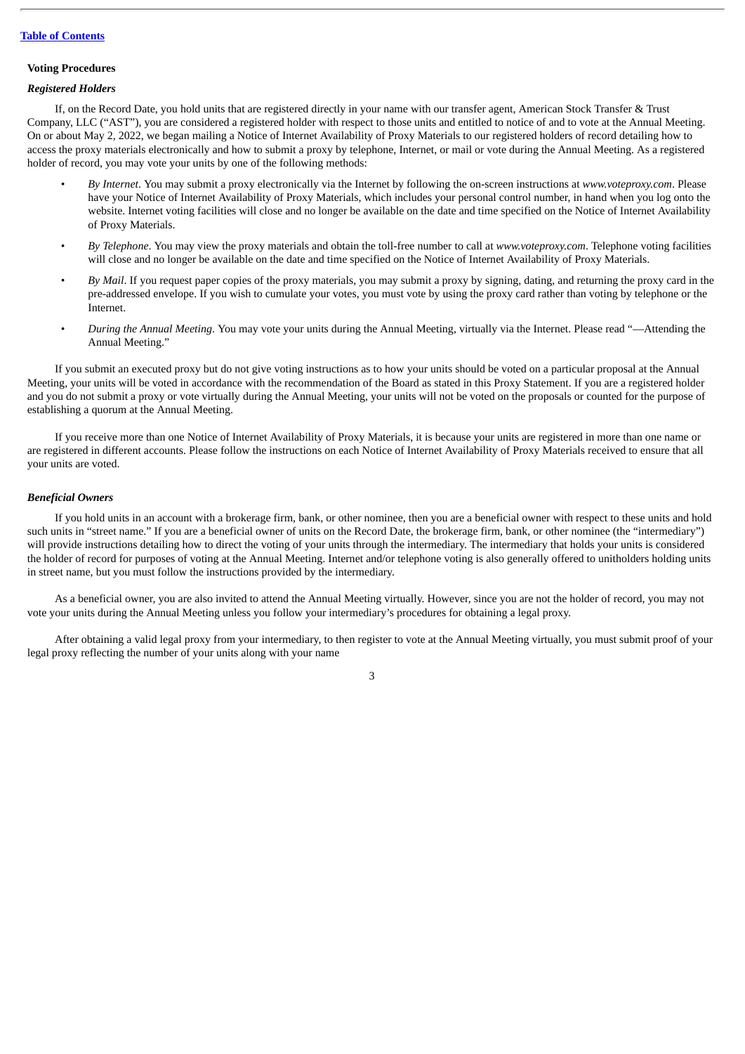[Table of Contents](#)

**Voting Procedures**

***Registered Holders***

If, on the Record Date, you hold units that are registered directly in your name with our transfer agent, American Stock Transfer & Trust Company, LLC ("AST"), you are considered a registered holder with respect to those units and entitled to notice of and to vote at the Annual Meeting. On or about May 2, 2022, we began mailing a Notice of Internet Availability of Proxy Materials to our registered holders of record detailing how to access the proxy materials electronically and how to submit a proxy by telephone, Internet, or mail or vote during the Annual Meeting. As a registered holder of record, you may vote your units by one of the following methods:

- *By Internet*. You may submit a proxy electronically via the Internet by following the on-screen instructions at *www.voteproxy.com*. Please have your Notice of Internet Availability of Proxy Materials, which includes your personal control number, in hand when you log onto the website. Internet voting facilities will close and no longer be available on the date and time specified on the Notice of Internet Availability of Proxy Materials.
- *By Telephone*. You may view the proxy materials and obtain the toll-free number to call at *www.voteproxy.com*. Telephone voting facilities will close and no longer be available on the date and time specified on the Notice of Internet Availability of Proxy Materials.
- *By Mail*. If you request paper copies of the proxy materials, you may submit a proxy by signing, dating, and returning the proxy card in the pre-addressed envelope. If you wish to cumulate your votes, you must vote by using the proxy card rather than voting by telephone or the Internet.
- *During the Annual Meeting*. You may vote your units during the Annual Meeting, virtually via the Internet. Please read "—Attending the Annual Meeting."

If you submit an executed proxy but do not give voting instructions as to how your units should be voted on a particular proposal at the Annual Meeting, your units will be voted in accordance with the recommendation of the Board as stated in this Proxy Statement. If you are a registered holder and you do not submit a proxy or vote virtually during the Annual Meeting, your units will not be voted on the proposals or counted for the purpose of establishing a quorum at the Annual Meeting.

If you receive more than one Notice of Internet Availability of Proxy Materials, it is because your units are registered in more than one name or are registered in different accounts. Please follow the instructions on each Notice of Internet Availability of Proxy Materials received to ensure that all your units are voted.

***Beneficial Owners***

If you hold units in an account with a brokerage firm, bank, or other nominee, then you are a beneficial owner with respect to these units and hold such units in "street name." If you are a beneficial owner of units on the Record Date, the brokerage firm, bank, or other nominee (the "intermediary") will provide instructions detailing how to direct the voting of your units through the intermediary. The intermediary that holds your units is considered the holder of record for purposes of voting at the Annual Meeting. Internet and/or telephone voting is also generally offered to unitholders holding units in street name, but you must follow the instructions provided by the intermediary.

As a beneficial owner, you are also invited to attend the Annual Meeting virtually. However, since you are not the holder of record, you may not vote your units during the Annual Meeting unless you follow your intermediary's procedures for obtaining a legal proxy.

After obtaining a valid legal proxy from your intermediary, to then register to vote at the Annual Meeting virtually, you must submit proof of your legal proxy reflecting the number of your units along with your name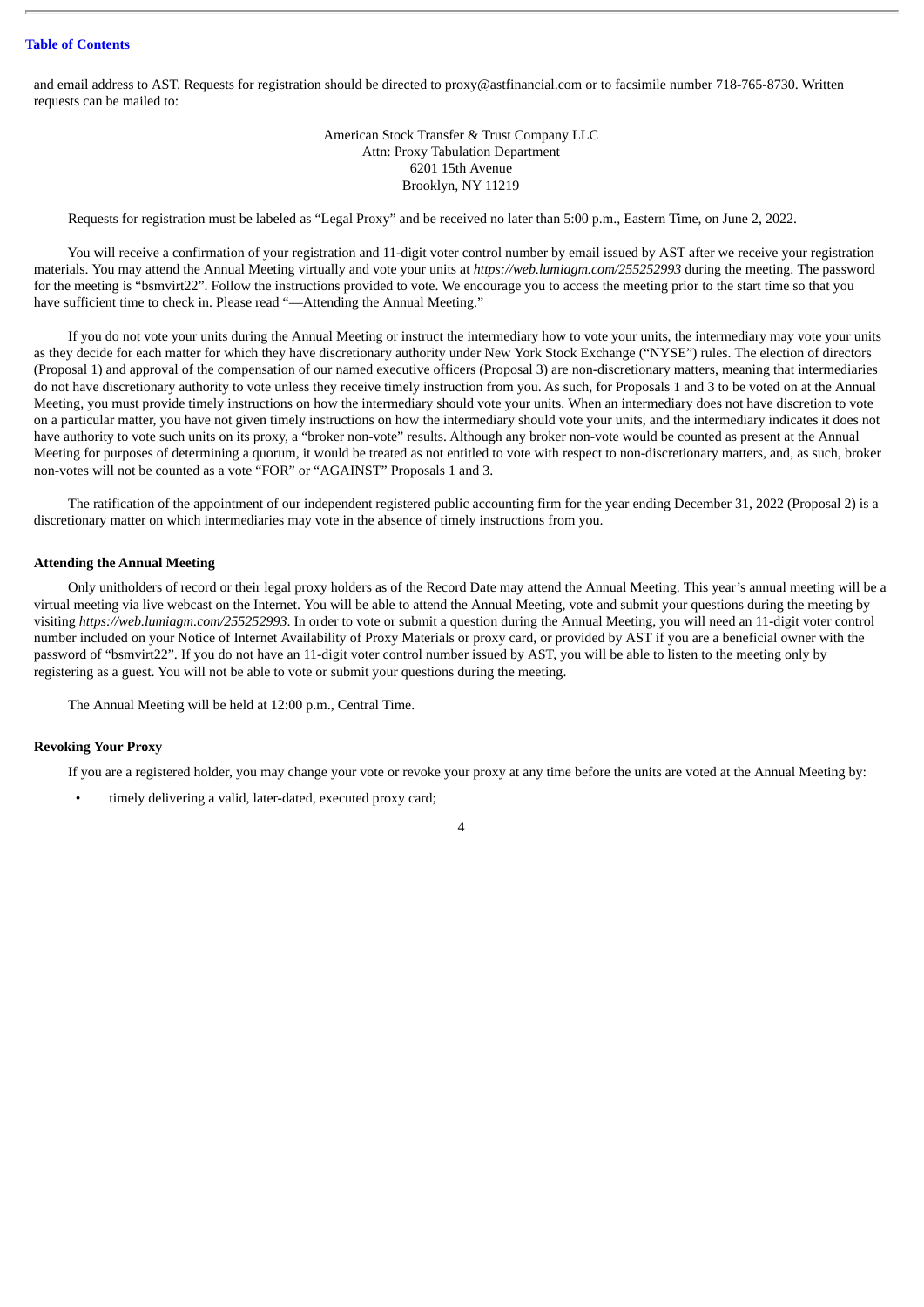and email address to AST. Requests for registration should be directed to proxy@astfinancial.com or to facsimile number 718-765-8730. Written requests can be mailed to:

American Stock Transfer & Trust Company LLC
Attn: Proxy Tabulation Department
6201 15th Avenue
Brooklyn, NY 11219

Requests for registration must be labeled as "Legal Proxy" and be received no later than 5:00 p.m., Eastern Time, on June 2, 2022.

You will receive a confirmation of your registration and 11-digit voter control number by email issued by AST after we receive your registration materials. You may attend the Annual Meeting virtually and vote your units at *https://web.lumiagm.com/255252993* during the meeting. The password for the meeting is "bsmvirt22". Follow the instructions provided to vote. We encourage you to access the meeting prior to the start time so that you have sufficient time to check in. Please read "—Attending the Annual Meeting."

If you do not vote your units during the Annual Meeting or instruct the intermediary how to vote your units, the intermediary may vote your units as they decide for each matter for which they have discretionary authority under New York Stock Exchange ("NYSE") rules. The election of directors (Proposal 1) and approval of the compensation of our named executive officers (Proposal 3) are non-discretionary matters, meaning that intermediaries do not have discretionary authority to vote unless they receive timely instruction from you. As such, for Proposals 1 and 3 to be voted on at the Annual Meeting, you must provide timely instructions on how the intermediary should vote your units. When an intermediary does not have discretion to vote on a particular matter, you have not given timely instructions on how the intermediary should vote your units, and the intermediary indicates it does not have authority to vote such units on its proxy, a "broker non-vote" results. Although any broker non-vote would be counted as present at the Annual Meeting for purposes of determining a quorum, it would be treated as not entitled to vote with respect to non-discretionary matters, and, as such, broker non-votes will not be counted as a vote "FOR" or "AGAINST" Proposals 1 and 3.

The ratification of the appointment of our independent registered public accounting firm for the year ending December 31, 2022 (Proposal 2) is a discretionary matter on which intermediaries may vote in the absence of timely instructions from you.

**Attending the Annual Meeting**

Only unitholders of record or their legal proxy holders as of the Record Date may attend the Annual Meeting. This year's annual meeting will be a virtual meeting via live webcast on the Internet. You will be able to attend the Annual Meeting, vote and submit your questions during the meeting by visiting *https://web.lumiagm.com/255252993*. In order to vote or submit a question during the Annual Meeting, you will need an 11-digit voter control number included on your Notice of Internet Availability of Proxy Materials or proxy card, or provided by AST if you are a beneficial owner with the password of "bsmvirt22". If you do not have an 11-digit voter control number issued by AST, you will be able to listen to the meeting only by registering as a guest. You will not be able to vote or submit your questions during the meeting.

The Annual Meeting will be held at 12:00 p.m., Central Time.

**Revoking Your Proxy**

If you are a registered holder, you may change your vote or revoke your proxy at any time before the units are voted at the Annual Meeting by:

- timely delivering a valid, later-dated, executed proxy card;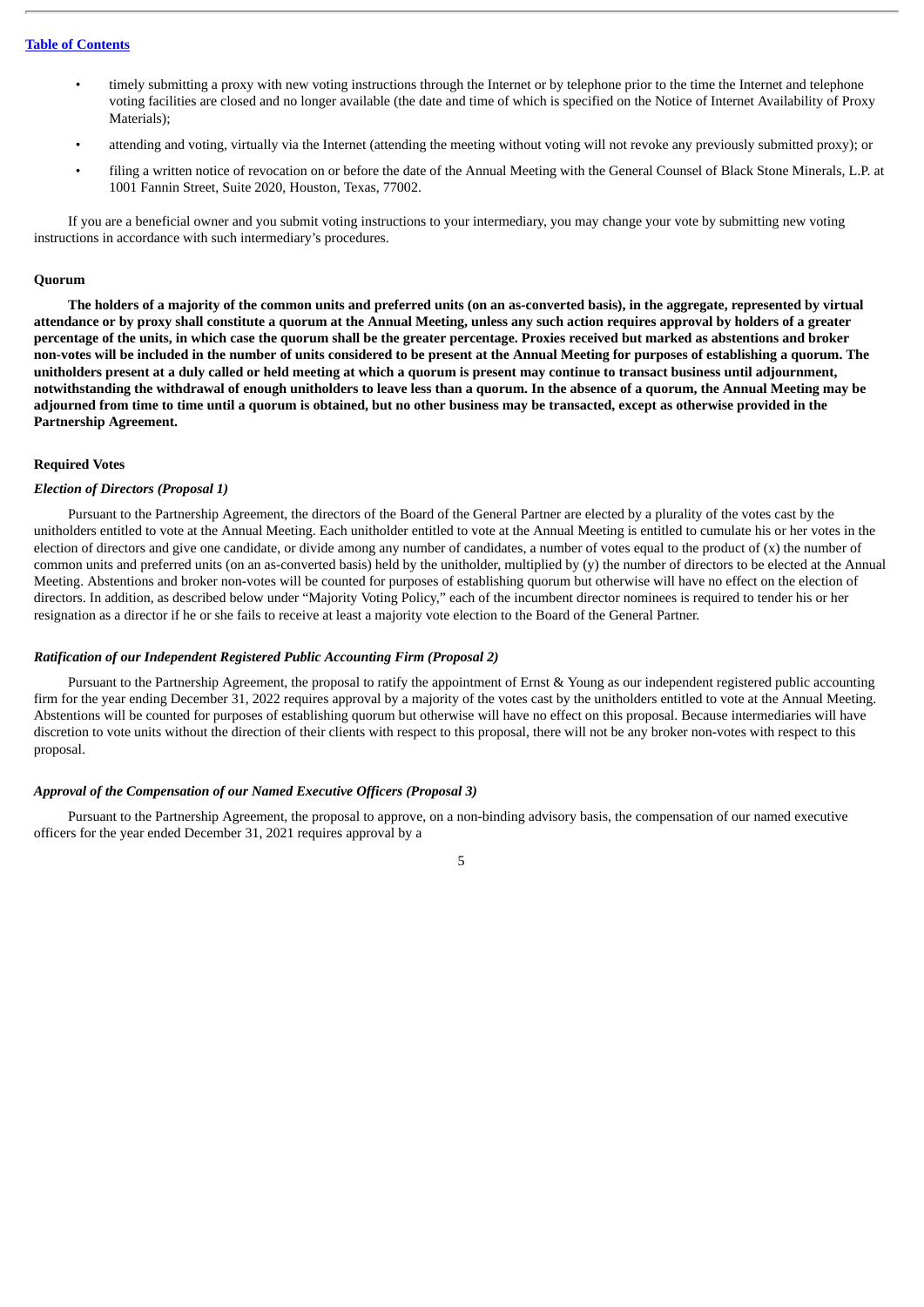- timely submitting a proxy with new voting instructions through the Internet or by telephone prior to the time the Internet and telephone voting facilities are closed and no longer available (the date and time of which is specified on the Notice of Internet Availability of Proxy Materials);
- attending and voting, virtually via the Internet (attending the meeting without voting will not revoke any previously submitted proxy); or
- filing a written notice of revocation on or before the date of the Annual Meeting with the General Counsel of Black Stone Minerals, L.P. at 1001 Fannin Street, Suite 2020, Houston, Texas, 77002.

If you are a beneficial owner and you submit voting instructions to your intermediary, you may change your vote by submitting new voting instructions in accordance with such intermediary's procedures.

**Quorum**

**The holders of a majority of the common units and preferred units (on an as-converted basis), in the aggregate, represented by virtual attendance or by proxy shall constitute a quorum at the Annual Meeting, unless any such action requires approval by holders of a greater percentage of the units, in which case the quorum shall be the greater percentage. Proxies received but marked as abstentions and broker non-votes will be included in the number of units considered to be present at the Annual Meeting for purposes of establishing a quorum. The unitholders present at a duly called or held meeting at which a quorum is present may continue to transact business until adjournment, notwithstanding the withdrawal of enough unitholders to leave less than a quorum. In the absence of a quorum, the Annual Meeting may be adjourned from time to time until a quorum is obtained, but no other business may be transacted, except as otherwise provided in the Partnership Agreement.**

**Required Votes**

***Election of Directors (Proposal 1)***

Pursuant to the Partnership Agreement, the directors of the Board of the General Partner are elected by a plurality of the votes cast by the unitholders entitled to vote at the Annual Meeting. Each unitholder entitled to vote at the Annual Meeting is entitled to cumulate his or her votes in the election of directors and give one candidate, or divide among any number of candidates, a number of votes equal to the product of (x) the number of common units and preferred units (on an as-converted basis) held by the unitholder, multiplied by (y) the number of directors to be elected at the Annual Meeting. Abstentions and broker non-votes will be counted for purposes of establishing quorum but otherwise will have no effect on the election of directors. In addition, as described below under "Majority Voting Policy," each of the incumbent director nominees is required to tender his or her resignation as a director if he or she fails to receive at least a majority vote election to the Board of the General Partner.

***Ratification of our Independent Registered Public Accounting Firm (Proposal 2)***

Pursuant to the Partnership Agreement, the proposal to ratify the appointment of Ernst & Young as our independent registered public accounting firm for the year ending December 31, 2022 requires approval by a majority of the votes cast by the unitholders entitled to vote at the Annual Meeting. Abstentions will be counted for purposes of establishing quorum but otherwise will have no effect on this proposal. Because intermediaries will have discretion to vote units without the direction of their clients with respect to this proposal, there will not be any broker non-votes with respect to this proposal.

***Approval of the Compensation of our Named Executive Officers (Proposal 3)***

Pursuant to the Partnership Agreement, the proposal to approve, on a non-binding advisory basis, the compensation of our named executive officers for the year ended December 31, 2021 requires approval by a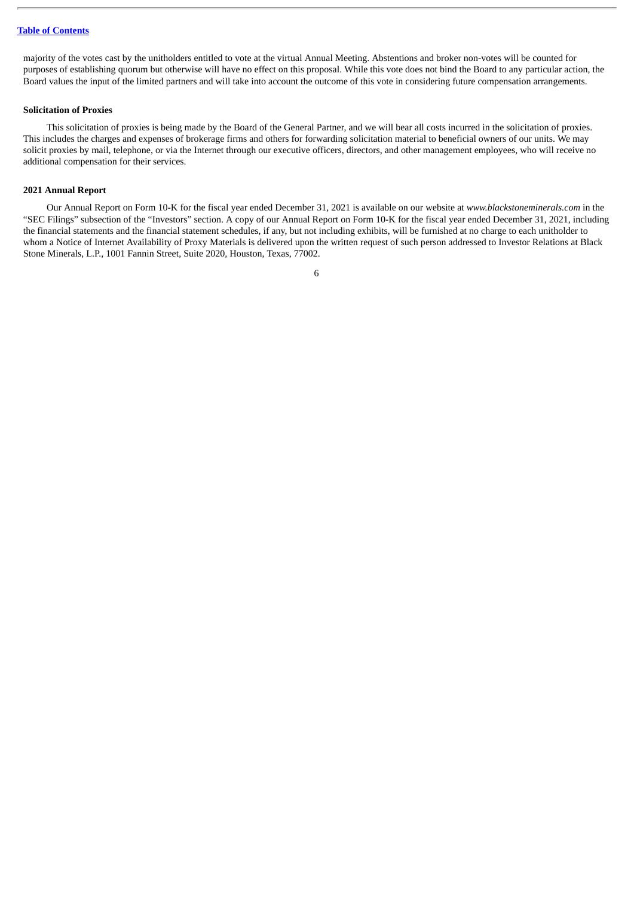majority of the votes cast by the unitholders entitled to vote at the virtual Annual Meeting. Abstentions and broker non-votes will be counted for purposes of establishing quorum but otherwise will have no effect on this proposal. While this vote does not bind the Board to any particular action, the Board values the input of the limited partners and will take into account the outcome of this vote in considering future compensation arrangements.

**Solicitation of Proxies**

This solicitation of proxies is being made by the Board of the General Partner, and we will bear all costs incurred in the solicitation of proxies. This includes the charges and expenses of brokerage firms and others for forwarding solicitation material to beneficial owners of our units. We may solicit proxies by mail, telephone, or via the Internet through our executive officers, directors, and other management employees, who will receive no additional compensation for their services.

**2021 Annual Report**

Our Annual Report on Form 10-K for the fiscal year ended December 31, 2021 is available on our website at *www.blackstoneminerals.com* in the "SEC Filings" subsection of the "Investors" section. A copy of our Annual Report on Form 10-K for the fiscal year ended December 31, 2021, including the financial statements and the financial statement schedules, if any, but not including exhibits, will be furnished at no charge to each unitholder to whom a Notice of Internet Availability of Proxy Materials is delivered upon the written request of such person addressed to Investor Relations at Black Stone Minerals, L.P., 1001 Fannin Street, Suite 2020, Houston, Texas, 77002.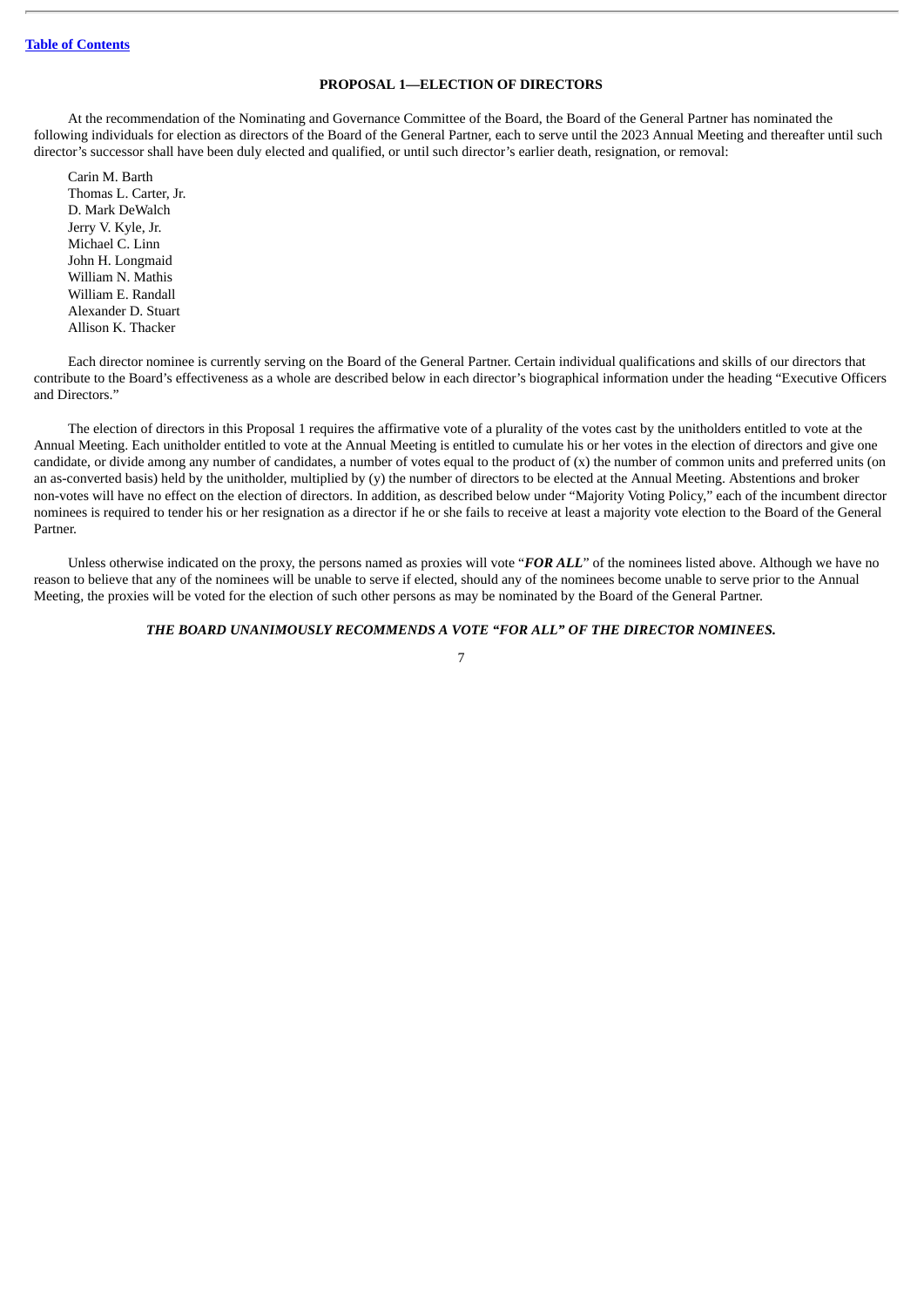[Table of Contents](#)

## PROPOSAL 1—ELECTION OF DIRECTORS

At the recommendation of the Nominating and Governance Committee of the Board, the Board of the General Partner has nominated the following individuals for election as directors of the Board of the General Partner, each to serve until the 2023 Annual Meeting and thereafter until such director's successor shall have been duly elected and qualified, or until such director's earlier death, resignation, or removal:

Carin M. Barth
Thomas L. Carter, Jr.
D. Mark DeWalch
Jerry V. Kyle, Jr.
Michael C. Linn
John H. Longmaid
William N. Mathis
William E. Randall
Alexander D. Stuart
Allison K. Thacker

Each director nominee is currently serving on the Board of the General Partner. Certain individual qualifications and skills of our directors that contribute to the Board's effectiveness as a whole are described below in each director's biographical information under the heading "Executive Officers and Directors."

The election of directors in this Proposal 1 requires the affirmative vote of a plurality of the votes cast by the unitholders entitled to vote at the Annual Meeting. Each unitholder entitled to vote at the Annual Meeting is entitled to cumulate his or her votes in the election of directors and give one candidate, or divide among any number of candidates, a number of votes equal to the product of (x) the number of common units and preferred units (on an as-converted basis) held by the unitholder, multiplied by (y) the number of directors to be elected at the Annual Meeting. Abstentions and broker non-votes will have no effect on the election of directors. In addition, as described below under "Majority Voting Policy," each of the incumbent director nominees is required to tender his or her resignation as a director if he or she fails to receive at least a majority vote election to the Board of the General Partner.

Unless otherwise indicated on the proxy, the persons named as proxies will vote "***FOR ALL***" of the nominees listed above. Although we have no reason to believe that any of the nominees will be unable to serve if elected, should any of the nominees become unable to serve prior to the Annual Meeting, the proxies will be voted for the election of such other persons as may be nominated by the Board of the General Partner.

***THE BOARD UNANIMOUSLY RECOMMENDS A VOTE "FOR ALL" OF THE DIRECTOR NOMINEES.***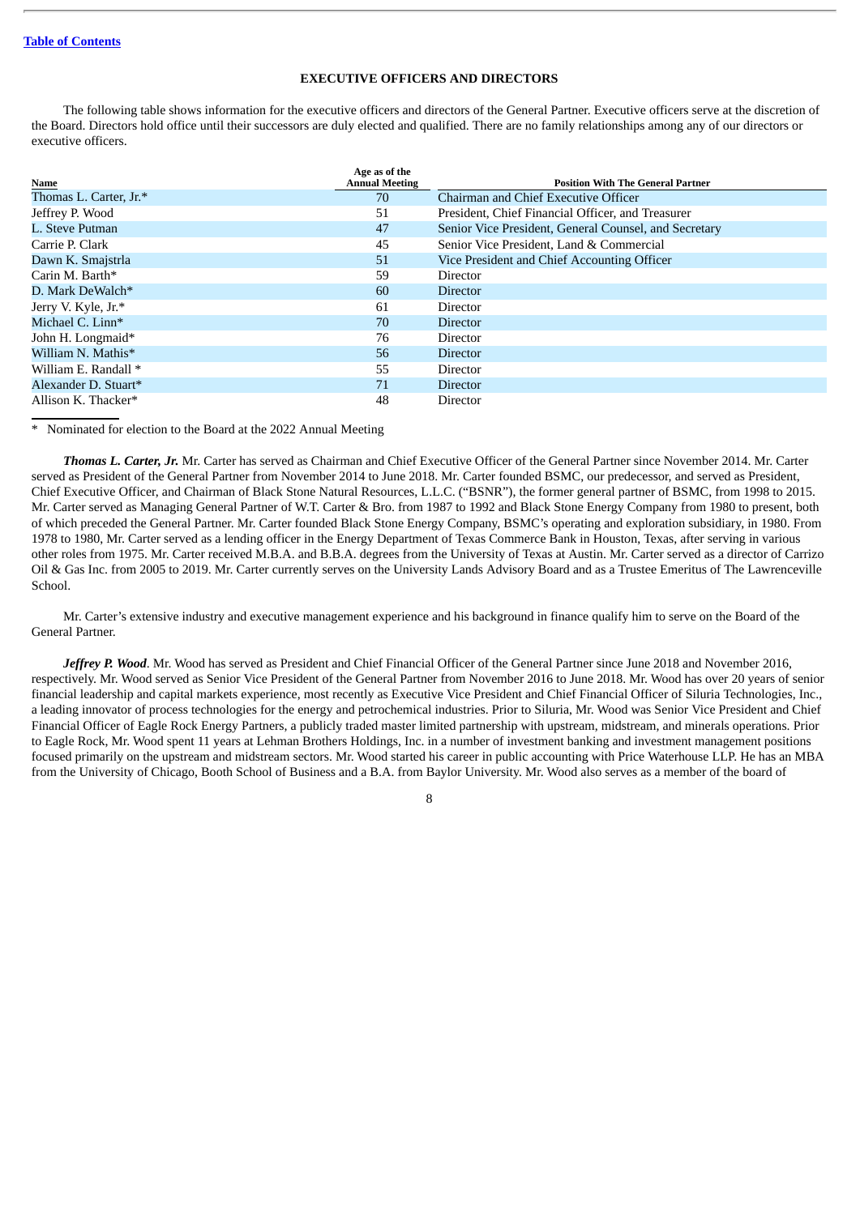## EXECUTIVE OFFICERS AND DIRECTORS

The following table shows information for the executive officers and directors of the General Partner. Executive officers serve at the discretion of the Board. Directors hold office until their successors are duly elected and qualified. There are no family relationships among any of our directors or executive officers.

| Name | Age as of the Annual Meeting | Position With The General Partner |
|---|---|---|
| Thomas L. Carter, Jr.* | 70 | Chairman and Chief Executive Officer |
| Jeffrey P. Wood | 51 | President, Chief Financial Officer, and Treasurer |
| L. Steve Putman | 47 | Senior Vice President, General Counsel, and Secretary |
| Carrie P. Clark | 45 | Senior Vice President, Land & Commercial |
| Dawn K. Smajstrla | 51 | Vice President and Chief Accounting Officer |
| Carin M. Barth* | 59 | Director |
| D. Mark DeWalch* | 60 | Director |
| Jerry V. Kyle, Jr.* | 61 | Director |
| Michael C. Linn* | 70 | Director |
| John H. Longmaid* | 76 | Director |
| William N. Mathis* | 56 | Director |
| William E. Randall * | 55 | Director |
| Alexander D. Stuart* | 71 | Director |
| Allison K. Thacker* | 48 | Director |

\* Nominated for election to the Board at the 2022 Annual Meeting

***Thomas L. Carter, Jr.*** Mr. Carter has served as Chairman and Chief Executive Officer of the General Partner since November 2014. Mr. Carter served as President of the General Partner from November 2014 to June 2018. Mr. Carter founded BSMC, our predecessor, and served as President, Chief Executive Officer, and Chairman of Black Stone Natural Resources, L.L.C. ("BSNR"), the former general partner of BSMC, from 1998 to 2015. Mr. Carter served as Managing General Partner of W.T. Carter & Bro. from 1987 to 1992 and Black Stone Energy Company from 1980 to present, both of which preceded the General Partner. Mr. Carter founded Black Stone Energy Company, BSMC's operating and exploration subsidiary, in 1980. From 1978 to 1980, Mr. Carter served as a lending officer in the Energy Department of Texas Commerce Bank in Houston, Texas, after serving in various other roles from 1975. Mr. Carter received M.B.A. and B.B.A. degrees from the University of Texas at Austin. Mr. Carter served as a director of Carrizo Oil & Gas Inc. from 2005 to 2019. Mr. Carter currently serves on the University Lands Advisory Board and as a Trustee Emeritus of The Lawrenceville School.

Mr. Carter's extensive industry and executive management experience and his background in finance qualify him to serve on the Board of the General Partner.

***Jeffrey P. Wood***. Mr. Wood has served as President and Chief Financial Officer of the General Partner since June 2018 and November 2016, respectively. Mr. Wood served as Senior Vice President of the General Partner from November 2016 to June 2018. Mr. Wood has over 20 years of senior financial leadership and capital markets experience, most recently as Executive Vice President and Chief Financial Officer of Siluria Technologies, Inc., a leading innovator of process technologies for the energy and petrochemical industries. Prior to Siluria, Mr. Wood was Senior Vice President and Chief Financial Officer of Eagle Rock Energy Partners, a publicly traded master limited partnership with upstream, midstream, and minerals operations. Prior to Eagle Rock, Mr. Wood spent 11 years at Lehman Brothers Holdings, Inc. in a number of investment banking and investment management positions focused primarily on the upstream and midstream sectors. Mr. Wood started his career in public accounting with Price Waterhouse LLP. He has an MBA from the University of Chicago, Booth School of Business and a B.A. from Baylor University. Mr. Wood also serves as a member of the board of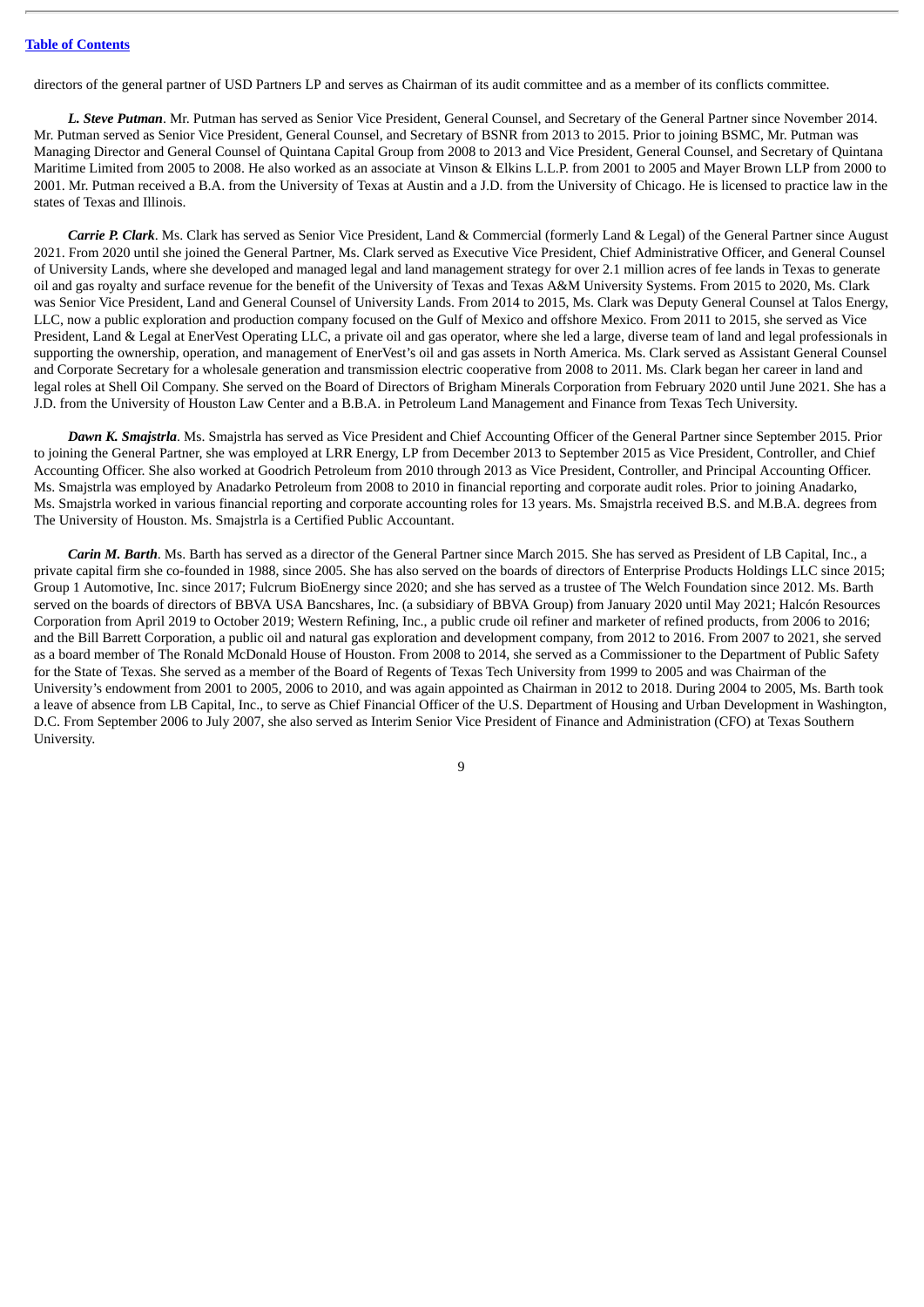directors of the general partner of USD Partners LP and serves as Chairman of its audit committee and as a member of its conflicts committee.

***L. Steve Putman***. Mr. Putman has served as Senior Vice President, General Counsel, and Secretary of the General Partner since November 2014. Mr. Putman served as Senior Vice President, General Counsel, and Secretary of BSNR from 2013 to 2015. Prior to joining BSMC, Mr. Putman was Managing Director and General Counsel of Quintana Capital Group from 2008 to 2013 and Vice President, General Counsel, and Secretary of Quintana Maritime Limited from 2005 to 2008. He also worked as an associate at Vinson & Elkins L.L.P. from 2001 to 2005 and Mayer Brown LLP from 2000 to 2001. Mr. Putman received a B.A. from the University of Texas at Austin and a J.D. from the University of Chicago. He is licensed to practice law in the states of Texas and Illinois.

***Carrie P. Clark***. Ms. Clark has served as Senior Vice President, Land & Commercial (formerly Land & Legal) of the General Partner since August 2021. From 2020 until she joined the General Partner, Ms. Clark served as Executive Vice President, Chief Administrative Officer, and General Counsel of University Lands, where she developed and managed legal and land management strategy for over 2.1 million acres of fee lands in Texas to generate oil and gas royalty and surface revenue for the benefit of the University of Texas and Texas A&M University Systems. From 2015 to 2020, Ms. Clark was Senior Vice President, Land and General Counsel of University Lands. From 2014 to 2015, Ms. Clark was Deputy General Counsel at Talos Energy, LLC, now a public exploration and production company focused on the Gulf of Mexico and offshore Mexico. From 2011 to 2015, she served as Vice President, Land & Legal at EnerVest Operating LLC, a private oil and gas operator, where she led a large, diverse team of land and legal professionals in supporting the ownership, operation, and management of EnerVest's oil and gas assets in North America. Ms. Clark served as Assistant General Counsel and Corporate Secretary for a wholesale generation and transmission electric cooperative from 2008 to 2011. Ms. Clark began her career in land and legal roles at Shell Oil Company. She served on the Board of Directors of Brigham Minerals Corporation from February 2020 until June 2021. She has a J.D. from the University of Houston Law Center and a B.B.A. in Petroleum Land Management and Finance from Texas Tech University.

***Dawn K. Smajstrla***. Ms. Smajstrla has served as Vice President and Chief Accounting Officer of the General Partner since September 2015. Prior to joining the General Partner, she was employed at LRR Energy, LP from December 2013 to September 2015 as Vice President, Controller, and Chief Accounting Officer. She also worked at Goodrich Petroleum from 2010 through 2013 as Vice President, Controller, and Principal Accounting Officer. Ms. Smajstrla was employed by Anadarko Petroleum from 2008 to 2010 in financial reporting and corporate audit roles. Prior to joining Anadarko, Ms. Smajstrla worked in various financial reporting and corporate accounting roles for 13 years. Ms. Smajstrla received B.S. and M.B.A. degrees from The University of Houston. Ms. Smajstrla is a Certified Public Accountant.

***Carin M. Barth***. Ms. Barth has served as a director of the General Partner since March 2015. She has served as President of LB Capital, Inc., a private capital firm she co-founded in 1988, since 2005. She has also served on the boards of directors of Enterprise Products Holdings LLC since 2015; Group 1 Automotive, Inc. since 2017; Fulcrum BioEnergy since 2020; and she has served as a trustee of The Welch Foundation since 2012. Ms. Barth served on the boards of directors of BBVA USA Bancshares, Inc. (a subsidiary of BBVA Group) from January 2020 until May 2021; Halcón Resources Corporation from April 2019 to October 2019; Western Refining, Inc., a public crude oil refiner and marketer of refined products, from 2006 to 2016; and the Bill Barrett Corporation, a public oil and natural gas exploration and development company, from 2012 to 2016. From 2007 to 2021, she served as a board member of The Ronald McDonald House of Houston. From 2008 to 2014, she served as a Commissioner to the Department of Public Safety for the State of Texas. She served as a member of the Board of Regents of Texas Tech University from 1999 to 2005 and was Chairman of the University's endowment from 2001 to 2005, 2006 to 2010, and was again appointed as Chairman in 2012 to 2018. During 2004 to 2005, Ms. Barth took a leave of absence from LB Capital, Inc., to serve as Chief Financial Officer of the U.S. Department of Housing and Urban Development in Washington, D.C. From September 2006 to July 2007, she also served as Interim Senior Vice President of Finance and Administration (CFO) at Texas Southern University.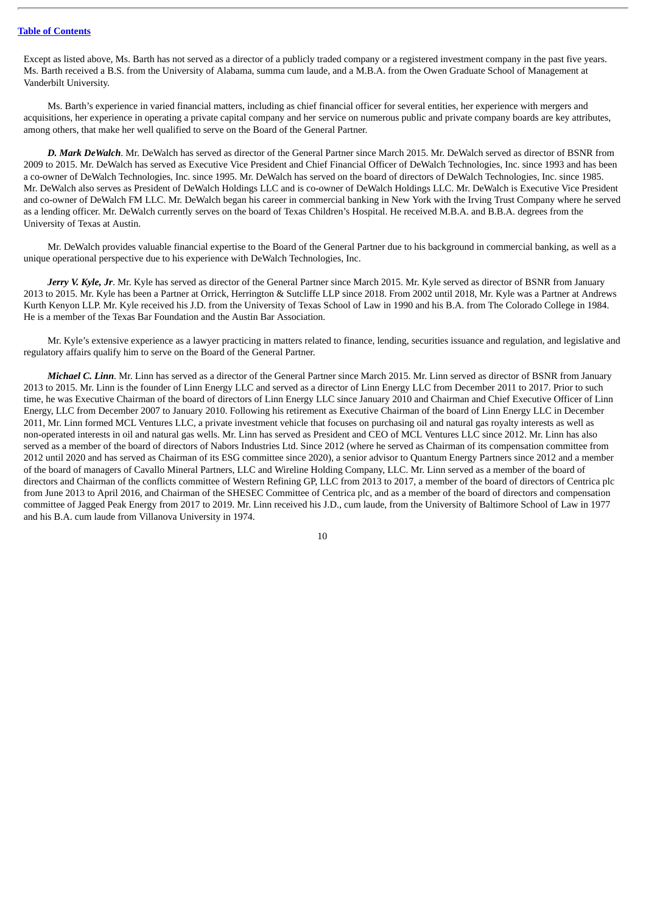Except as listed above, Ms. Barth has not served as a director of a publicly traded company or a registered investment company in the past five years. Ms. Barth received a B.S. from the University of Alabama, summa cum laude, and a M.B.A. from the Owen Graduate School of Management at Vanderbilt University.

Ms. Barth's experience in varied financial matters, including as chief financial officer for several entities, her experience with mergers and acquisitions, her experience in operating a private capital company and her service on numerous public and private company boards are key attributes, among others, that make her well qualified to serve on the Board of the General Partner.

***D. Mark DeWalch***. Mr. DeWalch has served as director of the General Partner since March 2015. Mr. DeWalch served as director of BSNR from 2009 to 2015. Mr. DeWalch has served as Executive Vice President and Chief Financial Officer of DeWalch Technologies, Inc. since 1993 and has been a co-owner of DeWalch Technologies, Inc. since 1995. Mr. DeWalch has served on the board of directors of DeWalch Technologies, Inc. since 1985. Mr. DeWalch also serves as President of DeWalch Holdings LLC and is co-owner of DeWalch Holdings LLC. Mr. DeWalch is Executive Vice President and co-owner of DeWalch FM LLC. Mr. DeWalch began his career in commercial banking in New York with the Irving Trust Company where he served as a lending officer. Mr. DeWalch currently serves on the board of Texas Children's Hospital. He received M.B.A. and B.B.A. degrees from the University of Texas at Austin.

Mr. DeWalch provides valuable financial expertise to the Board of the General Partner due to his background in commercial banking, as well as a unique operational perspective due to his experience with DeWalch Technologies, Inc.

***Jerry V. Kyle, Jr***. Mr. Kyle has served as director of the General Partner since March 2015. Mr. Kyle served as director of BSNR from January 2013 to 2015. Mr. Kyle has been a Partner at Orrick, Herrington & Sutcliffe LLP since 2018. From 2002 until 2018, Mr. Kyle was a Partner at Andrews Kurth Kenyon LLP. Mr. Kyle received his J.D. from the University of Texas School of Law in 1990 and his B.A. from The Colorado College in 1984. He is a member of the Texas Bar Foundation and the Austin Bar Association.

Mr. Kyle's extensive experience as a lawyer practicing in matters related to finance, lending, securities issuance and regulation, and legislative and regulatory affairs qualify him to serve on the Board of the General Partner.

***Michael C. Linn***. Mr. Linn has served as a director of the General Partner since March 2015. Mr. Linn served as director of BSNR from January 2013 to 2015. Mr. Linn is the founder of Linn Energy LLC and served as a director of Linn Energy LLC from December 2011 to 2017. Prior to such time, he was Executive Chairman of the board of directors of Linn Energy LLC since January 2010 and Chairman and Chief Executive Officer of Linn Energy, LLC from December 2007 to January 2010. Following his retirement as Executive Chairman of the board of Linn Energy LLC in December 2011, Mr. Linn formed MCL Ventures LLC, a private investment vehicle that focuses on purchasing oil and natural gas royalty interests as well as non-operated interests in oil and natural gas wells. Mr. Linn has served as President and CEO of MCL Ventures LLC since 2012. Mr. Linn has also served as a member of the board of directors of Nabors Industries Ltd. Since 2012 (where he served as Chairman of its compensation committee from 2012 until 2020 and has served as Chairman of its ESG committee since 2020), a senior advisor to Quantum Energy Partners since 2012 and a member of the board of managers of Cavallo Mineral Partners, LLC and Wireline Holding Company, LLC. Mr. Linn served as a member of the board of directors and Chairman of the conflicts committee of Western Refining GP, LLC from 2013 to 2017, a member of the board of directors of Centrica plc from June 2013 to April 2016, and Chairman of the SHESEC Committee of Centrica plc, and as a member of the board of directors and compensation committee of Jagged Peak Energy from 2017 to 2019. Mr. Linn received his J.D., cum laude, from the University of Baltimore School of Law in 1977 and his B.A. cum laude from Villanova University in 1974.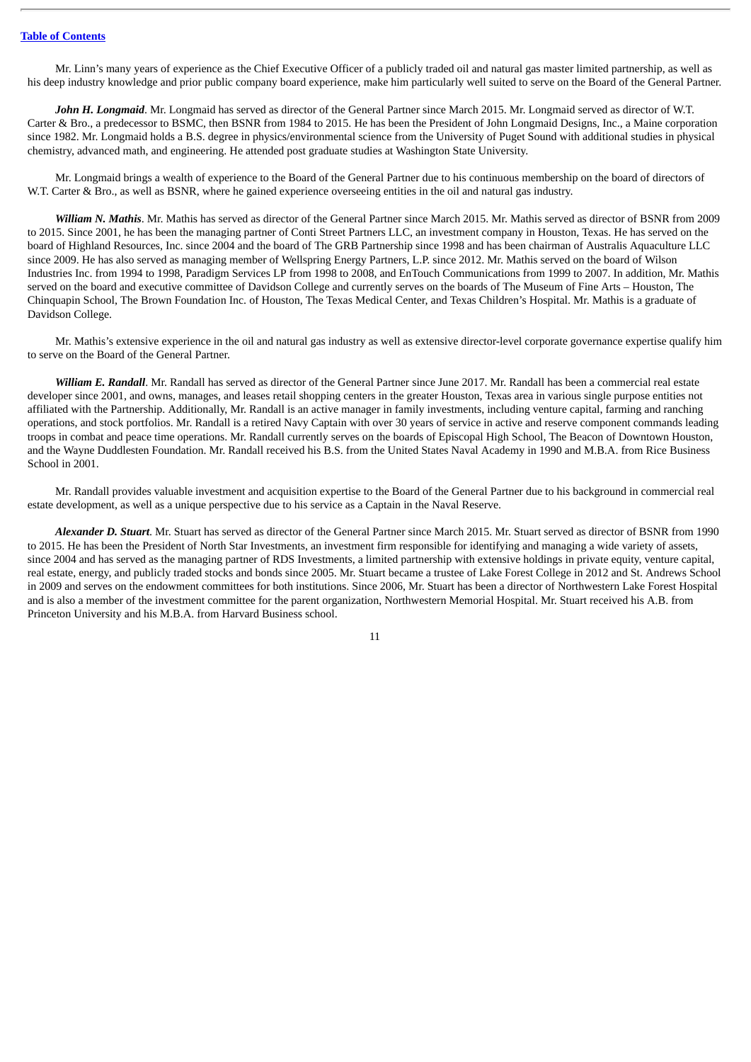Mr. Linn's many years of experience as the Chief Executive Officer of a publicly traded oil and natural gas master limited partnership, as well as his deep industry knowledge and prior public company board experience, make him particularly well suited to serve on the Board of the General Partner.

***John H. Longmaid***. Mr. Longmaid has served as director of the General Partner since March 2015. Mr. Longmaid served as director of W.T. Carter & Bro., a predecessor to BSMC, then BSNR from 1984 to 2015. He has been the President of John Longmaid Designs, Inc., a Maine corporation since 1982. Mr. Longmaid holds a B.S. degree in physics/environmental science from the University of Puget Sound with additional studies in physical chemistry, advanced math, and engineering. He attended post graduate studies at Washington State University.

Mr. Longmaid brings a wealth of experience to the Board of the General Partner due to his continuous membership on the board of directors of W.T. Carter & Bro., as well as BSNR, where he gained experience overseeing entities in the oil and natural gas industry.

***William N. Mathis***. Mr. Mathis has served as director of the General Partner since March 2015. Mr. Mathis served as director of BSNR from 2009 to 2015. Since 2001, he has been the managing partner of Conti Street Partners LLC, an investment company in Houston, Texas. He has served on the board of Highland Resources, Inc. since 2004 and the board of The GRB Partnership since 1998 and has been chairman of Australis Aquaculture LLC since 2009. He has also served as managing member of Wellspring Energy Partners, L.P. since 2012. Mr. Mathis served on the board of Wilson Industries Inc. from 1994 to 1998, Paradigm Services LP from 1998 to 2008, and EnTouch Communications from 1999 to 2007. In addition, Mr. Mathis served on the board and executive committee of Davidson College and currently serves on the boards of The Museum of Fine Arts – Houston, The Chinquapin School, The Brown Foundation Inc. of Houston, The Texas Medical Center, and Texas Children's Hospital. Mr. Mathis is a graduate of Davidson College.

Mr. Mathis's extensive experience in the oil and natural gas industry as well as extensive director-level corporate governance expertise qualify him to serve on the Board of the General Partner.

***William E. Randall***. Mr. Randall has served as director of the General Partner since June 2017. Mr. Randall has been a commercial real estate developer since 2001, and owns, manages, and leases retail shopping centers in the greater Houston, Texas area in various single purpose entities not affiliated with the Partnership. Additionally, Mr. Randall is an active manager in family investments, including venture capital, farming and ranching operations, and stock portfolios. Mr. Randall is a retired Navy Captain with over 30 years of service in active and reserve component commands leading troops in combat and peace time operations. Mr. Randall currently serves on the boards of Episcopal High School, The Beacon of Downtown Houston, and the Wayne Duddlesten Foundation. Mr. Randall received his B.S. from the United States Naval Academy in 1990 and M.B.A. from Rice Business School in 2001.

Mr. Randall provides valuable investment and acquisition expertise to the Board of the General Partner due to his background in commercial real estate development, as well as a unique perspective due to his service as a Captain in the Naval Reserve.

***Alexander D. Stuart***. Mr. Stuart has served as director of the General Partner since March 2015. Mr. Stuart served as director of BSNR from 1990 to 2015. He has been the President of North Star Investments, an investment firm responsible for identifying and managing a wide variety of assets, since 2004 and has served as the managing partner of RDS Investments, a limited partnership with extensive holdings in private equity, venture capital, real estate, energy, and publicly traded stocks and bonds since 2005. Mr. Stuart became a trustee of Lake Forest College in 2012 and St. Andrews School in 2009 and serves on the endowment committees for both institutions. Since 2006, Mr. Stuart has been a director of Northwestern Lake Forest Hospital and is also a member of the investment committee for the parent organization, Northwestern Memorial Hospital. Mr. Stuart received his A.B. from Princeton University and his M.B.A. from Harvard Business school.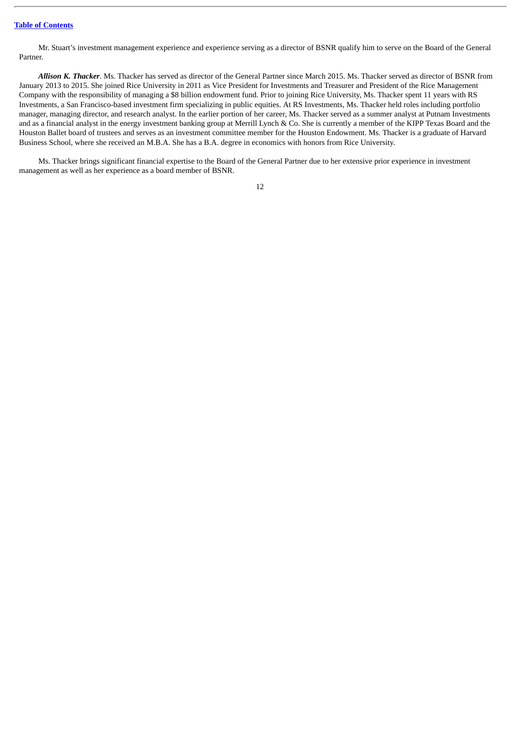Mr. Stuart's investment management experience and experience serving as a director of BSNR qualify him to serve on the Board of the General Partner.

***Allison K. Thacker***. Ms. Thacker has served as director of the General Partner since March 2015. Ms. Thacker served as director of BSNR from January 2013 to 2015. She joined Rice University in 2011 as Vice President for Investments and Treasurer and President of the Rice Management Company with the responsibility of managing a $8 billion endowment fund. Prior to joining Rice University, Ms. Thacker spent 11 years with RS Investments, a San Francisco-based investment firm specializing in public equities. At RS Investments, Ms. Thacker held roles including portfolio manager, managing director, and research analyst. In the earlier portion of her career, Ms. Thacker served as a summer analyst at Putnam Investments and as a financial analyst in the energy investment banking group at Merrill Lynch & Co. She is currently a member of the KIPP Texas Board and the Houston Ballet board of trustees and serves as an investment committee member for the Houston Endowment. Ms. Thacker is a graduate of Harvard Business School, where she received an M.B.A. She has a B.A. degree in economics with honors from Rice University.

Ms. Thacker brings significant financial expertise to the Board of the General Partner due to her extensive prior experience in investment management as well as her experience as a board member of BSNR.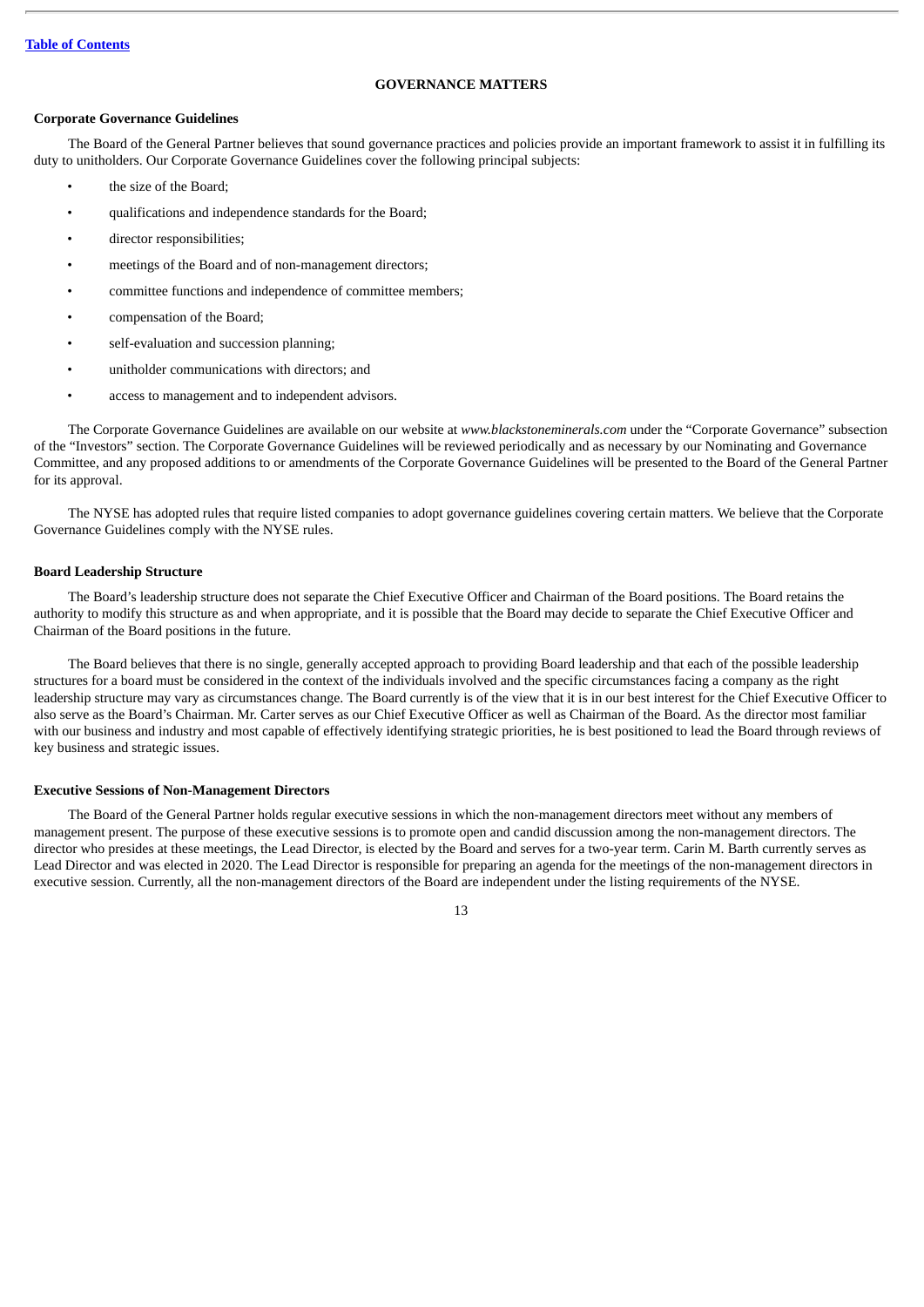## GOVERNANCE MATTERS

### Corporate Governance Guidelines

The Board of the General Partner believes that sound governance practices and policies provide an important framework to assist it in fulfilling its duty to unitholders. Our Corporate Governance Guidelines cover the following principal subjects:

- the size of the Board;
- qualifications and independence standards for the Board;
- director responsibilities;
- meetings of the Board and of non-management directors;
- committee functions and independence of committee members;
- compensation of the Board;
- self-evaluation and succession planning;
- unitholder communications with directors; and
- access to management and to independent advisors.

The Corporate Governance Guidelines are available on our website at *www.blackstoneminerals.com* under the "Corporate Governance" subsection of the "Investors" section. The Corporate Governance Guidelines will be reviewed periodically and as necessary by our Nominating and Governance Committee, and any proposed additions to or amendments of the Corporate Governance Guidelines will be presented to the Board of the General Partner for its approval.

The NYSE has adopted rules that require listed companies to adopt governance guidelines covering certain matters. We believe that the Corporate Governance Guidelines comply with the NYSE rules.

### Board Leadership Structure

The Board's leadership structure does not separate the Chief Executive Officer and Chairman of the Board positions. The Board retains the authority to modify this structure as and when appropriate, and it is possible that the Board may decide to separate the Chief Executive Officer and Chairman of the Board positions in the future.

The Board believes that there is no single, generally accepted approach to providing Board leadership and that each of the possible leadership structures for a board must be considered in the context of the individuals involved and the specific circumstances facing a company as the right leadership structure may vary as circumstances change. The Board currently is of the view that it is in our best interest for the Chief Executive Officer to also serve as the Board's Chairman. Mr. Carter serves as our Chief Executive Officer as well as Chairman of the Board. As the director most familiar with our business and industry and most capable of effectively identifying strategic priorities, he is best positioned to lead the Board through reviews of key business and strategic issues.

### Executive Sessions of Non-Management Directors

The Board of the General Partner holds regular executive sessions in which the non-management directors meet without any members of management present. The purpose of these executive sessions is to promote open and candid discussion among the non-management directors. The director who presides at these meetings, the Lead Director, is elected by the Board and serves for a two-year term. Carin M. Barth currently serves as Lead Director and was elected in 2020. The Lead Director is responsible for preparing an agenda for the meetings of the non-management directors in executive session. Currently, all the non-management directors of the Board are independent under the listing requirements of the NYSE.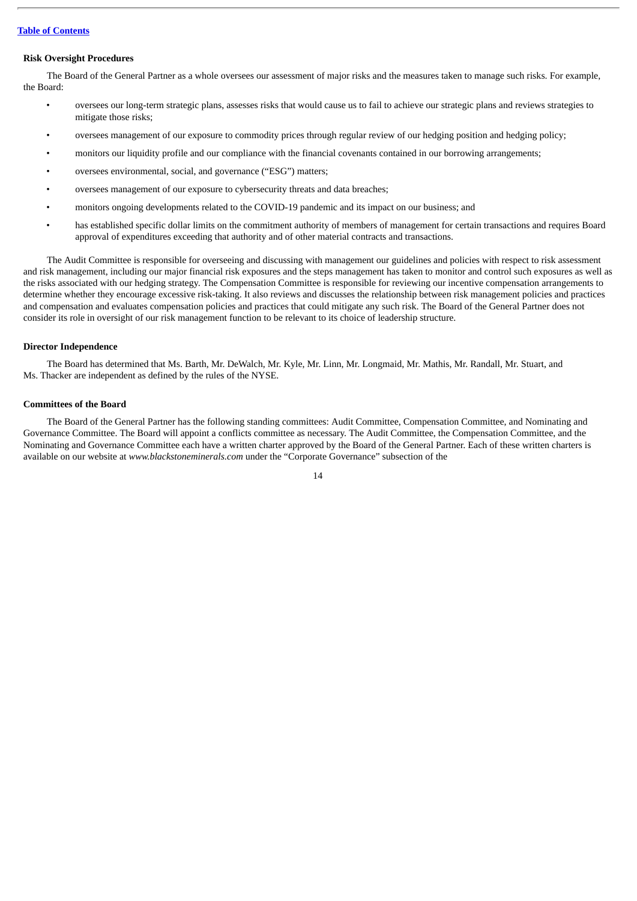### Risk Oversight Procedures

The Board of the General Partner as a whole oversees our assessment of major risks and the measures taken to manage such risks. For example, the Board:

- oversees our long-term strategic plans, assesses risks that would cause us to fail to achieve our strategic plans and reviews strategies to mitigate those risks;
- oversees management of our exposure to commodity prices through regular review of our hedging position and hedging policy;
- monitors our liquidity profile and our compliance with the financial covenants contained in our borrowing arrangements;
- oversees environmental, social, and governance ("ESG") matters;
- oversees management of our exposure to cybersecurity threats and data breaches;
- monitors ongoing developments related to the COVID-19 pandemic and its impact on our business; and
- has established specific dollar limits on the commitment authority of members of management for certain transactions and requires Board approval of expenditures exceeding that authority and of other material contracts and transactions.

The Audit Committee is responsible for overseeing and discussing with management our guidelines and policies with respect to risk assessment and risk management, including our major financial risk exposures and the steps management has taken to monitor and control such exposures as well as the risks associated with our hedging strategy. The Compensation Committee is responsible for reviewing our incentive compensation arrangements to determine whether they encourage excessive risk-taking. It also reviews and discusses the relationship between risk management policies and practices and compensation and evaluates compensation policies and practices that could mitigate any such risk. The Board of the General Partner does not consider its role in oversight of our risk management function to be relevant to its choice of leadership structure.

### Director Independence

The Board has determined that Ms. Barth, Mr. DeWalch, Mr. Kyle, Mr. Linn, Mr. Longmaid, Mr. Mathis, Mr. Randall, Mr. Stuart, and Ms. Thacker are independent as defined by the rules of the NYSE.

### Committees of the Board

The Board of the General Partner has the following standing committees: Audit Committee, Compensation Committee, and Nominating and Governance Committee. The Board will appoint a conflicts committee as necessary. The Audit Committee, the Compensation Committee, and the Nominating and Governance Committee each have a written charter approved by the Board of the General Partner. Each of these written charters is available on our website at *www.blackstoneminerals.com* under the "Corporate Governance" subsection of the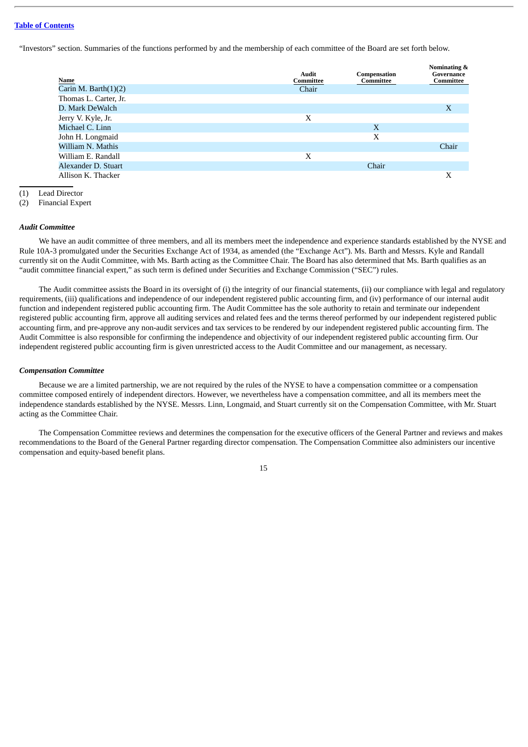"Investors" section. Summaries of the functions performed by and the membership of each committee of the Board are set forth below.

| Name | Audit Committee | Compensation Committee | Nominating & Governance Committee |
|---|---|---|---|
| Carin M. Barth(1)(2) | Chair | | |
| Thomas L. Carter, Jr. | | | |
| D. Mark DeWalch | | | X |
| Jerry V. Kyle, Jr. | X | | |
| Michael C. Linn | | X | |
| John H. Longmaid | | X | |
| William N. Mathis | | | Chair |
| William E. Randall | X | | |
| Alexander D. Stuart | | Chair | |
| Allison K. Thacker | | | X |

(1) Lead Director
(2) Financial Expert

### *Audit Committee*

We have an audit committee of three members, and all its members meet the independence and experience standards established by the NYSE and Rule 10A-3 promulgated under the Securities Exchange Act of 1934, as amended (the "Exchange Act"). Ms. Barth and Messrs. Kyle and Randall currently sit on the Audit Committee, with Ms. Barth acting as the Committee Chair. The Board has also determined that Ms. Barth qualifies as an "audit committee financial expert," as such term is defined under Securities and Exchange Commission ("SEC") rules.

The Audit committee assists the Board in its oversight of (i) the integrity of our financial statements, (ii) our compliance with legal and regulatory requirements, (iii) qualifications and independence of our independent registered public accounting firm, and (iv) performance of our internal audit function and independent registered public accounting firm. The Audit Committee has the sole authority to retain and terminate our independent registered public accounting firm, approve all auditing services and related fees and the terms thereof performed by our independent registered public accounting firm, and pre-approve any non-audit services and tax services to be rendered by our independent registered public accounting firm. The Audit Committee is also responsible for confirming the independence and objectivity of our independent registered public accounting firm. Our independent registered public accounting firm is given unrestricted access to the Audit Committee and our management, as necessary.

### *Compensation Committee*

Because we are a limited partnership, we are not required by the rules of the NYSE to have a compensation committee or a compensation committee composed entirely of independent directors. However, we nevertheless have a compensation committee, and all its members meet the independence standards established by the NYSE. Messrs. Linn, Longmaid, and Stuart currently sit on the Compensation Committee, with Mr. Stuart acting as the Committee Chair.

The Compensation Committee reviews and determines the compensation for the executive officers of the General Partner and reviews and makes recommendations to the Board of the General Partner regarding director compensation. The Compensation Committee also administers our incentive compensation and equity-based benefit plans.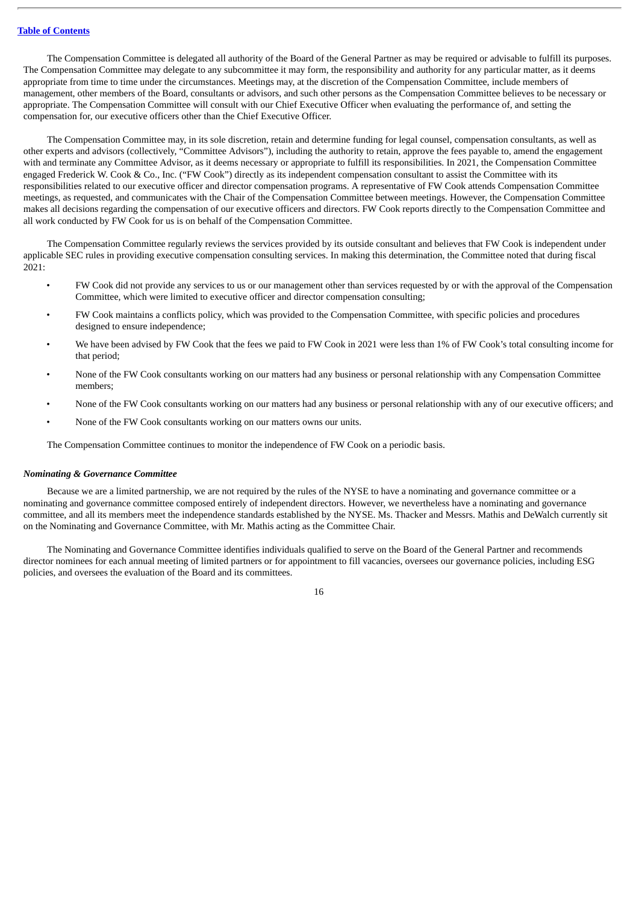The Compensation Committee is delegated all authority of the Board of the General Partner as may be required or advisable to fulfill its purposes. The Compensation Committee may delegate to any subcommittee it may form, the responsibility and authority for any particular matter, as it deems appropriate from time to time under the circumstances. Meetings may, at the discretion of the Compensation Committee, include members of management, other members of the Board, consultants or advisors, and such other persons as the Compensation Committee believes to be necessary or appropriate. The Compensation Committee will consult with our Chief Executive Officer when evaluating the performance of, and setting the compensation for, our executive officers other than the Chief Executive Officer.

The Compensation Committee may, in its sole discretion, retain and determine funding for legal counsel, compensation consultants, as well as other experts and advisors (collectively, "Committee Advisors"), including the authority to retain, approve the fees payable to, amend the engagement with and terminate any Committee Advisor, as it deems necessary or appropriate to fulfill its responsibilities. In 2021, the Compensation Committee engaged Frederick W. Cook & Co., Inc. ("FW Cook") directly as its independent compensation consultant to assist the Committee with its responsibilities related to our executive officer and director compensation programs. A representative of FW Cook attends Compensation Committee meetings, as requested, and communicates with the Chair of the Compensation Committee between meetings. However, the Compensation Committee makes all decisions regarding the compensation of our executive officers and directors. FW Cook reports directly to the Compensation Committee and all work conducted by FW Cook for us is on behalf of the Compensation Committee.

The Compensation Committee regularly reviews the services provided by its outside consultant and believes that FW Cook is independent under applicable SEC rules in providing executive compensation consulting services. In making this determination, the Committee noted that during fiscal 2021:

- FW Cook did not provide any services to us or our management other than services requested by or with the approval of the Compensation Committee, which were limited to executive officer and director compensation consulting;
- FW Cook maintains a conflicts policy, which was provided to the Compensation Committee, with specific policies and procedures designed to ensure independence;
- We have been advised by FW Cook that the fees we paid to FW Cook in 2021 were less than 1% of FW Cook's total consulting income for that period;
- None of the FW Cook consultants working on our matters had any business or personal relationship with any Compensation Committee members;
- None of the FW Cook consultants working on our matters had any business or personal relationship with any of our executive officers; and
- None of the FW Cook consultants working on our matters owns our units.

The Compensation Committee continues to monitor the independence of FW Cook on a periodic basis.

***Nominating & Governance Committee***

Because we are a limited partnership, we are not required by the rules of the NYSE to have a nominating and governance committee or a nominating and governance committee composed entirely of independent directors. However, we nevertheless have a nominating and governance committee, and all its members meet the independence standards established by the NYSE. Ms. Thacker and Messrs. Mathis and DeWalch currently sit on the Nominating and Governance Committee, with Mr. Mathis acting as the Committee Chair.

The Nominating and Governance Committee identifies individuals qualified to serve on the Board of the General Partner and recommends director nominees for each annual meeting of limited partners or for appointment to fill vacancies, oversees our governance policies, including ESG policies, and oversees the evaluation of the Board and its committees.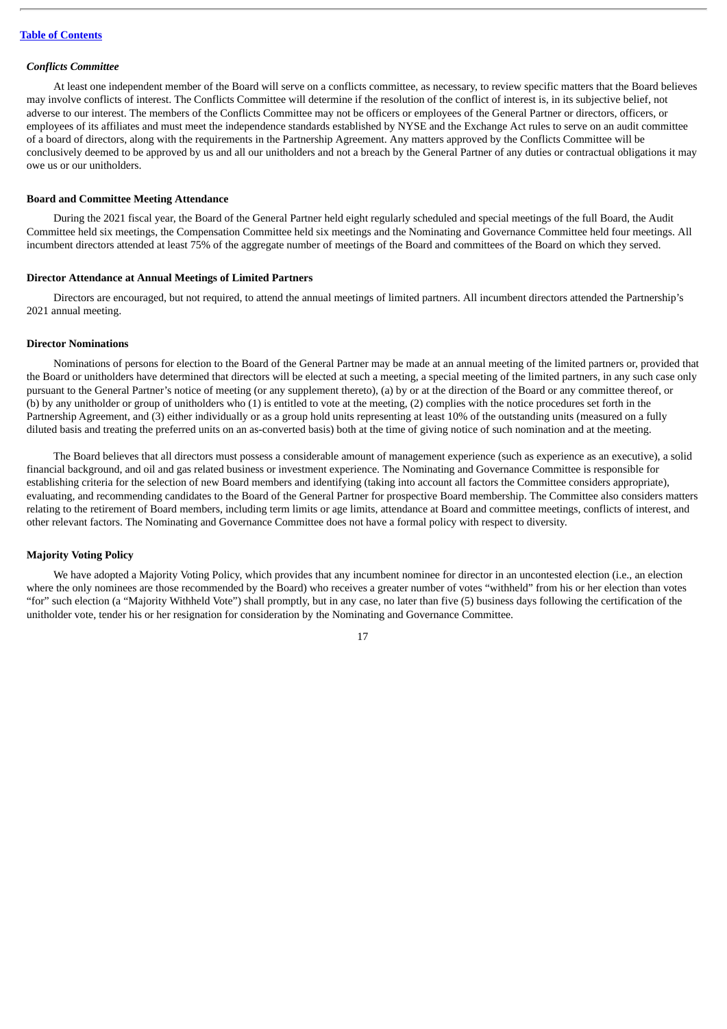***Conflicts Committee***

At least one independent member of the Board will serve on a conflicts committee, as necessary, to review specific matters that the Board believes may involve conflicts of interest. The Conflicts Committee will determine if the resolution of the conflict of interest is, in its subjective belief, not adverse to our interest. The members of the Conflicts Committee may not be officers or employees of the General Partner or directors, officers, or employees of its affiliates and must meet the independence standards established by NYSE and the Exchange Act rules to serve on an audit committee of a board of directors, along with the requirements in the Partnership Agreement. Any matters approved by the Conflicts Committee will be conclusively deemed to be approved by us and all our unitholders and not a breach by the General Partner of any duties or contractual obligations it may owe us or our unitholders.

**Board and Committee Meeting Attendance**

During the 2021 fiscal year, the Board of the General Partner held eight regularly scheduled and special meetings of the full Board, the Audit Committee held six meetings, the Compensation Committee held six meetings and the Nominating and Governance Committee held four meetings. All incumbent directors attended at least 75% of the aggregate number of meetings of the Board and committees of the Board on which they served.

**Director Attendance at Annual Meetings of Limited Partners**

Directors are encouraged, but not required, to attend the annual meetings of limited partners. All incumbent directors attended the Partnership's 2021 annual meeting.

**Director Nominations**

Nominations of persons for election to the Board of the General Partner may be made at an annual meeting of the limited partners or, provided that the Board or unitholders have determined that directors will be elected at such a meeting, a special meeting of the limited partners, in any such case only pursuant to the General Partner's notice of meeting (or any supplement thereto), (a) by or at the direction of the Board or any committee thereof, or (b) by any unitholder or group of unitholders who (1) is entitled to vote at the meeting, (2) complies with the notice procedures set forth in the Partnership Agreement, and (3) either individually or as a group hold units representing at least 10% of the outstanding units (measured on a fully diluted basis and treating the preferred units on an as-converted basis) both at the time of giving notice of such nomination and at the meeting.

The Board believes that all directors must possess a considerable amount of management experience (such as experience as an executive), a solid financial background, and oil and gas related business or investment experience. The Nominating and Governance Committee is responsible for establishing criteria for the selection of new Board members and identifying (taking into account all factors the Committee considers appropriate), evaluating, and recommending candidates to the Board of the General Partner for prospective Board membership. The Committee also considers matters relating to the retirement of Board members, including term limits or age limits, attendance at Board and committee meetings, conflicts of interest, and other relevant factors. The Nominating and Governance Committee does not have a formal policy with respect to diversity.

**Majority Voting Policy**

We have adopted a Majority Voting Policy, which provides that any incumbent nominee for director in an uncontested election (i.e., an election where the only nominees are those recommended by the Board) who receives a greater number of votes "withheld" from his or her election than votes "for" such election (a "Majority Withheld Vote") shall promptly, but in any case, no later than five (5) business days following the certification of the unitholder vote, tender his or her resignation for consideration by the Nominating and Governance Committee.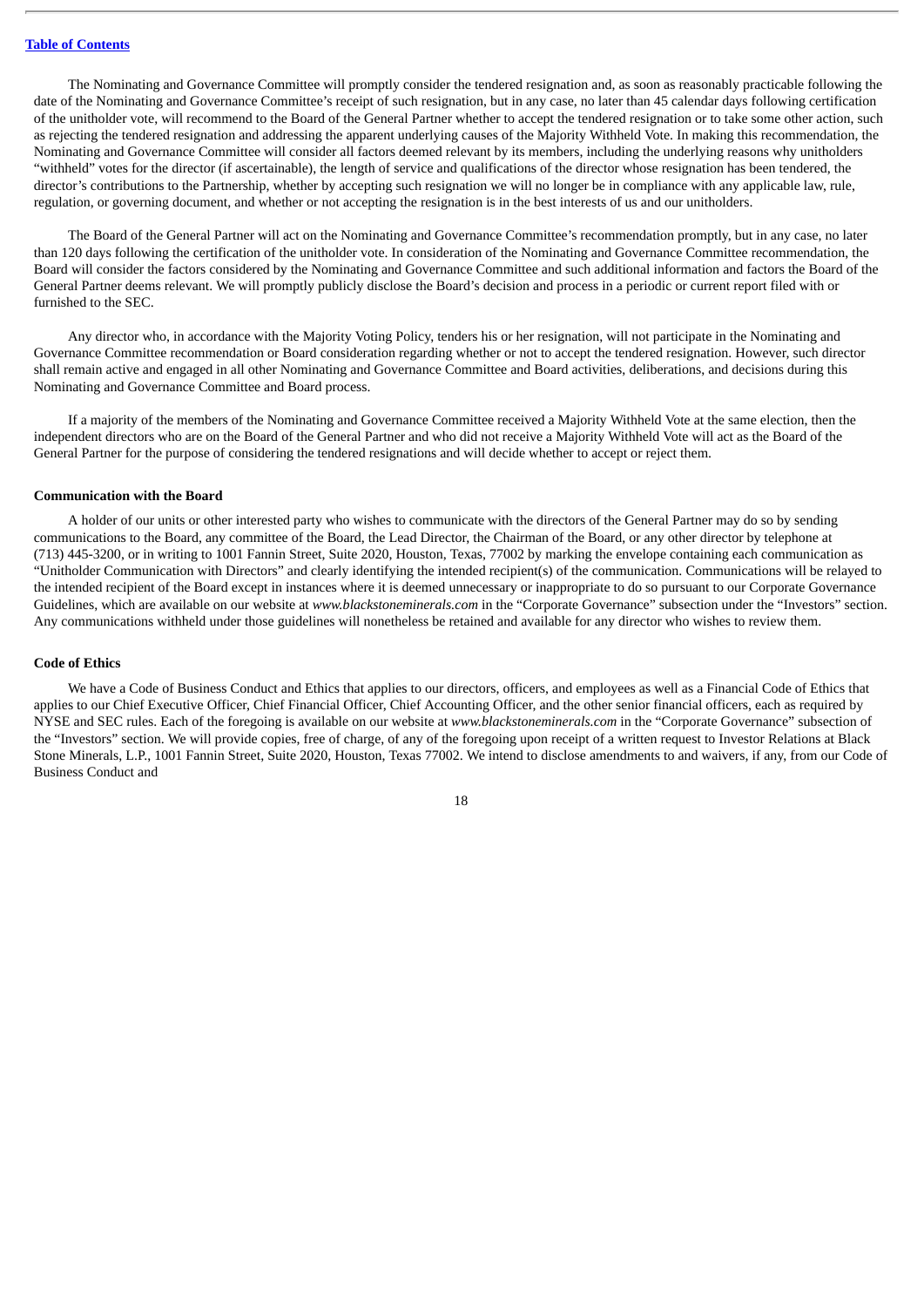The Nominating and Governance Committee will promptly consider the tendered resignation and, as soon as reasonably practicable following the date of the Nominating and Governance Committee's receipt of such resignation, but in any case, no later than 45 calendar days following certification of the unitholder vote, will recommend to the Board of the General Partner whether to accept the tendered resignation or to take some other action, such as rejecting the tendered resignation and addressing the apparent underlying causes of the Majority Withheld Vote. In making this recommendation, the Nominating and Governance Committee will consider all factors deemed relevant by its members, including the underlying reasons why unitholders "withheld" votes for the director (if ascertainable), the length of service and qualifications of the director whose resignation has been tendered, the director's contributions to the Partnership, whether by accepting such resignation we will no longer be in compliance with any applicable law, rule, regulation, or governing document, and whether or not accepting the resignation is in the best interests of us and our unitholders.

The Board of the General Partner will act on the Nominating and Governance Committee's recommendation promptly, but in any case, no later than 120 days following the certification of the unitholder vote. In consideration of the Nominating and Governance Committee recommendation, the Board will consider the factors considered by the Nominating and Governance Committee and such additional information and factors the Board of the General Partner deems relevant. We will promptly publicly disclose the Board's decision and process in a periodic or current report filed with or furnished to the SEC.

Any director who, in accordance with the Majority Voting Policy, tenders his or her resignation, will not participate in the Nominating and Governance Committee recommendation or Board consideration regarding whether or not to accept the tendered resignation. However, such director shall remain active and engaged in all other Nominating and Governance Committee and Board activities, deliberations, and decisions during this Nominating and Governance Committee and Board process.

If a majority of the members of the Nominating and Governance Committee received a Majority Withheld Vote at the same election, then the independent directors who are on the Board of the General Partner and who did not receive a Majority Withheld Vote will act as the Board of the General Partner for the purpose of considering the tendered resignations and will decide whether to accept or reject them.

#### Communication with the Board

A holder of our units or other interested party who wishes to communicate with the directors of the General Partner may do so by sending communications to the Board, any committee of the Board, the Lead Director, the Chairman of the Board, or any other director by telephone at (713) 445-3200, or in writing to 1001 Fannin Street, Suite 2020, Houston, Texas, 77002 by marking the envelope containing each communication as "Unitholder Communication with Directors" and clearly identifying the intended recipient(s) of the communication. Communications will be relayed to the intended recipient of the Board except in instances where it is deemed unnecessary or inappropriate to do so pursuant to our Corporate Governance Guidelines, which are available on our website at *www.blackstoneminerals.com* in the "Corporate Governance" subsection under the "Investors" section. Any communications withheld under those guidelines will nonetheless be retained and available for any director who wishes to review them.

#### Code of Ethics

We have a Code of Business Conduct and Ethics that applies to our directors, officers, and employees as well as a Financial Code of Ethics that applies to our Chief Executive Officer, Chief Financial Officer, Chief Accounting Officer, and the other senior financial officers, each as required by NYSE and SEC rules. Each of the foregoing is available on our website at *www.blackstoneminerals.com* in the "Corporate Governance" subsection of the "Investors" section. We will provide copies, free of charge, of any of the foregoing upon receipt of a written request to Investor Relations at Black Stone Minerals, L.P., 1001 Fannin Street, Suite 2020, Houston, Texas 77002. We intend to disclose amendments to and waivers, if any, from our Code of Business Conduct and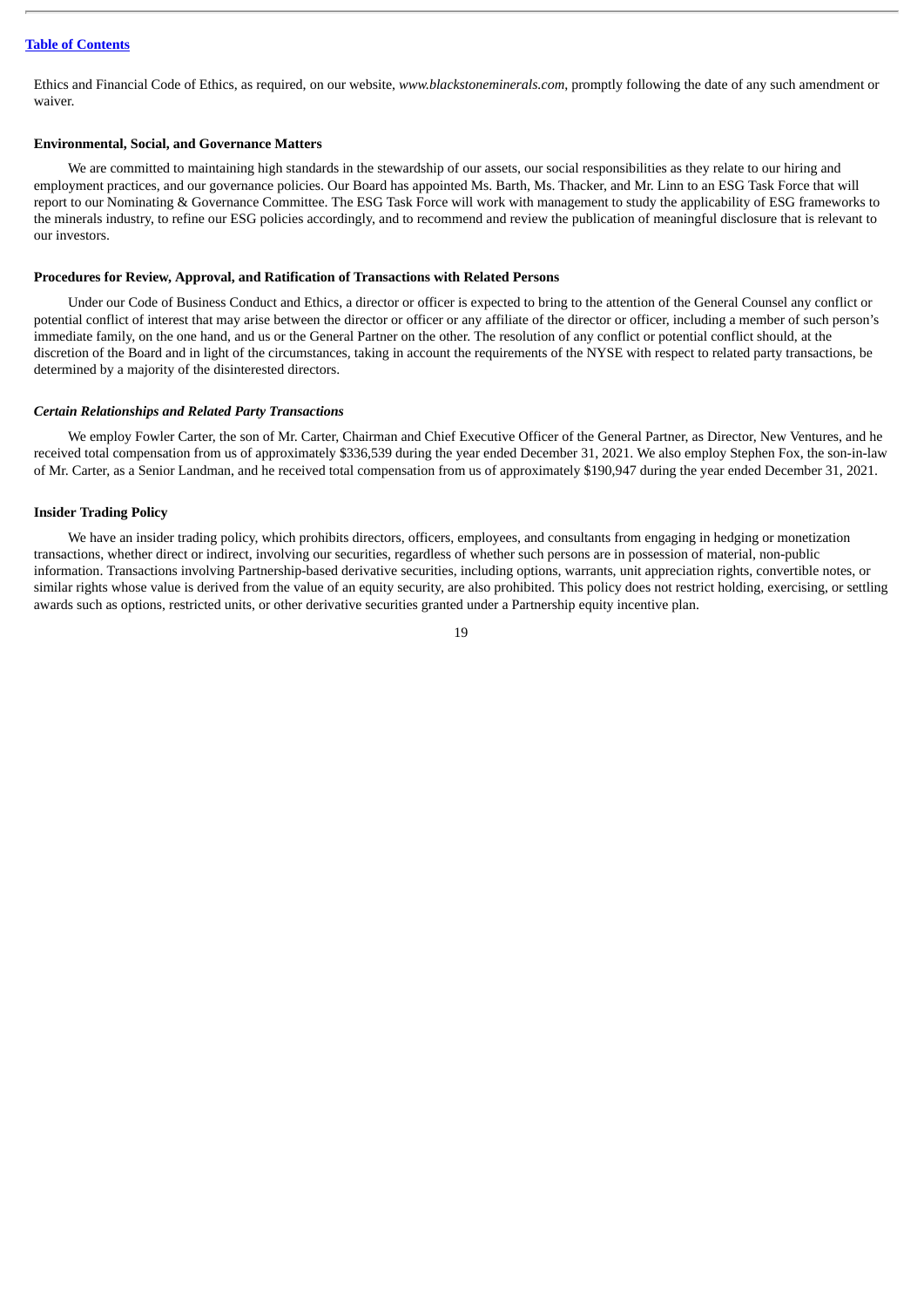Ethics and Financial Code of Ethics, as required, on our website, *www.blackstoneminerals.com*, promptly following the date of any such amendment or waiver.

### Environmental, Social, and Governance Matters

We are committed to maintaining high standards in the stewardship of our assets, our social responsibilities as they relate to our hiring and employment practices, and our governance policies. Our Board has appointed Ms. Barth, Ms. Thacker, and Mr. Linn to an ESG Task Force that will report to our Nominating & Governance Committee. The ESG Task Force will work with management to study the applicability of ESG frameworks to the minerals industry, to refine our ESG policies accordingly, and to recommend and review the publication of meaningful disclosure that is relevant to our investors.

### Procedures for Review, Approval, and Ratification of Transactions with Related Persons

Under our Code of Business Conduct and Ethics, a director or officer is expected to bring to the attention of the General Counsel any conflict or potential conflict of interest that may arise between the director or officer or any affiliate of the director or officer, including a member of such person's immediate family, on the one hand, and us or the General Partner on the other. The resolution of any conflict or potential conflict should, at the discretion of the Board and in light of the circumstances, taking in account the requirements of the NYSE with respect to related party transactions, be determined by a majority of the disinterested directors.

#### *Certain Relationships and Related Party Transactions*

We employ Fowler Carter, the son of Mr. Carter, Chairman and Chief Executive Officer of the General Partner, as Director, New Ventures, and he received total compensation from us of approximately $336,539 during the year ended December 31, 2021. We also employ Stephen Fox, the son-in-law of Mr. Carter, as a Senior Landman, and he received total compensation from us of approximately $190,947 during the year ended December 31, 2021.

### Insider Trading Policy

We have an insider trading policy, which prohibits directors, officers, employees, and consultants from engaging in hedging or monetization transactions, whether direct or indirect, involving our securities, regardless of whether such persons are in possession of material, non-public information. Transactions involving Partnership-based derivative securities, including options, warrants, unit appreciation rights, convertible notes, or similar rights whose value is derived from the value of an equity security, are also prohibited. This policy does not restrict holding, exercising, or settling awards such as options, restricted units, or other derivative securities granted under a Partnership equity incentive plan.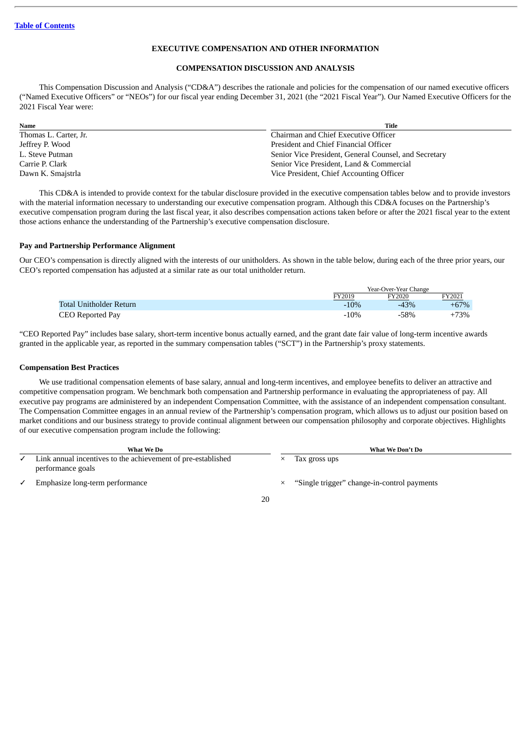[Table of Contents](#)

# EXECUTIVE COMPENSATION AND OTHER INFORMATION

## COMPENSATION DISCUSSION AND ANALYSIS

This Compensation Discussion and Analysis ("CD&A") describes the rationale and policies for the compensation of our named executive officers ("Named Executive Officers" or "NEOs") for our fiscal year ending December 31, 2021 (the "2021 Fiscal Year"). Our Named Executive Officers for the 2021 Fiscal Year were:

| Name | Title |
|---|---|
| Thomas L. Carter, Jr. | Chairman and Chief Executive Officer |
| Jeffrey P. Wood | President and Chief Financial Officer |
| L. Steve Putman | Senior Vice President, General Counsel, and Secretary |
| Carrie P. Clark | Senior Vice President, Land & Commercial |
| Dawn K. Smajstrla | Vice President, Chief Accounting Officer |

This CD&A is intended to provide context for the tabular disclosure provided in the executive compensation tables below and to provide investors with the material information necessary to understanding our executive compensation program. Although this CD&A focuses on the Partnership's executive compensation program during the last fiscal year, it also describes compensation actions taken before or after the 2021 fiscal year to the extent those actions enhance the understanding of the Partnership's executive compensation disclosure.

### Pay and Partnership Performance Alignment

Our CEO's compensation is directly aligned with the interests of our unitholders. As shown in the table below, during each of the three prior years, our CEO's reported compensation has adjusted at a similar rate as our total unitholder return.

| | Year-Over-Year Change | | |
|---|---|---|---|
| | FY2019 | FY2020 | FY2021 |
| Total Unitholder Return | -10% | -43% | +67% |
| CEO Reported Pay | -10% | -58% | +73% |

"CEO Reported Pay" includes base salary, short-term incentive bonus actually earned, and the grant date fair value of long-term incentive awards granted in the applicable year, as reported in the summary compensation tables ("SCT") in the Partnership's proxy statements.

### Compensation Best Practices

We use traditional compensation elements of base salary, annual and long-term incentives, and employee benefits to deliver an attractive and competitive compensation program. We benchmark both compensation and Partnership performance in evaluating the appropriateness of pay. All executive pay programs are administered by an independent Compensation Committee, with the assistance of an independent compensation consultant. The Compensation Committee engages in an annual review of the Partnership's compensation program, which allows us to adjust our position based on market conditions and our business strategy to provide continual alignment between our compensation philosophy and corporate objectives. Highlights of our executive compensation program include the following:

| What We Do | What We Don't Do |
|---|---|
| ✓ Link annual incentives to the achievement of pre-established performance goals | × Tax gross ups |
| ✓ Emphasize long-term performance | × "Single trigger" change-in-control payments |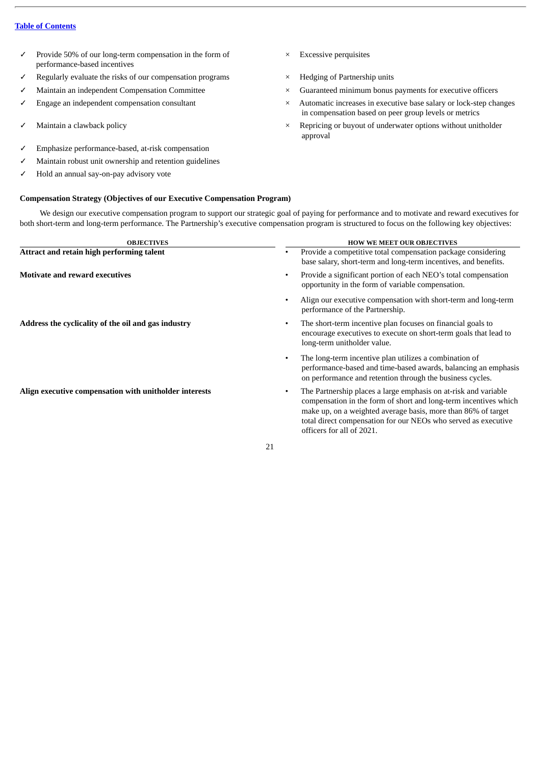[Table of Contents](#)

- ✓ Provide 50% of our long-term compensation in the form of performance-based incentives
- ✓ Regularly evaluate the risks of our compensation programs
- ✓ Maintain an independent Compensation Committee
- ✓ Engage an independent compensation consultant
- ✓ Maintain a clawback policy
- ✓ Emphasize performance-based, at-risk compensation
- ✓ Maintain robust unit ownership and retention guidelines
- ✓ Hold an annual say-on-pay advisory vote

- × Excessive perquisites
- × Hedging of Partnership units
- × Guaranteed minimum bonus payments for executive officers
- × Automatic increases in executive base salary or lock-step changes in compensation based on peer group levels or metrics
- × Repricing or buyout of underwater options without unitholder approval

**Compensation Strategy (Objectives of our Executive Compensation Program)**

We design our executive compensation program to support our strategic goal of paying for performance and to motivate and reward executives for both short-term and long-term performance. The Partnership's executive compensation program is structured to focus on the following key objectives:

| OBJECTIVES | HOW WE MEET OUR OBJECTIVES |
|---|---|
| **Attract and retain high performing talent** | • Provide a competitive total compensation package considering base salary, short-term and long-term incentives, and benefits. |
| **Motivate and reward executives** | • Provide a significant portion of each NEO's total compensation opportunity in the form of variable compensation.<br>• Align our executive compensation with short-term and long-term performance of the Partnership. |
| **Address the cyclicality of the oil and gas industry** | • The short-term incentive plan focuses on financial goals to encourage executives to execute on short-term goals that lead to long-term unitholder value.<br>• The long-term incentive plan utilizes a combination of performance-based and time-based awards, balancing an emphasis on performance and retention through the business cycles. |
| **Align executive compensation with unitholder interests** | • The Partnership places a large emphasis on at-risk and variable compensation in the form of short and long-term incentives which make up, on a weighted average basis, more than 86% of target total direct compensation for our NEOs who served as executive officers for all of 2021. |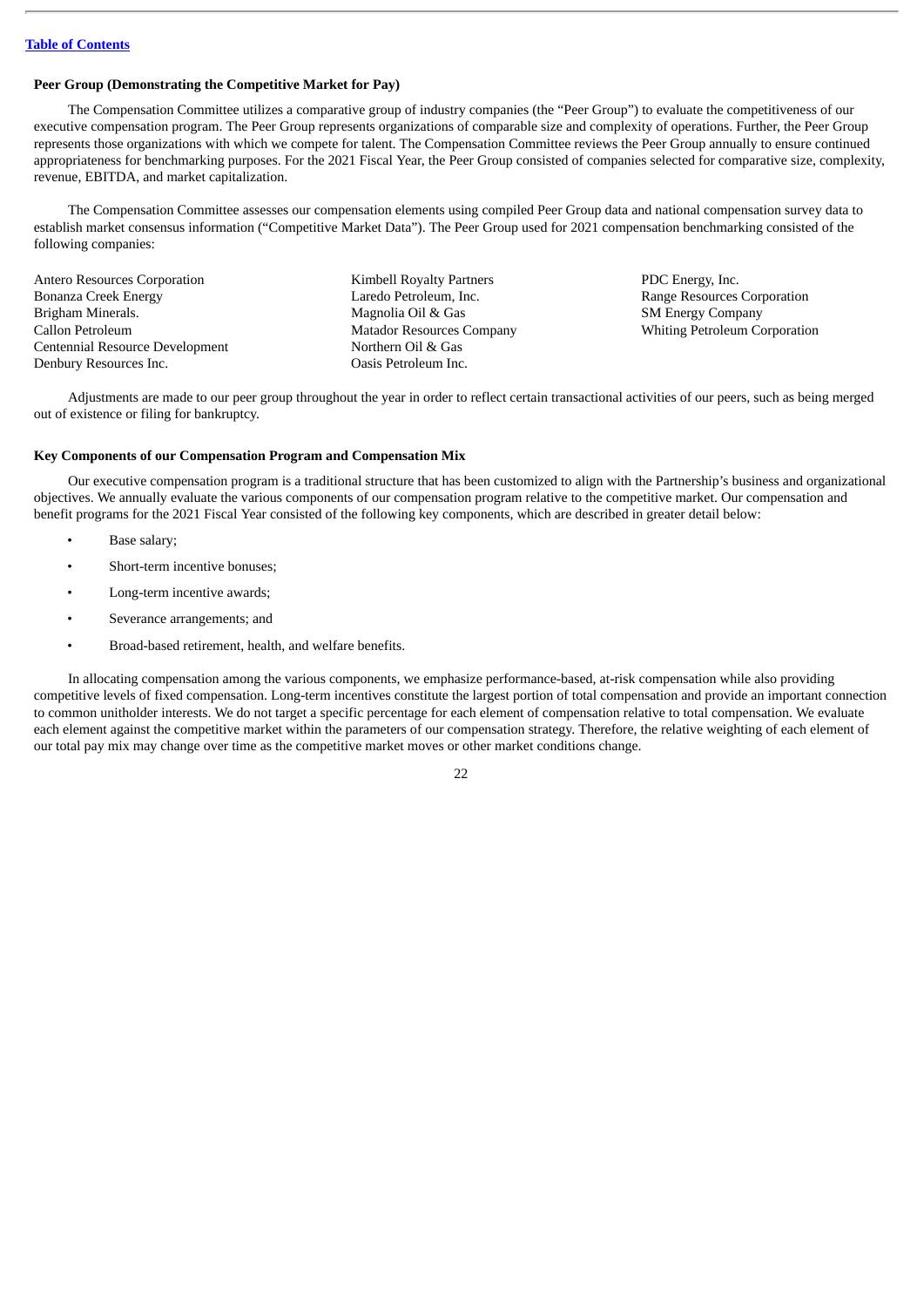[Table of Contents](#)

### Peer Group (Demonstrating the Competitive Market for Pay)

The Compensation Committee utilizes a comparative group of industry companies (the "Peer Group") to evaluate the competitiveness of our executive compensation program. The Peer Group represents organizations of comparable size and complexity of operations. Further, the Peer Group represents those organizations with which we compete for talent. The Compensation Committee reviews the Peer Group annually to ensure continued appropriateness for benchmarking purposes. For the 2021 Fiscal Year, the Peer Group consisted of companies selected for comparative size, complexity, revenue, EBITDA, and market capitalization.

The Compensation Committee assesses our compensation elements using compiled Peer Group data and national compensation survey data to establish market consensus information ("Competitive Market Data"). The Peer Group used for 2021 compensation benchmarking consisted of the following companies:

Antero Resources Corporation
Bonanza Creek Energy
Brigham Minerals.
Callon Petroleum
Centennial Resource Development
Denbury Resources Inc.
Kimbell Royalty Partners
Laredo Petroleum, Inc.
Magnolia Oil & Gas
Matador Resources Company
Northern Oil & Gas
Oasis Petroleum Inc.
PDC Energy, Inc.
Range Resources Corporation
SM Energy Company
Whiting Petroleum Corporation

Adjustments are made to our peer group throughout the year in order to reflect certain transactional activities of our peers, such as being merged out of existence or filing for bankruptcy.

### Key Components of our Compensation Program and Compensation Mix

Our executive compensation program is a traditional structure that has been customized to align with the Partnership's business and organizational objectives. We annually evaluate the various components of our compensation program relative to the competitive market. Our compensation and benefit programs for the 2021 Fiscal Year consisted of the following key components, which are described in greater detail below:

- Base salary;
- Short-term incentive bonuses;
- Long-term incentive awards;
- Severance arrangements; and
- Broad-based retirement, health, and welfare benefits.

In allocating compensation among the various components, we emphasize performance-based, at-risk compensation while also providing competitive levels of fixed compensation. Long-term incentives constitute the largest portion of total compensation and provide an important connection to common unitholder interests. We do not target a specific percentage for each element of compensation relative to total compensation. We evaluate each element against the competitive market within the parameters of our compensation strategy. Therefore, the relative weighting of each element of our total pay mix may change over time as the competitive market moves or other market conditions change.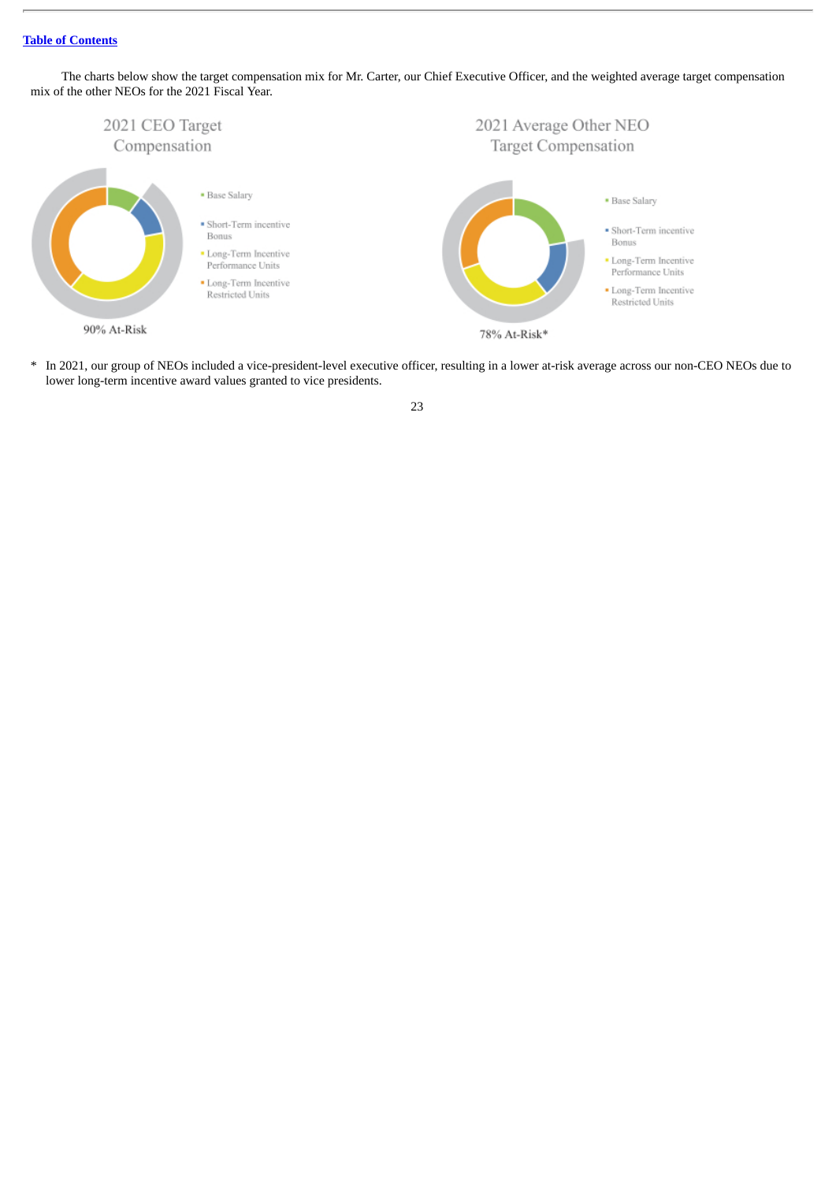The charts below show the target compensation mix for Mr. Carter, our Chief Executive Officer, and the weighted average target compensation mix of the other NEOs for the 2021 Fiscal Year.

2021 CEO Target Compensation

- Base Salary
- Short-Term incentive Bonus
- Long-Term Incentive Performance Units
- Long-Term Incentive Restricted Units

90% At-Risk

2021 Average Other NEO Target Compensation

- Base Salary
- Short-Term incentive Bonus
- Long-Term Incentive Performance Units
- Long-Term Incentive Restricted Units

78% At-Risk*

\* In 2021, our group of NEOs included a vice-president-level executive officer, resulting in a lower at-risk average across our non-CEO NEOs due to lower long-term incentive award values granted to vice presidents.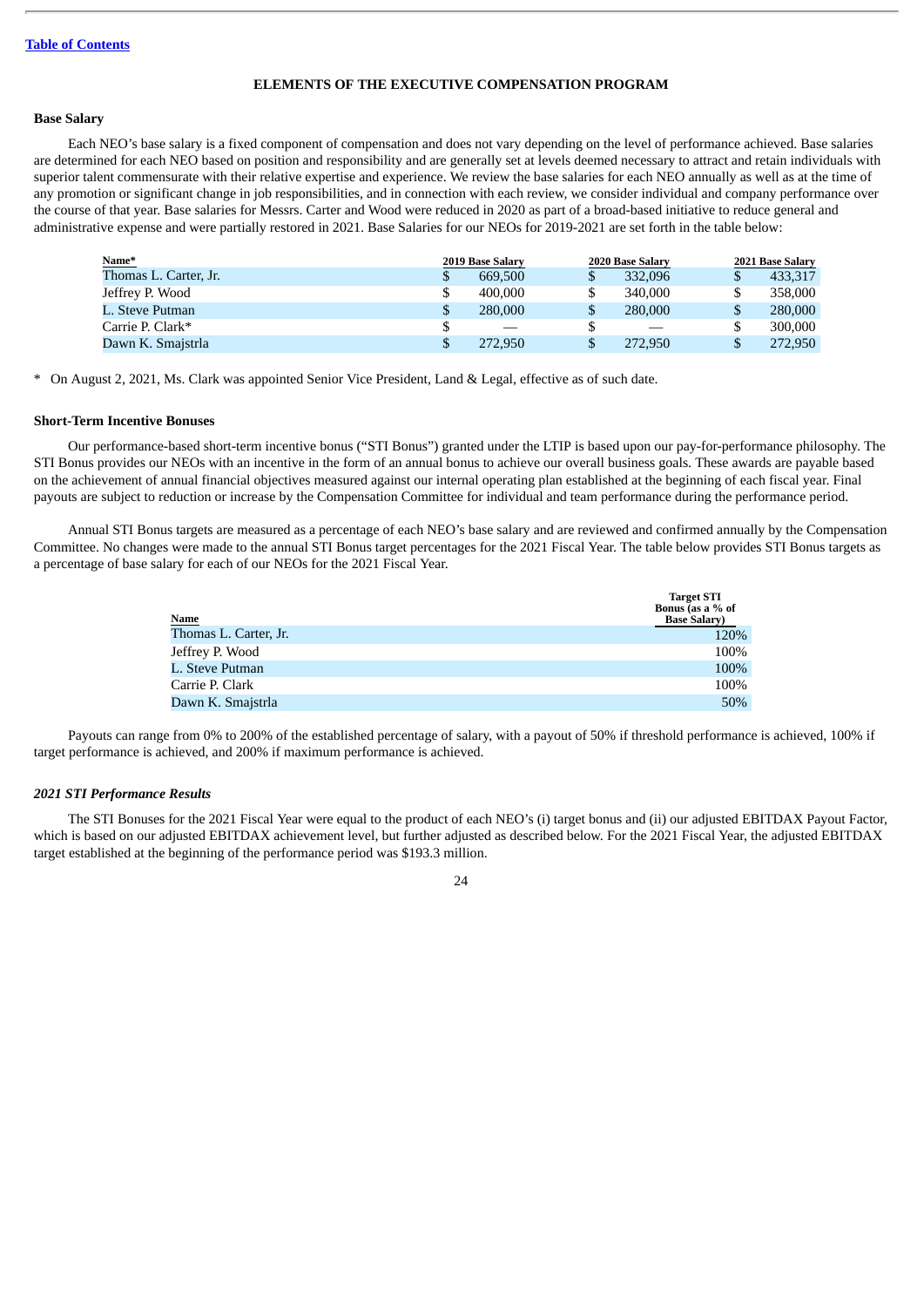## ELEMENTS OF THE EXECUTIVE COMPENSATION PROGRAM

### Base Salary

Each NEO's base salary is a fixed component of compensation and does not vary depending on the level of performance achieved. Base salaries are determined for each NEO based on position and responsibility and are generally set at levels deemed necessary to attract and retain individuals with superior talent commensurate with their relative expertise and experience. We review the base salaries for each NEO annually as well as at the time of any promotion or significant change in job responsibilities, and in connection with each review, we consider individual and company performance over the course of that year. Base salaries for Messrs. Carter and Wood were reduced in 2020 as part of a broad-based initiative to reduce general and administrative expense and were partially restored in 2021. Base Salaries for our NEOs for 2019-2021 are set forth in the table below:

| Name* | 2019 Base Salary | 2020 Base Salary | 2021 Base Salary |
|---|---|---|---|
| Thomas L. Carter, Jr. | $ 669,500 | $ 332,096 | $ 433,317 |
| Jeffrey P. Wood | $ 400,000 | $ 340,000 | $ 358,000 |
| L. Steve Putman | $ 280,000 | $ 280,000 | $ 280,000 |
| Carrie P. Clark* | $ — | $ — | $ 300,000 |
| Dawn K. Smajstrla | $ 272,950 | $ 272,950 | $ 272,950 |

\* On August 2, 2021, Ms. Clark was appointed Senior Vice President, Land & Legal, effective as of such date.

### Short-Term Incentive Bonuses

Our performance-based short-term incentive bonus ("STI Bonus") granted under the LTIP is based upon our pay-for-performance philosophy. The STI Bonus provides our NEOs with an incentive in the form of an annual bonus to achieve our overall business goals. These awards are payable based on the achievement of annual financial objectives measured against our internal operating plan established at the beginning of each fiscal year. Final payouts are subject to reduction or increase by the Compensation Committee for individual and team performance during the performance period.

Annual STI Bonus targets are measured as a percentage of each NEO's base salary and are reviewed and confirmed annually by the Compensation Committee. No changes were made to the annual STI Bonus target percentages for the 2021 Fiscal Year. The table below provides STI Bonus targets as a percentage of base salary for each of our NEOs for the 2021 Fiscal Year.

| Name | Target STI Bonus (as a % of Base Salary) |
|---|---|
| Thomas L. Carter, Jr. | 120% |
| Jeffrey P. Wood | 100% |
| L. Steve Putman | 100% |
| Carrie P. Clark | 100% |
| Dawn K. Smajstrla | 50% |

Payouts can range from 0% to 200% of the established percentage of salary, with a payout of 50% if threshold performance is achieved, 100% if target performance is achieved, and 200% if maximum performance is achieved.

#### *2021 STI Performance Results*

The STI Bonuses for the 2021 Fiscal Year were equal to the product of each NEO's (i) target bonus and (ii) our adjusted EBITDAX Payout Factor, which is based on our adjusted EBITDAX achievement level, but further adjusted as described below. For the 2021 Fiscal Year, the adjusted EBITDAX target established at the beginning of the performance period was $193.3 million.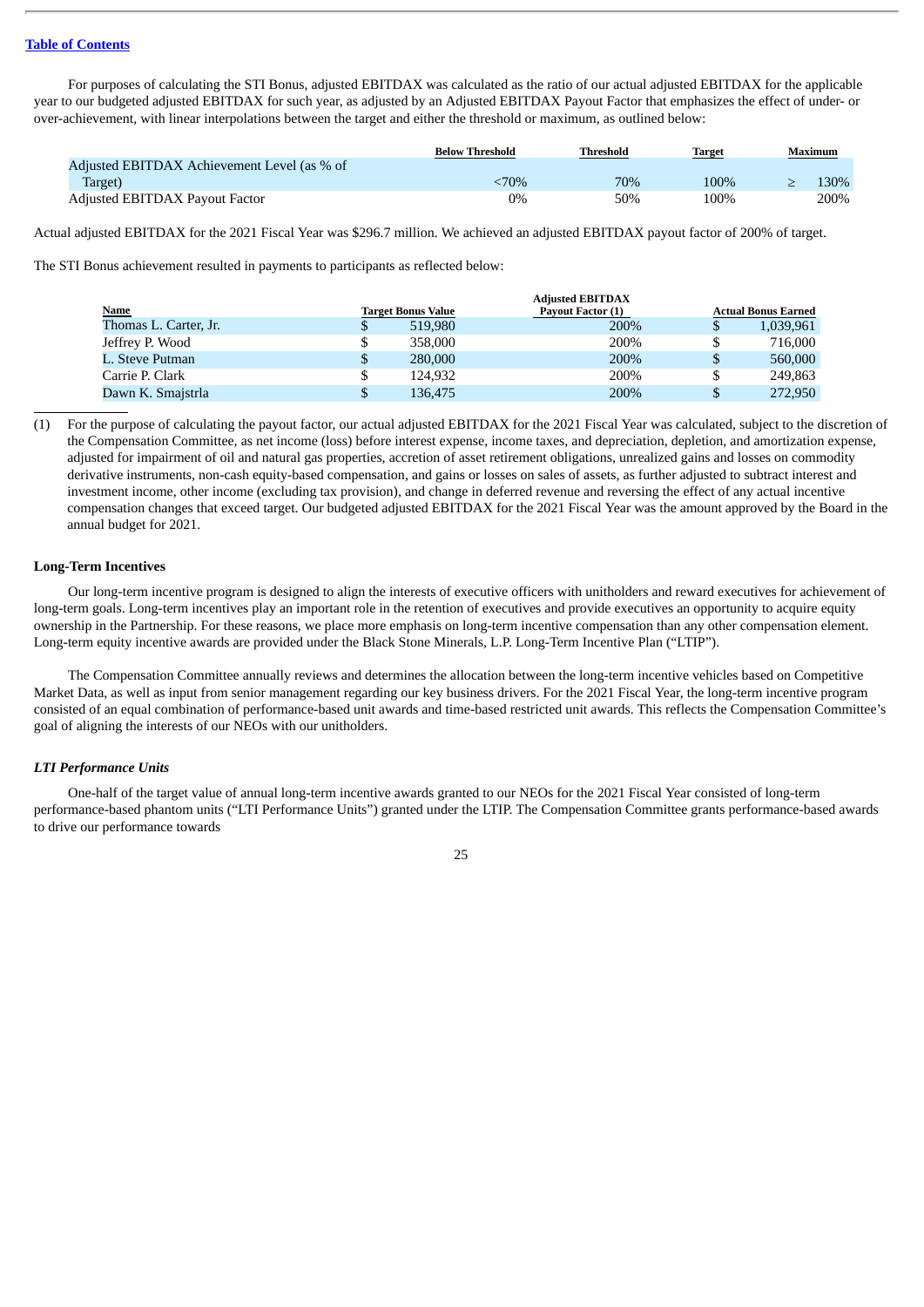For purposes of calculating the STI Bonus, adjusted EBITDAX was calculated as the ratio of our actual adjusted EBITDAX for the applicable year to our budgeted adjusted EBITDAX for such year, as adjusted by an Adjusted EBITDAX Payout Factor that emphasizes the effect of under- or over-achievement, with linear interpolations between the target and either the threshold or maximum, as outlined below:

| | Below Threshold | Threshold | Target | Maximum |
|---|---|---|---|---|
| Adjusted EBITDAX Achievement Level (as % of Target) | <70% | 70% | 100% | ≥ 130% |
| Adjusted EBITDAX Payout Factor | 0% | 50% | 100% | 200% |

Actual adjusted EBITDAX for the 2021 Fiscal Year was $296.7 million. We achieved an adjusted EBITDAX payout factor of 200% of target.

The STI Bonus achievement resulted in payments to participants as reflected below:

| Name | Target Bonus Value | Adjusted EBITDAX Payout Factor (1) | Actual Bonus Earned |
|---|---|---|---|
| Thomas L. Carter, Jr. | $ 519,980 | 200% | $ 1,039,961 |
| Jeffrey P. Wood | $ 358,000 | 200% | $ 716,000 |
| L. Steve Putman | $ 280,000 | 200% | $ 560,000 |
| Carrie P. Clark | $ 124,932 | 200% | $ 249,863 |
| Dawn K. Smajstrla | $ 136,475 | 200% | $ 272,950 |

(1) For the purpose of calculating the payout factor, our actual adjusted EBITDAX for the 2021 Fiscal Year was calculated, subject to the discretion of the Compensation Committee, as net income (loss) before interest expense, income taxes, and depreciation, depletion, and amortization expense, adjusted for impairment of oil and natural gas properties, accretion of asset retirement obligations, unrealized gains and losses on commodity derivative instruments, non-cash equity-based compensation, and gains or losses on sales of assets, as further adjusted to subtract interest and investment income, other income (excluding tax provision), and change in deferred revenue and reversing the effect of any actual incentive compensation changes that exceed target. Our budgeted adjusted EBITDAX for the 2021 Fiscal Year was the amount approved by the Board in the annual budget for 2021.

**Long-Term Incentives**

Our long-term incentive program is designed to align the interests of executive officers with unitholders and reward executives for achievement of long-term goals. Long-term incentives play an important role in the retention of executives and provide executives an opportunity to acquire equity ownership in the Partnership. For these reasons, we place more emphasis on long-term incentive compensation than any other compensation element. Long-term equity incentive awards are provided under the Black Stone Minerals, L.P. Long-Term Incentive Plan ("LTIP").

The Compensation Committee annually reviews and determines the allocation between the long-term incentive vehicles based on Competitive Market Data, as well as input from senior management regarding our key business drivers. For the 2021 Fiscal Year, the long-term incentive program consisted of an equal combination of performance-based unit awards and time-based restricted unit awards. This reflects the Compensation Committee's goal of aligning the interests of our NEOs with our unitholders.

***LTI Performance Units***

One-half of the target value of annual long-term incentive awards granted to our NEOs for the 2021 Fiscal Year consisted of long-term performance-based phantom units ("LTI Performance Units") granted under the LTIP. The Compensation Committee grants performance-based awards to drive our performance towards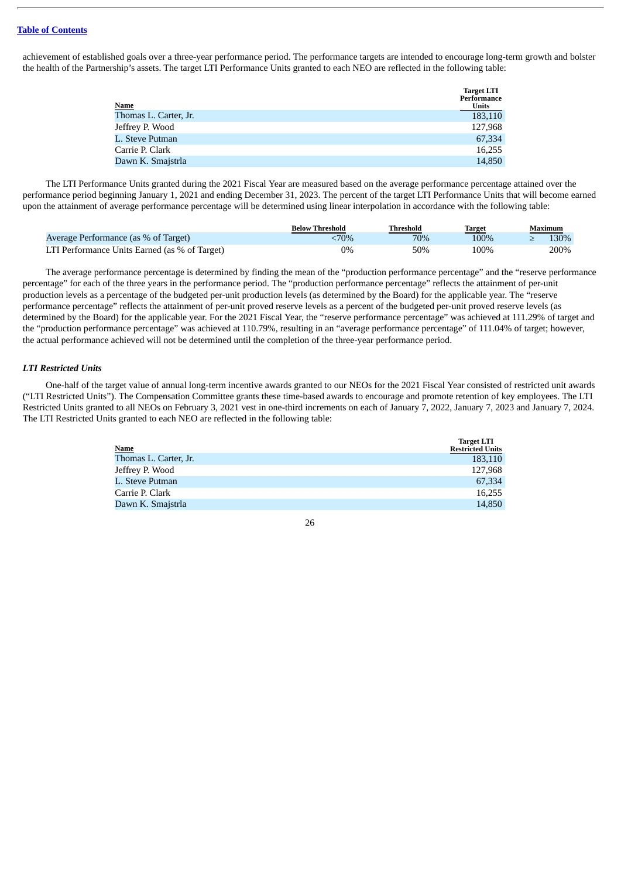achievement of established goals over a three-year performance period. The performance targets are intended to encourage long-term growth and bolster the health of the Partnership's assets. The target LTI Performance Units granted to each NEO are reflected in the following table:

| Name | Target LTI Performance Units |
|---|---|
| Thomas L. Carter, Jr. | 183,110 |
| Jeffrey P. Wood | 127,968 |
| L. Steve Putman | 67,334 |
| Carrie P. Clark | 16,255 |
| Dawn K. Smajstrla | 14,850 |

The LTI Performance Units granted during the 2021 Fiscal Year are measured based on the average performance percentage attained over the performance period beginning January 1, 2021 and ending December 31, 2023. The percent of the target LTI Performance Units that will become earned upon the attainment of average performance percentage will be determined using linear interpolation in accordance with the following table:

| | Below Threshold | Threshold | Target | Maximum |
|---|---|---|---|---|
| Average Performance (as % of Target) | <70% | 70% | 100% | ≥ 130% |
| LTI Performance Units Earned (as % of Target) | 0% | 50% | 100% | 200% |

The average performance percentage is determined by finding the mean of the "production performance percentage" and the "reserve performance percentage" for each of the three years in the performance period. The "production performance percentage" reflects the attainment of per-unit production levels as a percentage of the budgeted per-unit production levels (as determined by the Board) for the applicable year. The "reserve performance percentage" reflects the attainment of per-unit proved reserve levels as a percent of the budgeted per-unit proved reserve levels (as determined by the Board) for the applicable year. For the 2021 Fiscal Year, the "reserve performance percentage" was achieved at 111.29% of target and the "production performance percentage" was achieved at 110.79%, resulting in an "average performance percentage" of 111.04% of target; however, the actual performance achieved will not be determined until the completion of the three-year performance period.

### *LTI Restricted Units*

One-half of the target value of annual long-term incentive awards granted to our NEOs for the 2021 Fiscal Year consisted of restricted unit awards ("LTI Restricted Units"). The Compensation Committee grants these time-based awards to encourage and promote retention of key employees. The LTI Restricted Units granted to all NEOs on February 3, 2021 vest in one-third increments on each of January 7, 2022, January 7, 2023 and January 7, 2024. The LTI Restricted Units granted to each NEO are reflected in the following table:

| Name | Target LTI Restricted Units |
|---|---|
| Thomas L. Carter, Jr. | 183,110 |
| Jeffrey P. Wood | 127,968 |
| L. Steve Putman | 67,334 |
| Carrie P. Clark | 16,255 |
| Dawn K. Smajstrla | 14,850 |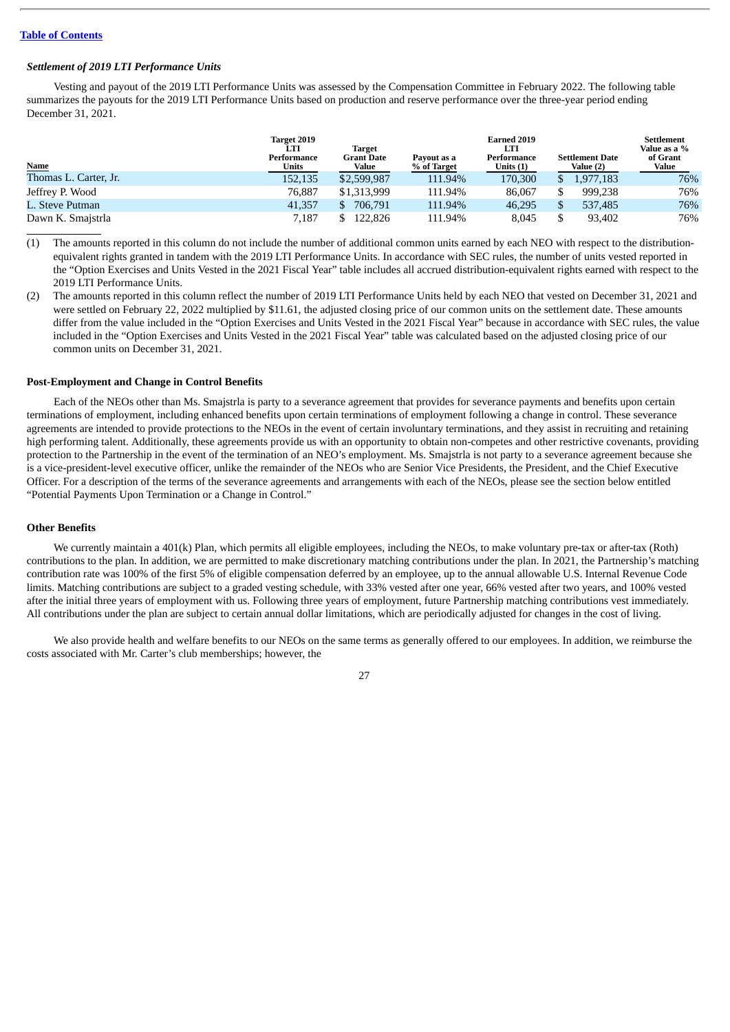[Table of Contents](#)

*Settlement of 2019 LTI Performance Units*

Vesting and payout of the 2019 LTI Performance Units was assessed by the Compensation Committee in February 2022. The following table summarizes the payouts for the 2019 LTI Performance Units based on production and reserve performance over the three-year period ending December 31, 2021.

| Name | Target 2019 LTI Performance Units | Target Grant Date Value | Payout as a % of Target | Earned 2019 LTI Performance Units (1) | Settlement Date Value (2) | Settlement Value as a % of Grant Value |
|---|---|---|---|---|---|---|
| Thomas L. Carter, Jr. | 152,135 | $2,599,987 | 111.94% | 170,300 | $ 1,977,183 | 76% |
| Jeffrey P. Wood | 76,887 | $1,313,999 | 111.94% | 86,067 | $ 999,238 | 76% |
| L. Steve Putman | 41,357 | $ 706,791 | 111.94% | 46,295 | $ 537,485 | 76% |
| Dawn K. Smajstrla | 7,187 | $ 122,826 | 111.94% | 8,045 | $ 93,402 | 76% |

(1) The amounts reported in this column do not include the number of additional common units earned by each NEO with respect to the distribution-equivalent rights granted in tandem with the 2019 LTI Performance Units. In accordance with SEC rules, the number of units vested reported in the "Option Exercises and Units Vested in the 2021 Fiscal Year" table includes all accrued distribution-equivalent rights earned with respect to the 2019 LTI Performance Units.

(2) The amounts reported in this column reflect the number of 2019 LTI Performance Units held by each NEO that vested on December 31, 2021 and were settled on February 22, 2022 multiplied by $11.61, the adjusted closing price of our common units on the settlement date. These amounts differ from the value included in the "Option Exercises and Units Vested in the 2021 Fiscal Year" because in accordance with SEC rules, the value included in the "Option Exercises and Units Vested in the 2021 Fiscal Year" table was calculated based on the adjusted closing price of our common units on December 31, 2021.

**Post-Employment and Change in Control Benefits**

Each of the NEOs other than Ms. Smajstrla is party to a severance agreement that provides for severance payments and benefits upon certain terminations of employment, including enhanced benefits upon certain terminations of employment following a change in control. These severance agreements are intended to provide protections to the NEOs in the event of certain involuntary terminations, and they assist in recruiting and retaining high performing talent. Additionally, these agreements provide us with an opportunity to obtain non-competes and other restrictive covenants, providing protection to the Partnership in the event of the termination of an NEO's employment. Ms. Smajstrla is not party to a severance agreement because she is a vice-president-level executive officer, unlike the remainder of the NEOs who are Senior Vice Presidents, the President, and the Chief Executive Officer. For a description of the terms of the severance agreements and arrangements with each of the NEOs, please see the section below entitled "Potential Payments Upon Termination or a Change in Control."

**Other Benefits**

We currently maintain a 401(k) Plan, which permits all eligible employees, including the NEOs, to make voluntary pre-tax or after-tax (Roth) contributions to the plan. In addition, we are permitted to make discretionary matching contributions under the plan. In 2021, the Partnership's matching contribution rate was 100% of the first 5% of eligible compensation deferred by an employee, up to the annual allowable U.S. Internal Revenue Code limits. Matching contributions are subject to a graded vesting schedule, with 33% vested after one year, 66% vested after two years, and 100% vested after the initial three years of employment with us. Following three years of employment, future Partnership matching contributions vest immediately. All contributions under the plan are subject to certain annual dollar limitations, which are periodically adjusted for changes in the cost of living.

We also provide health and welfare benefits to our NEOs on the same terms as generally offered to our employees. In addition, we reimburse the costs associated with Mr. Carter's club memberships; however, the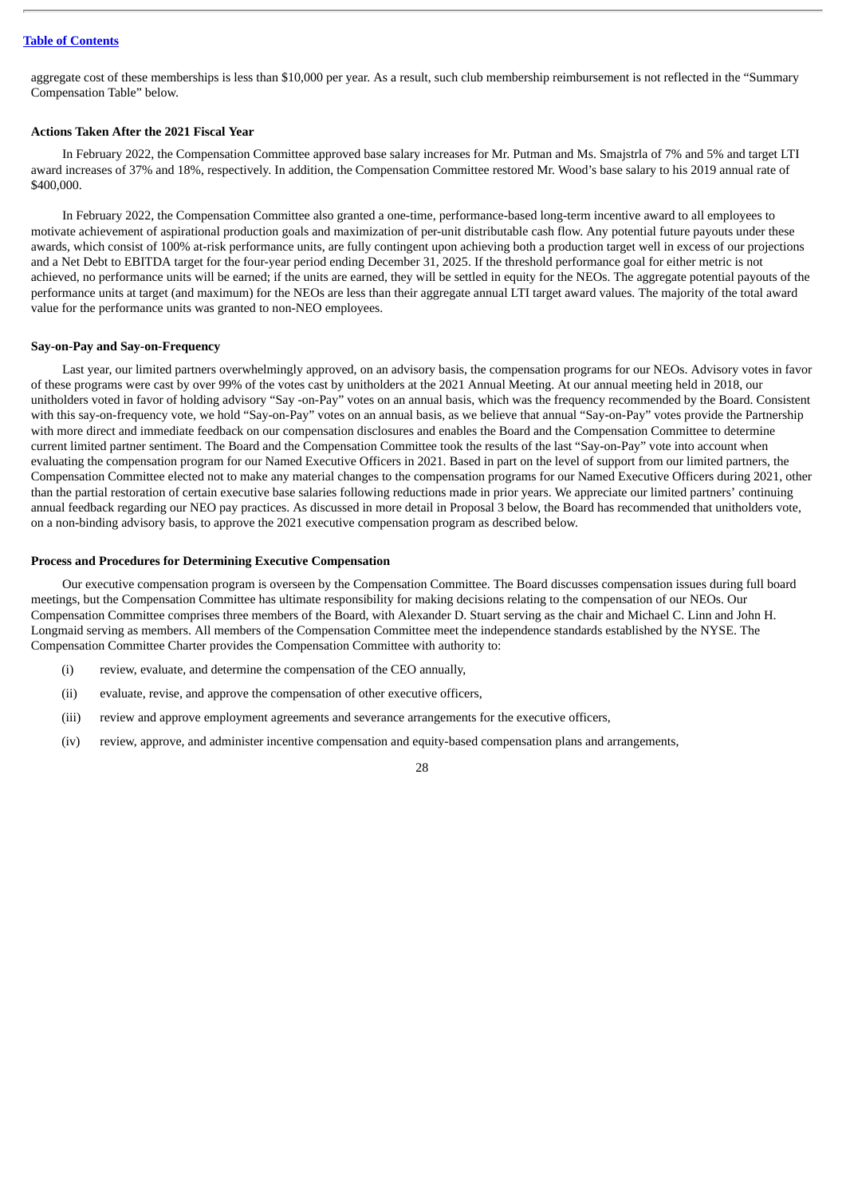aggregate cost of these memberships is less than $10,000 per year. As a result, such club membership reimbursement is not reflected in the "Summary Compensation Table" below.

**Actions Taken After the 2021 Fiscal Year**

In February 2022, the Compensation Committee approved base salary increases for Mr. Putman and Ms. Smajstrla of 7% and 5% and target LTI award increases of 37% and 18%, respectively. In addition, the Compensation Committee restored Mr. Wood's base salary to his 2019 annual rate of $400,000.

In February 2022, the Compensation Committee also granted a one-time, performance-based long-term incentive award to all employees to motivate achievement of aspirational production goals and maximization of per-unit distributable cash flow. Any potential future payouts under these awards, which consist of 100% at-risk performance units, are fully contingent upon achieving both a production target well in excess of our projections and a Net Debt to EBITDA target for the four-year period ending December 31, 2025. If the threshold performance goal for either metric is not achieved, no performance units will be earned; if the units are earned, they will be settled in equity for the NEOs. The aggregate potential payouts of the performance units at target (and maximum) for the NEOs are less than their aggregate annual LTI target award values. The majority of the total award value for the performance units was granted to non-NEO employees.

**Say-on-Pay and Say-on-Frequency**

Last year, our limited partners overwhelmingly approved, on an advisory basis, the compensation programs for our NEOs. Advisory votes in favor of these programs were cast by over 99% of the votes cast by unitholders at the 2021 Annual Meeting. At our annual meeting held in 2018, our unitholders voted in favor of holding advisory "Say -on-Pay" votes on an annual basis, which was the frequency recommended by the Board. Consistent with this say-on-frequency vote, we hold "Say-on-Pay" votes on an annual basis, as we believe that annual "Say-on-Pay" votes provide the Partnership with more direct and immediate feedback on our compensation disclosures and enables the Board and the Compensation Committee to determine current limited partner sentiment. The Board and the Compensation Committee took the results of the last "Say-on-Pay" vote into account when evaluating the compensation program for our Named Executive Officers in 2021. Based in part on the level of support from our limited partners, the Compensation Committee elected not to make any material changes to the compensation programs for our Named Executive Officers during 2021, other than the partial restoration of certain executive base salaries following reductions made in prior years. We appreciate our limited partners' continuing annual feedback regarding our NEO pay practices. As discussed in more detail in Proposal 3 below, the Board has recommended that unitholders vote, on a non-binding advisory basis, to approve the 2021 executive compensation program as described below.

**Process and Procedures for Determining Executive Compensation**

Our executive compensation program is overseen by the Compensation Committee. The Board discusses compensation issues during full board meetings, but the Compensation Committee has ultimate responsibility for making decisions relating to the compensation of our NEOs. Our Compensation Committee comprises three members of the Board, with Alexander D. Stuart serving as the chair and Michael C. Linn and John H. Longmaid serving as members. All members of the Compensation Committee meet the independence standards established by the NYSE. The Compensation Committee Charter provides the Compensation Committee with authority to:

(i) review, evaluate, and determine the compensation of the CEO annually,

(ii) evaluate, revise, and approve the compensation of other executive officers,

(iii) review and approve employment agreements and severance arrangements for the executive officers,

(iv) review, approve, and administer incentive compensation and equity-based compensation plans and arrangements,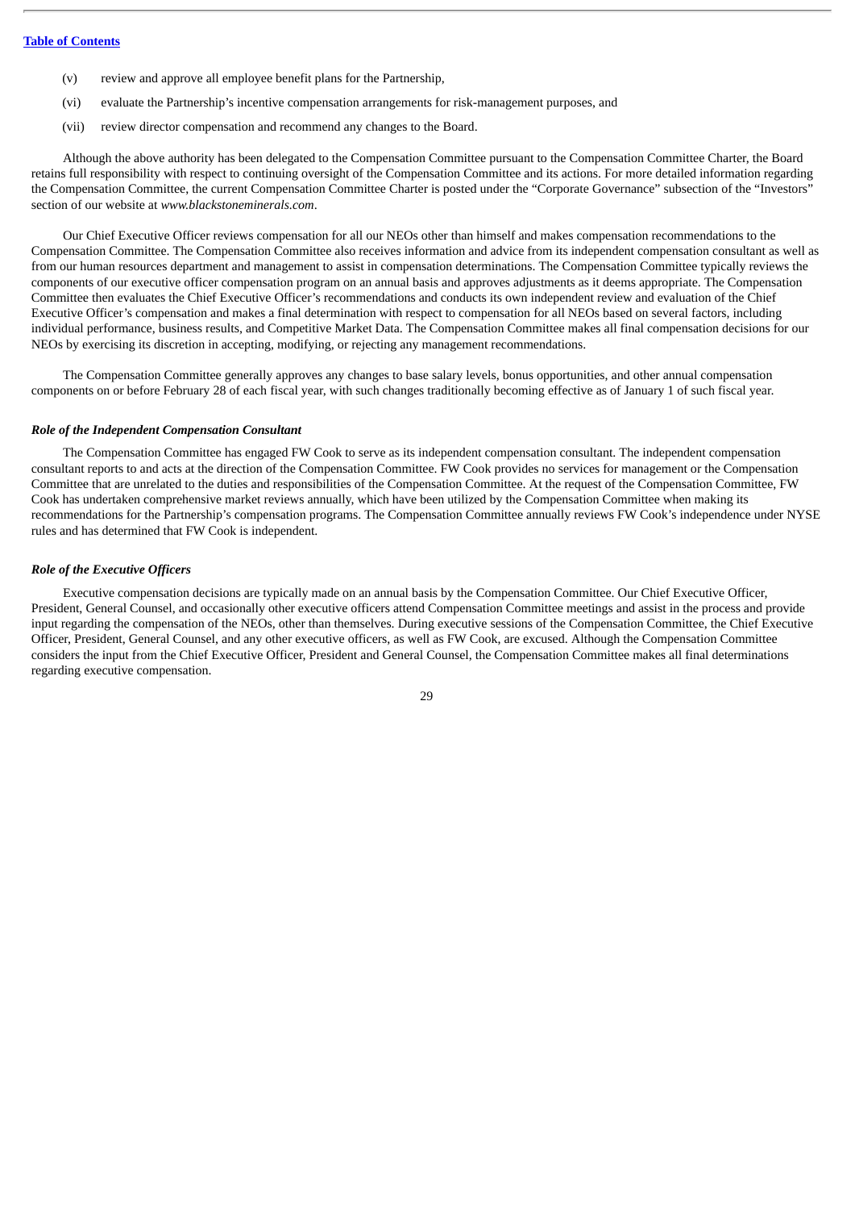(v) review and approve all employee benefit plans for the Partnership,

(vi) evaluate the Partnership's incentive compensation arrangements for risk-management purposes, and

(vii) review director compensation and recommend any changes to the Board.

Although the above authority has been delegated to the Compensation Committee pursuant to the Compensation Committee Charter, the Board retains full responsibility with respect to continuing oversight of the Compensation Committee and its actions. For more detailed information regarding the Compensation Committee, the current Compensation Committee Charter is posted under the "Corporate Governance" subsection of the "Investors" section of our website at *www.blackstoneminerals.com*.

Our Chief Executive Officer reviews compensation for all our NEOs other than himself and makes compensation recommendations to the Compensation Committee. The Compensation Committee also receives information and advice from its independent compensation consultant as well as from our human resources department and management to assist in compensation determinations. The Compensation Committee typically reviews the components of our executive officer compensation program on an annual basis and approves adjustments as it deems appropriate. The Compensation Committee then evaluates the Chief Executive Officer's recommendations and conducts its own independent review and evaluation of the Chief Executive Officer's compensation and makes a final determination with respect to compensation for all NEOs based on several factors, including individual performance, business results, and Competitive Market Data. The Compensation Committee makes all final compensation decisions for our NEOs by exercising its discretion in accepting, modifying, or rejecting any management recommendations.

The Compensation Committee generally approves any changes to base salary levels, bonus opportunities, and other annual compensation components on or before February 28 of each fiscal year, with such changes traditionally becoming effective as of January 1 of such fiscal year.

***Role of the Independent Compensation Consultant***

The Compensation Committee has engaged FW Cook to serve as its independent compensation consultant. The independent compensation consultant reports to and acts at the direction of the Compensation Committee. FW Cook provides no services for management or the Compensation Committee that are unrelated to the duties and responsibilities of the Compensation Committee. At the request of the Compensation Committee, FW Cook has undertaken comprehensive market reviews annually, which have been utilized by the Compensation Committee when making its recommendations for the Partnership's compensation programs. The Compensation Committee annually reviews FW Cook's independence under NYSE rules and has determined that FW Cook is independent.

***Role of the Executive Officers***

Executive compensation decisions are typically made on an annual basis by the Compensation Committee. Our Chief Executive Officer, President, General Counsel, and occasionally other executive officers attend Compensation Committee meetings and assist in the process and provide input regarding the compensation of the NEOs, other than themselves. During executive sessions of the Compensation Committee, the Chief Executive Officer, President, General Counsel, and any other executive officers, as well as FW Cook, are excused. Although the Compensation Committee considers the input from the Chief Executive Officer, President and General Counsel, the Compensation Committee makes all final determinations regarding executive compensation.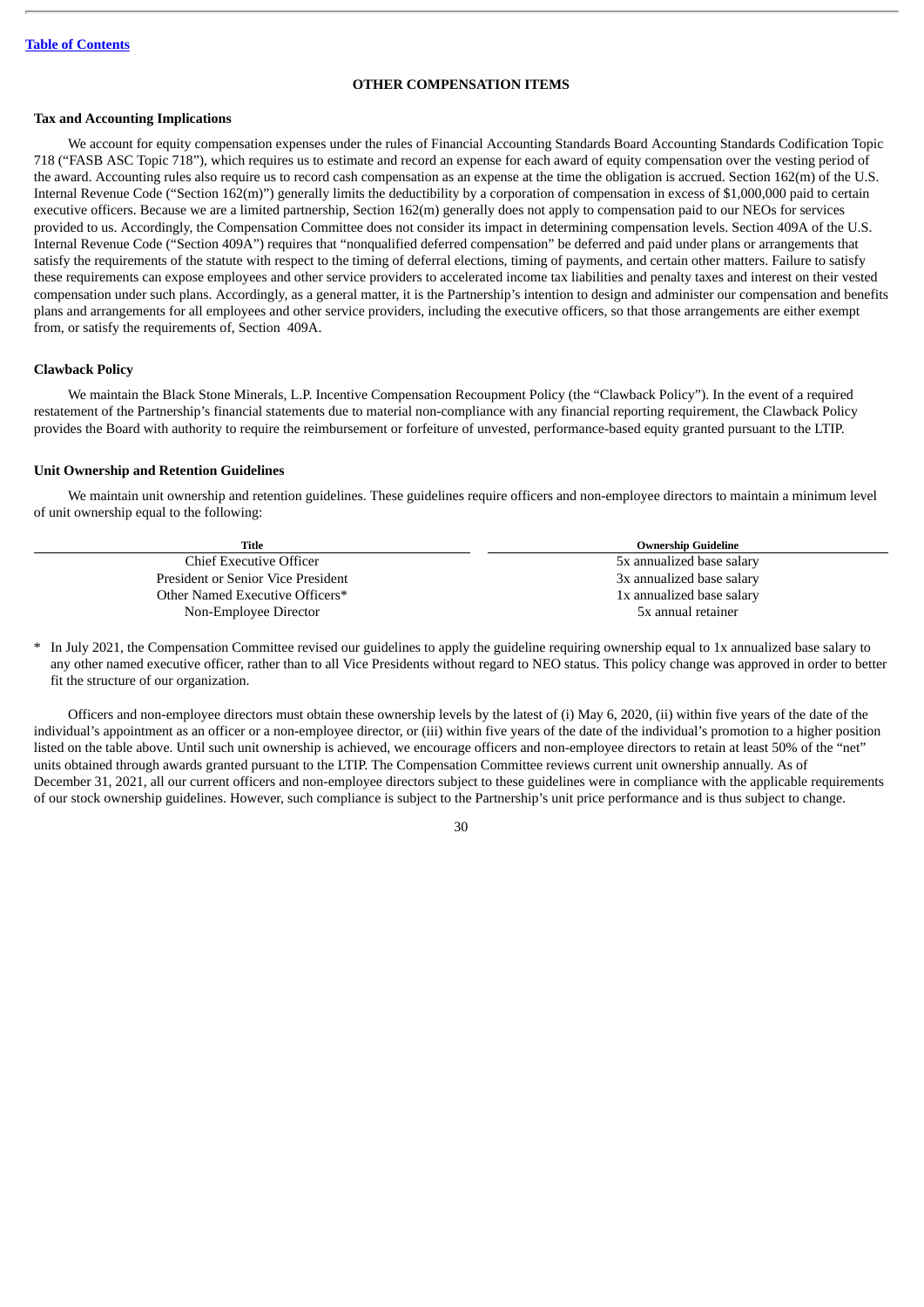## OTHER COMPENSATION ITEMS

### Tax and Accounting Implications

We account for equity compensation expenses under the rules of Financial Accounting Standards Board Accounting Standards Codification Topic 718 ("FASB ASC Topic 718"), which requires us to estimate and record an expense for each award of equity compensation over the vesting period of the award. Accounting rules also require us to record cash compensation as an expense at the time the obligation is accrued. Section 162(m) of the U.S. Internal Revenue Code ("Section 162(m)") generally limits the deductibility by a corporation of compensation in excess of $1,000,000 paid to certain executive officers. Because we are a limited partnership, Section 162(m) generally does not apply to compensation paid to our NEOs for services provided to us. Accordingly, the Compensation Committee does not consider its impact in determining compensation levels. Section 409A of the U.S. Internal Revenue Code ("Section 409A") requires that "nonqualified deferred compensation" be deferred and paid under plans or arrangements that satisfy the requirements of the statute with respect to the timing of deferral elections, timing of payments, and certain other matters. Failure to satisfy these requirements can expose employees and other service providers to accelerated income tax liabilities and penalty taxes and interest on their vested compensation under such plans. Accordingly, as a general matter, it is the Partnership's intention to design and administer our compensation and benefits plans and arrangements for all employees and other service providers, including the executive officers, so that those arrangements are either exempt from, or satisfy the requirements of, Section 409A.

### Clawback Policy

We maintain the Black Stone Minerals, L.P. Incentive Compensation Recoupment Policy (the "Clawback Policy"). In the event of a required restatement of the Partnership's financial statements due to material non-compliance with any financial reporting requirement, the Clawback Policy provides the Board with authority to require the reimbursement or forfeiture of unvested, performance-based equity granted pursuant to the LTIP.

### Unit Ownership and Retention Guidelines

We maintain unit ownership and retention guidelines. These guidelines require officers and non-employee directors to maintain a minimum level of unit ownership equal to the following:

| Title | Ownership Guideline |
|---|---|
| Chief Executive Officer | 5x annualized base salary |
| President or Senior Vice President | 3x annualized base salary |
| Other Named Executive Officers* | 1x annualized base salary |
| Non-Employee Director | 5x annual retainer |

\* In July 2021, the Compensation Committee revised our guidelines to apply the guideline requiring ownership equal to 1x annualized base salary to any other named executive officer, rather than to all Vice Presidents without regard to NEO status. This policy change was approved in order to better fit the structure of our organization.

Officers and non-employee directors must obtain these ownership levels by the latest of (i) May 6, 2020, (ii) within five years of the date of the individual's appointment as an officer or a non-employee director, or (iii) within five years of the date of the individual's promotion to a higher position listed on the table above. Until such unit ownership is achieved, we encourage officers and non-employee directors to retain at least 50% of the "net" units obtained through awards granted pursuant to the LTIP. The Compensation Committee reviews current unit ownership annually. As of December 31, 2021, all our current officers and non-employee directors subject to these guidelines were in compliance with the applicable requirements of our stock ownership guidelines. However, such compliance is subject to the Partnership's unit price performance and is thus subject to change.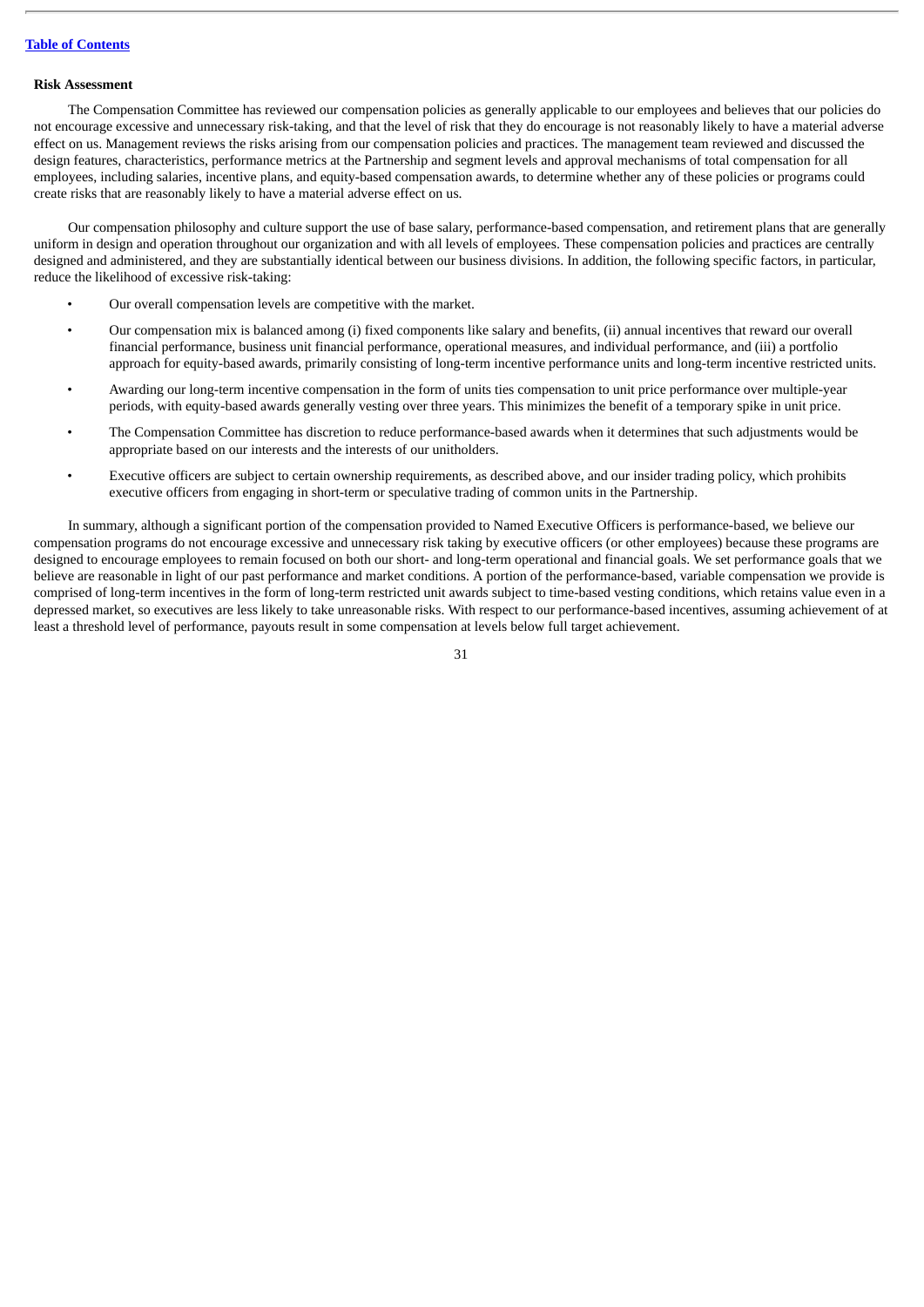### Risk Assessment

The Compensation Committee has reviewed our compensation policies as generally applicable to our employees and believes that our policies do not encourage excessive and unnecessary risk-taking, and that the level of risk that they do encourage is not reasonably likely to have a material adverse effect on us. Management reviews the risks arising from our compensation policies and practices. The management team reviewed and discussed the design features, characteristics, performance metrics at the Partnership and segment levels and approval mechanisms of total compensation for all employees, including salaries, incentive plans, and equity-based compensation awards, to determine whether any of these policies or programs could create risks that are reasonably likely to have a material adverse effect on us.

Our compensation philosophy and culture support the use of base salary, performance-based compensation, and retirement plans that are generally uniform in design and operation throughout our organization and with all levels of employees. These compensation policies and practices are centrally designed and administered, and they are substantially identical between our business divisions. In addition, the following specific factors, in particular, reduce the likelihood of excessive risk-taking:

- Our overall compensation levels are competitive with the market.
- Our compensation mix is balanced among (i) fixed components like salary and benefits, (ii) annual incentives that reward our overall financial performance, business unit financial performance, operational measures, and individual performance, and (iii) a portfolio approach for equity-based awards, primarily consisting of long-term incentive performance units and long-term incentive restricted units.
- Awarding our long-term incentive compensation in the form of units ties compensation to unit price performance over multiple-year periods, with equity-based awards generally vesting over three years. This minimizes the benefit of a temporary spike in unit price.
- The Compensation Committee has discretion to reduce performance-based awards when it determines that such adjustments would be appropriate based on our interests and the interests of our unitholders.
- Executive officers are subject to certain ownership requirements, as described above, and our insider trading policy, which prohibits executive officers from engaging in short-term or speculative trading of common units in the Partnership.

In summary, although a significant portion of the compensation provided to Named Executive Officers is performance-based, we believe our compensation programs do not encourage excessive and unnecessary risk taking by executive officers (or other employees) because these programs are designed to encourage employees to remain focused on both our short- and long-term operational and financial goals. We set performance goals that we believe are reasonable in light of our past performance and market conditions. A portion of the performance-based, variable compensation we provide is comprised of long-term incentives in the form of long-term restricted unit awards subject to time-based vesting conditions, which retains value even in a depressed market, so executives are less likely to take unreasonable risks. With respect to our performance-based incentives, assuming achievement of at least a threshold level of performance, payouts result in some compensation at levels below full target achievement.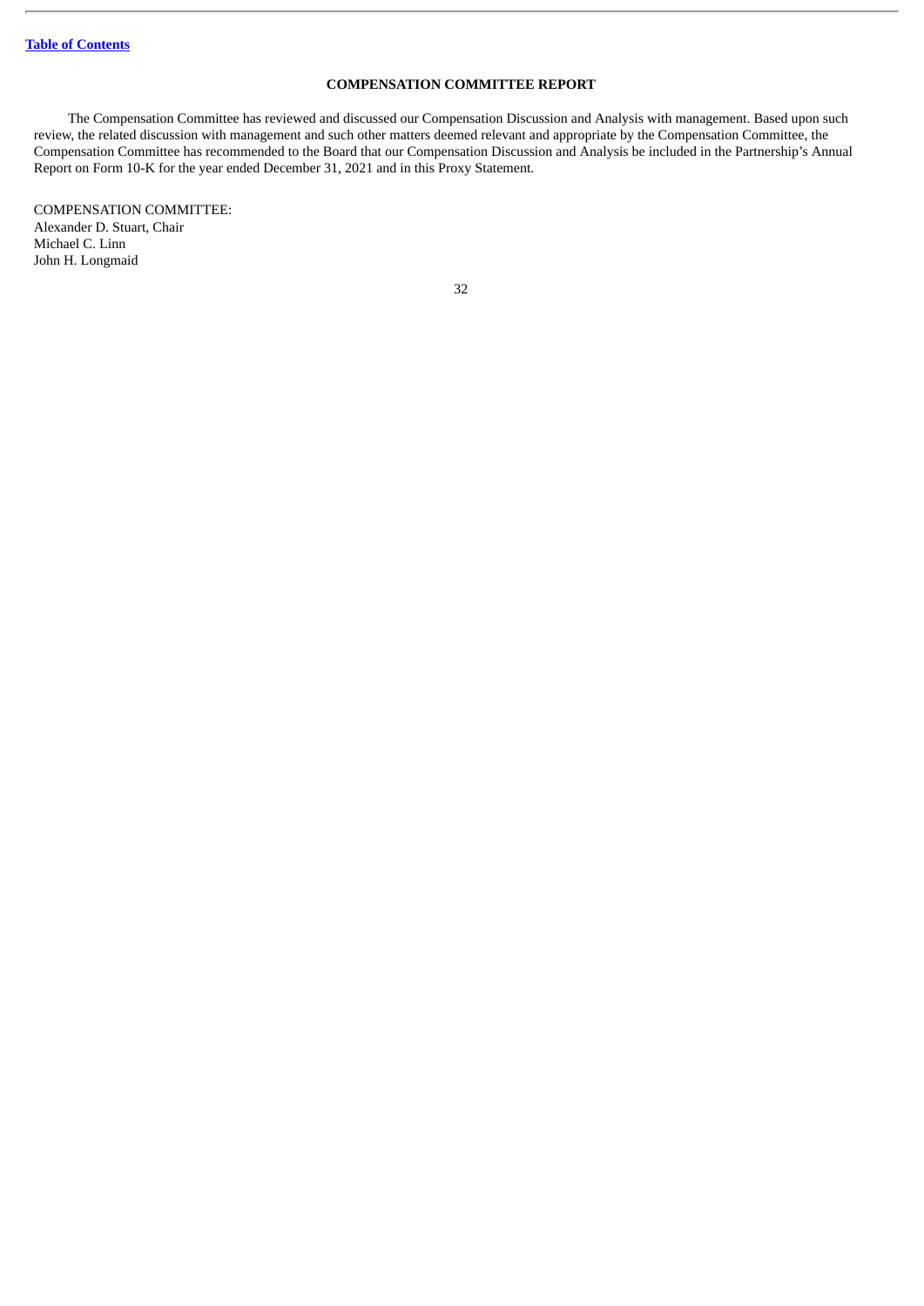## COMPENSATION COMMITTEE REPORT

The Compensation Committee has reviewed and discussed our Compensation Discussion and Analysis with management. Based upon such review, the related discussion with management and such other matters deemed relevant and appropriate by the Compensation Committee, the Compensation Committee has recommended to the Board that our Compensation Discussion and Analysis be included in the Partnership's Annual Report on Form 10-K for the year ended December 31, 2021 and in this Proxy Statement.

COMPENSATION COMMITTEE:
Alexander D. Stuart, Chair
Michael C. Linn
John H. Longmaid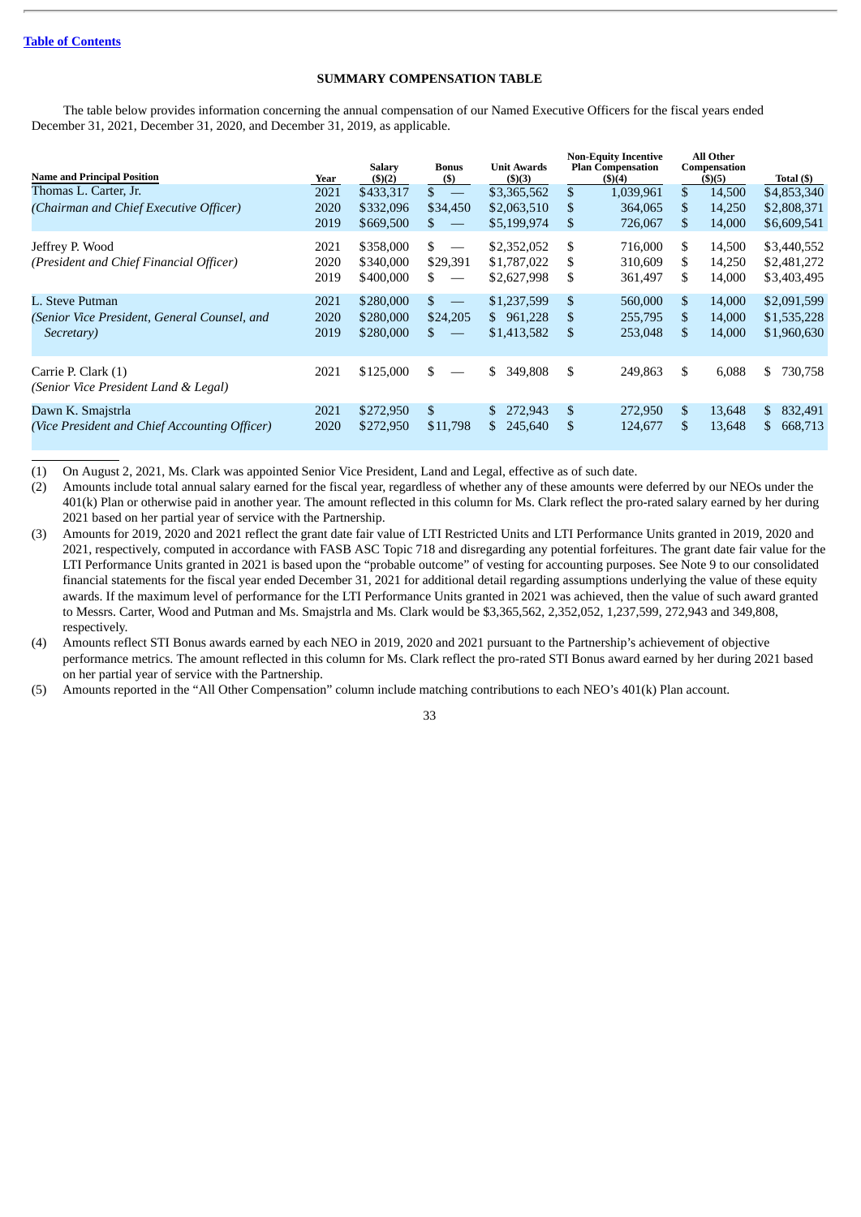Table of Contents

## SUMMARY COMPENSATION TABLE

The table below provides information concerning the annual compensation of our Named Executive Officers for the fiscal years ended December 31, 2021, December 31, 2020, and December 31, 2019, as applicable.

| Name and Principal Position | Year | Salary ($)(2) | Bonus ($) | Unit Awards ($)(3) | Non-Equity Incentive Plan Compensation ($)(4) | All Other Compensation ($)(5) | Total ($) |
|---|---|---|---|---|---|---|---|
| Thomas L. Carter, Jr. | 2021 | $433,317 | $ — | $3,365,562 | $ 1,039,961 | $ 14,500 | $4,853,340 |
| *(Chairman and Chief Executive Officer)* | 2020 | $332,096 | $34,450 | $2,063,510 | $ 364,065 | $ 14,250 | $2,808,371 |
| | 2019 | $669,500 | $ — | $5,199,974 | $ 726,067 | $ 14,000 | $6,609,541 |
| Jeffrey P. Wood | 2021 | $358,000 | $ — | $2,352,052 | $ 716,000 | $ 14,500 | $3,440,552 |
| *(President and Chief Financial Officer)* | 2020 | $340,000 | $29,391 | $1,787,022 | $ 310,609 | $ 14,250 | $2,481,272 |
| | 2019 | $400,000 | $ — | $2,627,998 | $ 361,497 | $ 14,000 | $3,403,495 |
| L. Steve Putman | 2021 | $280,000 | $ — | $1,237,599 | $ 560,000 | $ 14,000 | $2,091,599 |
| *(Senior Vice President, General Counsel, and Secretary)* | 2020 | $280,000 | $24,205 | $ 961,228 | $ 255,795 | $ 14,000 | $1,535,228 |
| | 2019 | $280,000 | $ — | $1,413,582 | $ 253,048 | $ 14,000 | $1,960,630 |
| Carrie P. Clark (1) *(Senior Vice President Land & Legal)* | 2021 | $125,000 | $ — | $ 349,808 | $ 249,863 | $ 6,088 | $ 730,758 |
| Dawn K. Smajstrla | 2021 | $272,950 | $ | $ 272,943 | $ 272,950 | $ 13,648 | $ 832,491 |
| *(Vice President and Chief Accounting Officer)* | 2020 | $272,950 | $11,798 | $ 245,640 | $ 124,677 | $ 13,648 | $ 668,713 |

(1) On August 2, 2021, Ms. Clark was appointed Senior Vice President, Land and Legal, effective as of such date.

(2) Amounts include total annual salary earned for the fiscal year, regardless of whether any of these amounts were deferred by our NEOs under the 401(k) Plan or otherwise paid in another year. The amount reflected in this column for Ms. Clark reflect the pro-rated salary earned by her during 2021 based on her partial year of service with the Partnership.

(3) Amounts for 2019, 2020 and 2021 reflect the grant date fair value of LTI Restricted Units and LTI Performance Units granted in 2019, 2020 and 2021, respectively, computed in accordance with FASB ASC Topic 718 and disregarding any potential forfeitures. The grant date fair value for the LTI Performance Units granted in 2021 is based upon the "probable outcome" of vesting for accounting purposes. See Note 9 to our consolidated financial statements for the fiscal year ended December 31, 2021 for additional detail regarding assumptions underlying the value of these equity awards. If the maximum level of performance for the LTI Performance Units granted in 2021 was achieved, then the value of such award granted to Messrs. Carter, Wood and Putman and Ms. Smajstrla and Ms. Clark would be $3,365,562, 2,352,052, 1,237,599, 272,943 and 349,808, respectively.

(4) Amounts reflect STI Bonus awards earned by each NEO in 2019, 2020 and 2021 pursuant to the Partnership's achievement of objective performance metrics. The amount reflected in this column for Ms. Clark reflect the pro-rated STI Bonus award earned by her during 2021 based on her partial year of service with the Partnership.

(5) Amounts reported in the "All Other Compensation" column include matching contributions to each NEO's 401(k) Plan account.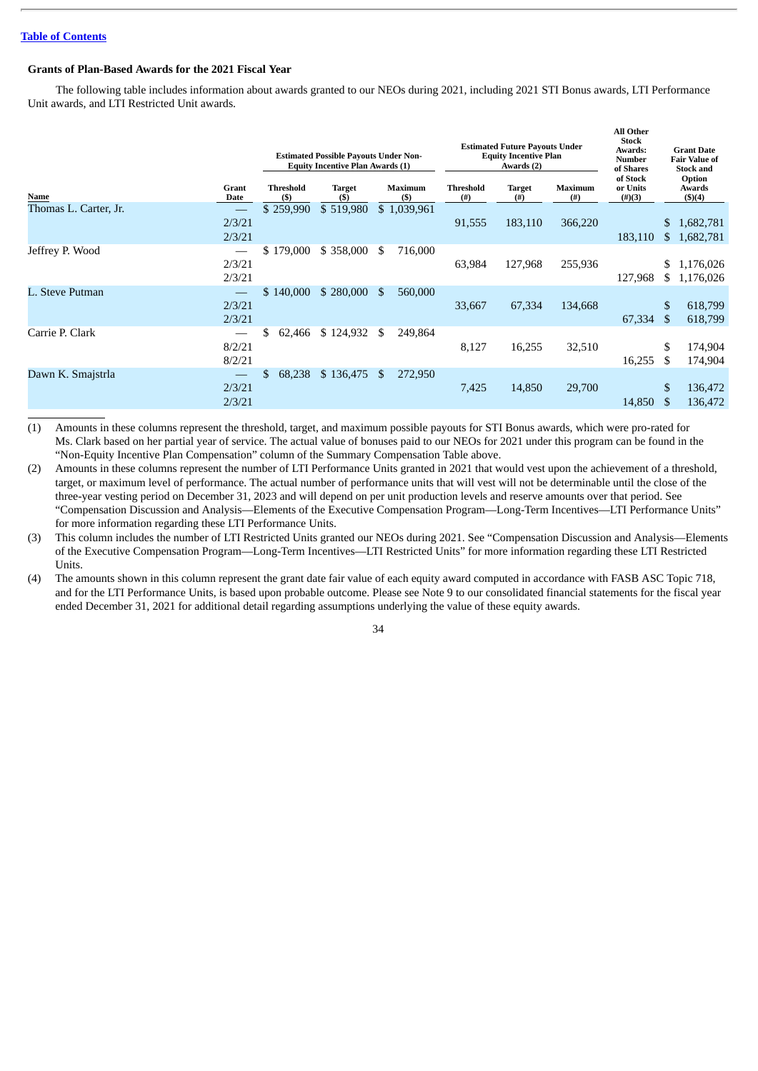[Table of Contents](#)

**Grants of Plan-Based Awards for the 2021 Fiscal Year**

The following table includes information about awards granted to our NEOs during 2021, including 2021 STI Bonus awards, LTI Performance Unit awards, and LTI Restricted Unit awards.

| | | Estimated Possible Payouts Under Non-Equity Incentive Plan Awards (1) | | | Estimated Future Payouts Under Equity Incentive Plan Awards (2) | | | All Other Stock Awards: Number of Shares of Stock or Units | Grant Date Fair Value of Stock and Option Awards |
|---|---|---|---|---|---|---|---|---|---|
| **Name** | **Grant Date** | **Threshold ($)** | **Target ($)** | **Maximum ($)** | **Threshold (#)** | **Target (#)** | **Maximum (#)** | **(#)(3)** | **($)(4)** |
| Thomas L. Carter, Jr. | — | $ 259,990 | $ 519,980 | $ 1,039,961 | | | | | |
| | 2/3/21 | | | | 91,555 | 183,110 | 366,220 | | $ 1,682,781 |
| | 2/3/21 | | | | | | | 183,110 | $ 1,682,781 |
| Jeffrey P. Wood | — | $ 179,000 | $ 358,000 | $ 716,000 | | | | | |
| | 2/3/21 | | | | 63,984 | 127,968 | 255,936 | | $ 1,176,026 |
| | 2/3/21 | | | | | | | 127,968 | $ 1,176,026 |
| L. Steve Putman | — | $ 140,000 | $ 280,000 | $ 560,000 | | | | | |
| | 2/3/21 | | | | 33,667 | 67,334 | 134,668 | | $ 618,799 |
| | 2/3/21 | | | | | | | 67,334 | $ 618,799 |
| Carrie P. Clark | — | $ 62,466 | $ 124,932 | $ 249,864 | | | | | |
| | 8/2/21 | | | | 8,127 | 16,255 | 32,510 | | $ 174,904 |
| | 8/2/21 | | | | | | | 16,255 | $ 174,904 |
| Dawn K. Smajstrla | — | $ 68,238 | $ 136,475 | $ 272,950 | | | | | |
| | 2/3/21 | | | | 7,425 | 14,850 | 29,700 | | $ 136,472 |
| | 2/3/21 | | | | | | | 14,850 | $ 136,472 |

(1) Amounts in these columns represent the threshold, target, and maximum possible payouts for STI Bonus awards, which were pro-rated for Ms. Clark based on her partial year of service. The actual value of bonuses paid to our NEOs for 2021 under this program can be found in the "Non-Equity Incentive Plan Compensation" column of the Summary Compensation Table above.

(2) Amounts in these columns represent the number of LTI Performance Units granted in 2021 that would vest upon the achievement of a threshold, target, or maximum level of performance. The actual number of performance units that will vest will not be determinable until the close of the three-year vesting period on December 31, 2023 and will depend on per unit production levels and reserve amounts over that period. See "Compensation Discussion and Analysis—Elements of the Executive Compensation Program—Long-Term Incentives—LTI Performance Units" for more information regarding these LTI Performance Units.

(3) This column includes the number of LTI Restricted Units granted our NEOs during 2021. See "Compensation Discussion and Analysis—Elements of the Executive Compensation Program—Long-Term Incentives—LTI Restricted Units" for more information regarding these LTI Restricted Units.

(4) The amounts shown in this column represent the grant date fair value of each equity award computed in accordance with FASB ASC Topic 718, and for the LTI Performance Units, is based upon probable outcome. Please see Note 9 to our consolidated financial statements for the fiscal year ended December 31, 2021 for additional detail regarding assumptions underlying the value of these equity awards.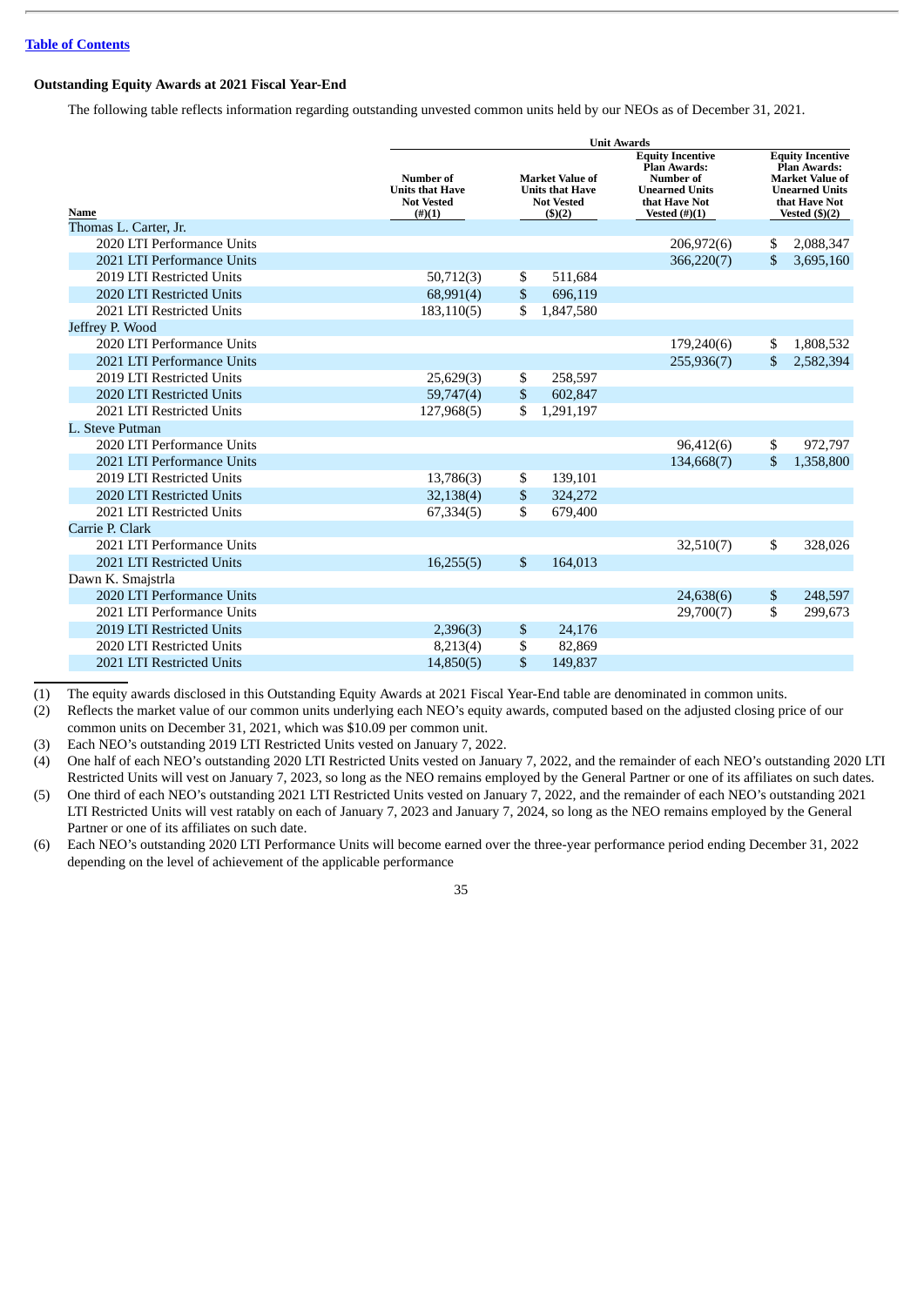[Table of Contents](#)

### Outstanding Equity Awards at 2021 Fiscal Year-End

The following table reflects information regarding outstanding unvested common units held by our NEOs as of December 31, 2021.

| | Unit Awards | | | |
|---|---|---|---|---|
| Name | Number of Units that Have Not Vested (#)(1) | Market Value of Units that Have Not Vested ($)(2) | Equity Incentive Plan Awards: Number of Unearned Units that Have Not Vested (#)(1) | Equity Incentive Plan Awards: Market Value of Unearned Units that Have Not Vested ($)(2) |
| Thomas L. Carter, Jr. | | | | |
| 2020 LTI Performance Units | | | 206,972(6) | $ 2,088,347 |
| 2021 LTI Performance Units | | | 366,220(7) | $ 3,695,160 |
| 2019 LTI Restricted Units | 50,712(3) | $ 511,684 | | |
| 2020 LTI Restricted Units | 68,991(4) | $ 696,119 | | |
| 2021 LTI Restricted Units | 183,110(5) | $ 1,847,580 | | |
| Jeffrey P. Wood | | | | |
| 2020 LTI Performance Units | | | 179,240(6) | $ 1,808,532 |
| 2021 LTI Performance Units | | | 255,936(7) | $ 2,582,394 |
| 2019 LTI Restricted Units | 25,629(3) | $ 258,597 | | |
| 2020 LTI Restricted Units | 59,747(4) | $ 602,847 | | |
| 2021 LTI Restricted Units | 127,968(5) | $ 1,291,197 | | |
| L. Steve Putman | | | | |
| 2020 LTI Performance Units | | | 96,412(6) | $ 972,797 |
| 2021 LTI Performance Units | | | 134,668(7) | $ 1,358,800 |
| 2019 LTI Restricted Units | 13,786(3) | $ 139,101 | | |
| 2020 LTI Restricted Units | 32,138(4) | $ 324,272 | | |
| 2021 LTI Restricted Units | 67,334(5) | $ 679,400 | | |
| Carrie P. Clark | | | | |
| 2021 LTI Performance Units | | | 32,510(7) | $ 328,026 |
| 2021 LTI Restricted Units | 16,255(5) | $ 164,013 | | |
| Dawn K. Smajstrla | | | | |
| 2020 LTI Performance Units | | | 24,638(6) | $ 248,597 |
| 2021 LTI Performance Units | | | 29,700(7) | $ 299,673 |
| 2019 LTI Restricted Units | 2,396(3) | $ 24,176 | | |
| 2020 LTI Restricted Units | 8,213(4) | $ 82,869 | | |
| 2021 LTI Restricted Units | 14,850(5) | $ 149,837 | | |

(1) The equity awards disclosed in this Outstanding Equity Awards at 2021 Fiscal Year-End table are denominated in common units.

(2) Reflects the market value of our common units underlying each NEO's equity awards, computed based on the adjusted closing price of our common units on December 31, 2021, which was $10.09 per common unit.

(3) Each NEO's outstanding 2019 LTI Restricted Units vested on January 7, 2022.

(4) One half of each NEO's outstanding 2020 LTI Restricted Units vested on January 7, 2022, and the remainder of each NEO's outstanding 2020 LTI Restricted Units will vest on January 7, 2023, so long as the NEO remains employed by the General Partner or one of its affiliates on such dates.

(5) One third of each NEO's outstanding 2021 LTI Restricted Units vested on January 7, 2022, and the remainder of each NEO's outstanding 2021 LTI Restricted Units will vest ratably on each of January 7, 2023 and January 7, 2024, so long as the NEO remains employed by the General Partner or one of its affiliates on such date.

(6) Each NEO's outstanding 2020 LTI Performance Units will become earned over the three-year performance period ending December 31, 2022 depending on the level of achievement of the applicable performance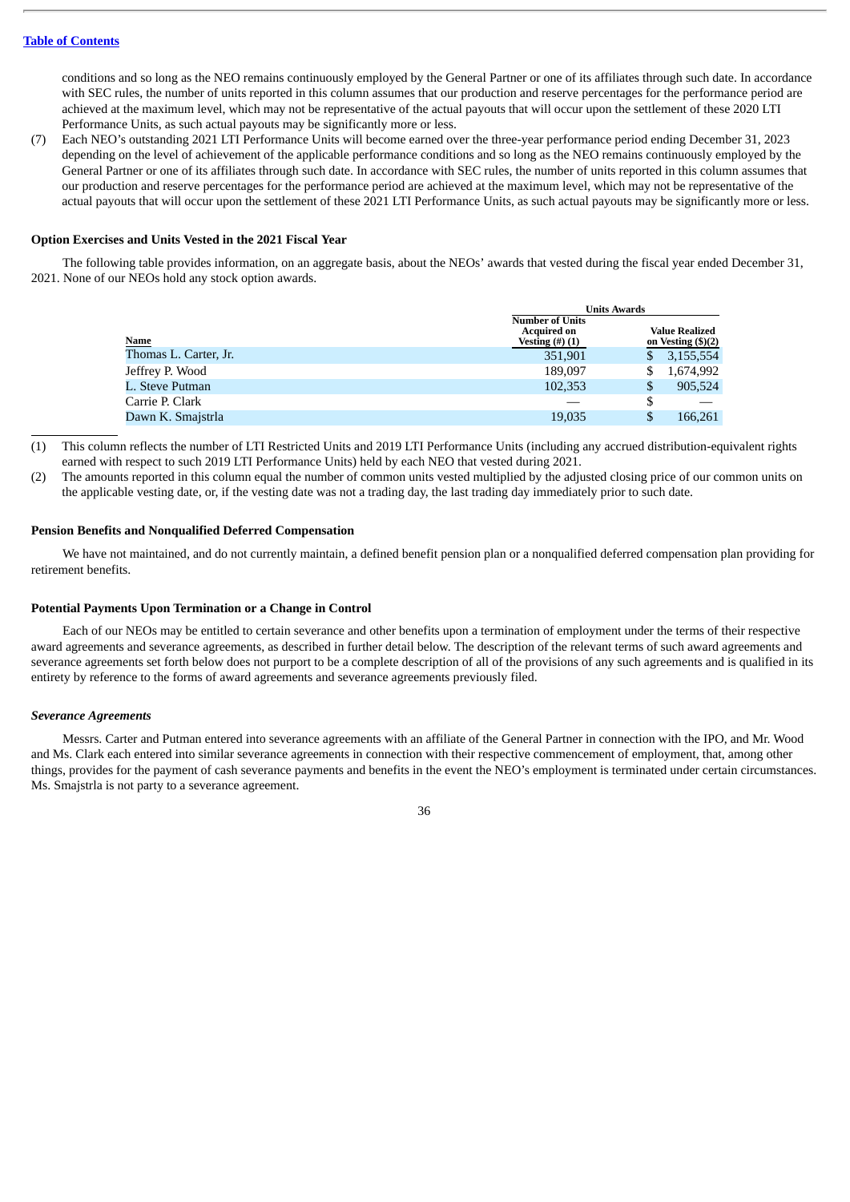conditions and so long as the NEO remains continuously employed by the General Partner or one of its affiliates through such date. In accordance with SEC rules, the number of units reported in this column assumes that our production and reserve percentages for the performance period are achieved at the maximum level, which may not be representative of the actual payouts that will occur upon the settlement of these 2020 LTI Performance Units, as such actual payouts may be significantly more or less.

(7) Each NEO's outstanding 2021 LTI Performance Units will become earned over the three-year performance period ending December 31, 2023 depending on the level of achievement of the applicable performance conditions and so long as the NEO remains continuously employed by the General Partner or one of its affiliates through such date. In accordance with SEC rules, the number of units reported in this column assumes that our production and reserve percentages for the performance period are achieved at the maximum level, which may not be representative of the actual payouts that will occur upon the settlement of these 2021 LTI Performance Units, as such actual payouts may be significantly more or less.

### Option Exercises and Units Vested in the 2021 Fiscal Year

The following table provides information, on an aggregate basis, about the NEOs' awards that vested during the fiscal year ended December 31, 2021. None of our NEOs hold any stock option awards.

| | Units Awards | |
|---|---|---|
| Name | Number of Units Acquired on Vesting (#) (1) | Value Realized on Vesting ($)(2) |
| Thomas L. Carter, Jr. | 351,901 | $ 3,155,554 |
| Jeffrey P. Wood | 189,097 | $ 1,674,992 |
| L. Steve Putman | 102,353 | $ 905,524 |
| Carrie P. Clark | — | $ — |
| Dawn K. Smajstrla | 19,035 | $ 166,261 |

(1) This column reflects the number of LTI Restricted Units and 2019 LTI Performance Units (including any accrued distribution-equivalent rights earned with respect to such 2019 LTI Performance Units) held by each NEO that vested during 2021.

(2) The amounts reported in this column equal the number of common units vested multiplied by the adjusted closing price of our common units on the applicable vesting date, or, if the vesting date was not a trading day, the last trading day immediately prior to such date.

### Pension Benefits and Nonqualified Deferred Compensation

We have not maintained, and do not currently maintain, a defined benefit pension plan or a nonqualified deferred compensation plan providing for retirement benefits.

### Potential Payments Upon Termination or a Change in Control

Each of our NEOs may be entitled to certain severance and other benefits upon a termination of employment under the terms of their respective award agreements and severance agreements, as described in further detail below. The description of the relevant terms of such award agreements and severance agreements set forth below does not purport to be a complete description of all of the provisions of any such agreements and is qualified in its entirety by reference to the forms of award agreements and severance agreements previously filed.

#### *Severance Agreements*

Messrs. Carter and Putman entered into severance agreements with an affiliate of the General Partner in connection with the IPO, and Mr. Wood and Ms. Clark each entered into similar severance agreements in connection with their respective commencement of employment, that, among other things, provides for the payment of cash severance payments and benefits in the event the NEO's employment is terminated under certain circumstances. Ms. Smajstrla is not party to a severance agreement.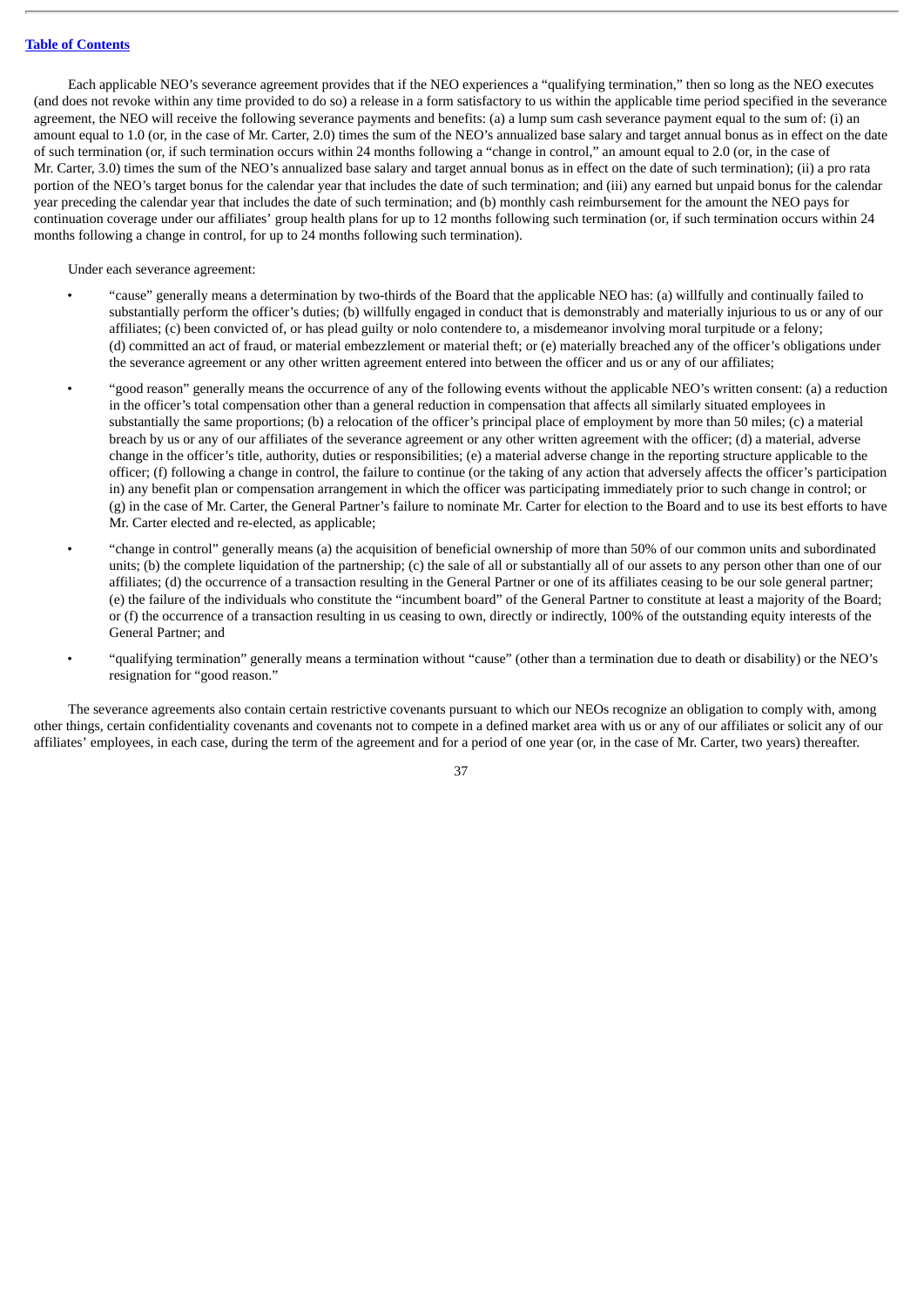Each applicable NEO's severance agreement provides that if the NEO experiences a "qualifying termination," then so long as the NEO executes (and does not revoke within any time provided to do so) a release in a form satisfactory to us within the applicable time period specified in the severance agreement, the NEO will receive the following severance payments and benefits: (a) a lump sum cash severance payment equal to the sum of: (i) an amount equal to 1.0 (or, in the case of Mr. Carter, 2.0) times the sum of the NEO's annualized base salary and target annual bonus as in effect on the date of such termination (or, if such termination occurs within 24 months following a "change in control," an amount equal to 2.0 (or, in the case of Mr. Carter, 3.0) times the sum of the NEO's annualized base salary and target annual bonus as in effect on the date of such termination); (ii) a pro rata portion of the NEO's target bonus for the calendar year that includes the date of such termination; and (iii) any earned but unpaid bonus for the calendar year preceding the calendar year that includes the date of such termination; and (b) monthly cash reimbursement for the amount the NEO pays for continuation coverage under our affiliates' group health plans for up to 12 months following such termination (or, if such termination occurs within 24 months following a change in control, for up to 24 months following such termination).

Under each severance agreement:

- "cause" generally means a determination by two-thirds of the Board that the applicable NEO has: (a) willfully and continually failed to substantially perform the officer's duties; (b) willfully engaged in conduct that is demonstrably and materially injurious to us or any of our affiliates; (c) been convicted of, or has plead guilty or nolo contendere to, a misdemeanor involving moral turpitude or a felony; (d) committed an act of fraud, or material embezzlement or material theft; or (e) materially breached any of the officer's obligations under the severance agreement or any other written agreement entered into between the officer and us or any of our affiliates;
- "good reason" generally means the occurrence of any of the following events without the applicable NEO's written consent: (a) a reduction in the officer's total compensation other than a general reduction in compensation that affects all similarly situated employees in substantially the same proportions; (b) a relocation of the officer's principal place of employment by more than 50 miles; (c) a material breach by us or any of our affiliates of the severance agreement or any other written agreement with the officer; (d) a material, adverse change in the officer's title, authority, duties or responsibilities; (e) a material adverse change in the reporting structure applicable to the officer; (f) following a change in control, the failure to continue (or the taking of any action that adversely affects the officer's participation in) any benefit plan or compensation arrangement in which the officer was participating immediately prior to such change in control; or (g) in the case of Mr. Carter, the General Partner's failure to nominate Mr. Carter for election to the Board and to use its best efforts to have Mr. Carter elected and re-elected, as applicable;
- "change in control" generally means (a) the acquisition of beneficial ownership of more than 50% of our common units and subordinated units; (b) the complete liquidation of the partnership; (c) the sale of all or substantially all of our assets to any person other than one of our affiliates; (d) the occurrence of a transaction resulting in the General Partner or one of its affiliates ceasing to be our sole general partner; (e) the failure of the individuals who constitute the "incumbent board" of the General Partner to constitute at least a majority of the Board; or (f) the occurrence of a transaction resulting in us ceasing to own, directly or indirectly, 100% of the outstanding equity interests of the General Partner; and
- "qualifying termination" generally means a termination without "cause" (other than a termination due to death or disability) or the NEO's resignation for "good reason."

The severance agreements also contain certain restrictive covenants pursuant to which our NEOs recognize an obligation to comply with, among other things, certain confidentiality covenants and covenants not to compete in a defined market area with us or any of our affiliates or solicit any of our affiliates' employees, in each case, during the term of the agreement and for a period of one year (or, in the case of Mr. Carter, two years) thereafter.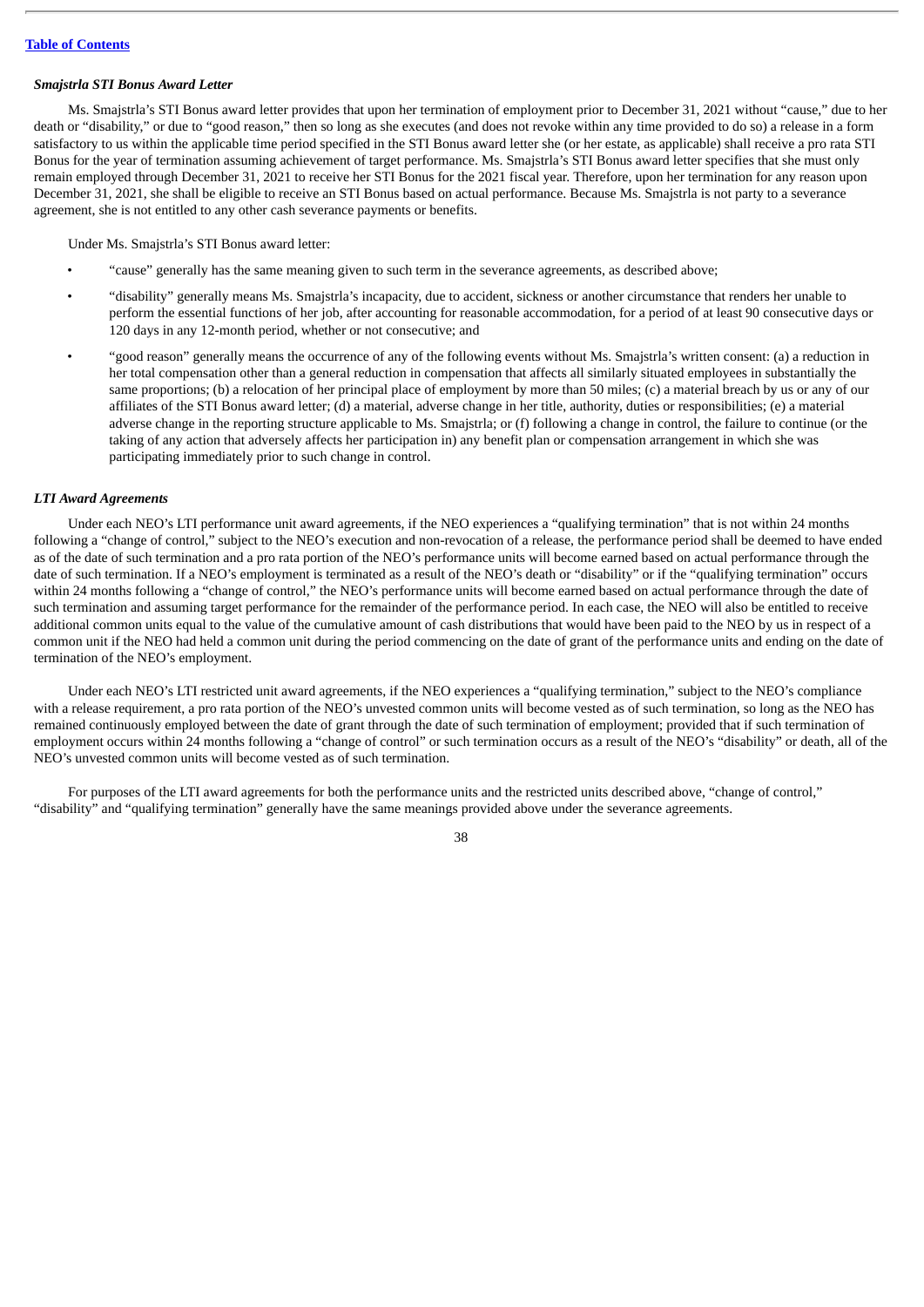***Smajstrla STI Bonus Award Letter***

Ms. Smajstrla's STI Bonus award letter provides that upon her termination of employment prior to December 31, 2021 without "cause," due to her death or "disability," or due to "good reason," then so long as she executes (and does not revoke within any time provided to do so) a release in a form satisfactory to us within the applicable time period specified in the STI Bonus award letter she (or her estate, as applicable) shall receive a pro rata STI Bonus for the year of termination assuming achievement of target performance. Ms. Smajstrla's STI Bonus award letter specifies that she must only remain employed through December 31, 2021 to receive her STI Bonus for the 2021 fiscal year. Therefore, upon her termination for any reason upon December 31, 2021, she shall be eligible to receive an STI Bonus based on actual performance. Because Ms. Smajstrla is not party to a severance agreement, she is not entitled to any other cash severance payments or benefits.

Under Ms. Smajstrla's STI Bonus award letter:

- "cause" generally has the same meaning given to such term in the severance agreements, as described above;
- "disability" generally means Ms. Smajstrla's incapacity, due to accident, sickness or another circumstance that renders her unable to perform the essential functions of her job, after accounting for reasonable accommodation, for a period of at least 90 consecutive days or 120 days in any 12-month period, whether or not consecutive; and
- "good reason" generally means the occurrence of any of the following events without Ms. Smajstrla's written consent: (a) a reduction in her total compensation other than a general reduction in compensation that affects all similarly situated employees in substantially the same proportions; (b) a relocation of her principal place of employment by more than 50 miles; (c) a material breach by us or any of our affiliates of the STI Bonus award letter; (d) a material, adverse change in her title, authority, duties or responsibilities; (e) a material adverse change in the reporting structure applicable to Ms. Smajstrla; or (f) following a change in control, the failure to continue (or the taking of any action that adversely affects her participation in) any benefit plan or compensation arrangement in which she was participating immediately prior to such change in control.

***LTI Award Agreements***

Under each NEO's LTI performance unit award agreements, if the NEO experiences a "qualifying termination" that is not within 24 months following a "change of control," subject to the NEO's execution and non-revocation of a release, the performance period shall be deemed to have ended as of the date of such termination and a pro rata portion of the NEO's performance units will become earned based on actual performance through the date of such termination. If a NEO's employment is terminated as a result of the NEO's death or "disability" or if the "qualifying termination" occurs within 24 months following a "change of control," the NEO's performance units will become earned based on actual performance through the date of such termination and assuming target performance for the remainder of the performance period. In each case, the NEO will also be entitled to receive additional common units equal to the value of the cumulative amount of cash distributions that would have been paid to the NEO by us in respect of a common unit if the NEO had held a common unit during the period commencing on the date of grant of the performance units and ending on the date of termination of the NEO's employment.

Under each NEO's LTI restricted unit award agreements, if the NEO experiences a "qualifying termination," subject to the NEO's compliance with a release requirement, a pro rata portion of the NEO's unvested common units will become vested as of such termination, so long as the NEO has remained continuously employed between the date of grant through the date of such termination of employment; provided that if such termination of employment occurs within 24 months following a "change of control" or such termination occurs as a result of the NEO's "disability" or death, all of the NEO's unvested common units will become vested as of such termination.

For purposes of the LTI award agreements for both the performance units and the restricted units described above, "change of control," "disability" and "qualifying termination" generally have the same meanings provided above under the severance agreements.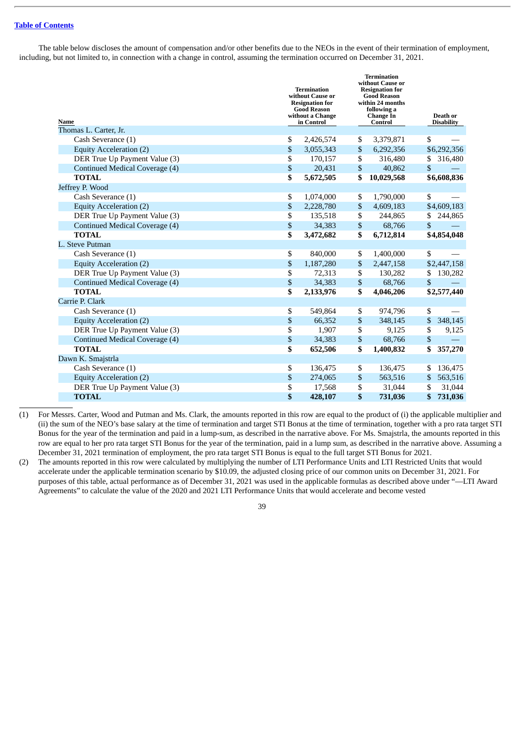[Table of Contents](#)

The table below discloses the amount of compensation and/or other benefits due to the NEOs in the event of their termination of employment, including, but not limited to, in connection with a change in control, assuming the termination occurred on December 31, 2021.

| Name | Termination without Cause or Resignation for Good Reason without a Change in Control | Termination without Cause or Resignation for Good Reason within 24 months following a Change In Control | Death or Disability |
|---|---|---|---|
| Thomas L. Carter, Jr. | | | |
| Cash Severance (1) | $ 2,426,574 | $ 3,379,871 | $ — |
| Equity Acceleration (2) | $ 3,055,343 | $ 6,292,356 | $6,292,356 |
| DER True Up Payment Value (3) | $ 170,157 | $ 316,480 | $ 316,480 |
| Continued Medical Coverage (4) | $ 20,431 | $ 40,862 | $ — |
| **TOTAL** | **$ 5,672,505** | **$ 10,029,568** | **$6,608,836** |
| Jeffrey P. Wood | | | |
| Cash Severance (1) | $ 1,074,000 | $ 1,790,000 | $ — |
| Equity Acceleration (2) | $ 2,228,780 | $ 4,609,183 | $4,609,183 |
| DER True Up Payment Value (3) | $ 135,518 | $ 244,865 | $ 244,865 |
| Continued Medical Coverage (4) | $ 34,383 | $ 68,766 | $ — |
| **TOTAL** | **$ 3,472,682** | **$ 6,712,814** | **$4,854,048** |
| L. Steve Putman | | | |
| Cash Severance (1) | $ 840,000 | $ 1,400,000 | $ — |
| Equity Acceleration (2) | $ 1,187,280 | $ 2,447,158 | $2,447,158 |
| DER True Up Payment Value (3) | $ 72,313 | $ 130,282 | $ 130,282 |
| Continued Medical Coverage (4) | $ 34,383 | $ 68,766 | $ — |
| **TOTAL** | **$ 2,133,976** | **$ 4,046,206** | **$2,577,440** |
| Carrie P. Clark | | | |
| Cash Severance (1) | $ 549,864 | $ 974,796 | $ — |
| Equity Acceleration (2) | $ 66,352 | $ 348,145 | $ 348,145 |
| DER True Up Payment Value (3) | $ 1,907 | $ 9,125 | $ 9,125 |
| Continued Medical Coverage (4) | $ 34,383 | $ 68,766 | $ — |
| **TOTAL** | **$ 652,506** | **$ 1,400,832** | **$ 357,270** |
| Dawn K. Smajstrla | | | |
| Cash Severance (1) | $ 136,475 | $ 136,475 | $ 136,475 |
| Equity Acceleration (2) | $ 274,065 | $ 563,516 | $ 563,516 |
| DER True Up Payment Value (3) | $ 17,568 | $ 31,044 | $ 31,044 |
| **TOTAL** | **$ 428,107** | **$ 731,036** | **$ 731,036** |

(1) For Messrs. Carter, Wood and Putman and Ms. Clark, the amounts reported in this row are equal to the product of (i) the applicable multiplier and (ii) the sum of the NEO's base salary at the time of termination and target STI Bonus at the time of termination, together with a pro rata target STI Bonus for the year of the termination and paid in a lump-sum, as described in the narrative above. For Ms. Smajstrla, the amounts reported in this row are equal to her pro rata target STI Bonus for the year of the termination, paid in a lump sum, as described in the narrative above. Assuming a December 31, 2021 termination of employment, the pro rata target STI Bonus is equal to the full target STI Bonus for 2021.

(2) The amounts reported in this row were calculated by multiplying the number of LTI Performance Units and LTI Restricted Units that would accelerate under the applicable termination scenario by $10.09, the adjusted closing price of our common units on December 31, 2021. For purposes of this table, actual performance as of December 31, 2021 was used in the applicable formulas as described above under "—LTI Award Agreements" to calculate the value of the 2020 and 2021 LTI Performance Units that would accelerate and become vested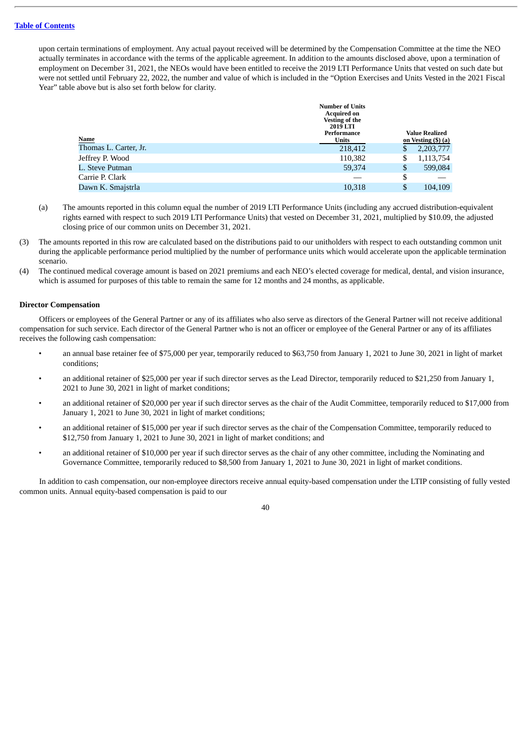upon certain terminations of employment. Any actual payout received will be determined by the Compensation Committee at the time the NEO actually terminates in accordance with the terms of the applicable agreement. In addition to the amounts disclosed above, upon a termination of employment on December 31, 2021, the NEOs would have been entitled to receive the 2019 LTI Performance Units that vested on such date but were not settled until February 22, 2022, the number and value of which is included in the "Option Exercises and Units Vested in the 2021 Fiscal Year" table above but is also set forth below for clarity.

| Name | Number of Units Acquired on Vesting of the 2019 LTI Performance Units | Value Realized on Vesting ($) (a) |
|---|---|---|
| Thomas L. Carter, Jr. | 218,412 | $ 2,203,777 |
| Jeffrey P. Wood | 110,382 | $ 1,113,754 |
| L. Steve Putman | 59,374 | $ 599,084 |
| Carrie P. Clark | — | $ — |
| Dawn K. Smajstrla | 10,318 | $ 104,109 |

(a) The amounts reported in this column equal the number of 2019 LTI Performance Units (including any accrued distribution-equivalent rights earned with respect to such 2019 LTI Performance Units) that vested on December 31, 2021, multiplied by $10.09, the adjusted closing price of our common units on December 31, 2021.

(3) The amounts reported in this row are calculated based on the distributions paid to our unitholders with respect to each outstanding common unit during the applicable performance period multiplied by the number of performance units which would accelerate upon the applicable termination scenario.

(4) The continued medical coverage amount is based on 2021 premiums and each NEO's elected coverage for medical, dental, and vision insurance, which is assumed for purposes of this table to remain the same for 12 months and 24 months, as applicable.

**Director Compensation**

Officers or employees of the General Partner or any of its affiliates who also serve as directors of the General Partner will not receive additional compensation for such service. Each director of the General Partner who is not an officer or employee of the General Partner or any of its affiliates receives the following cash compensation:

- an annual base retainer fee of $75,000 per year, temporarily reduced to $63,750 from January 1, 2021 to June 30, 2021 in light of market conditions;
- an additional retainer of $25,000 per year if such director serves as the Lead Director, temporarily reduced to $21,250 from January 1, 2021 to June 30, 2021 in light of market conditions;
- an additional retainer of $20,000 per year if such director serves as the chair of the Audit Committee, temporarily reduced to $17,000 from January 1, 2021 to June 30, 2021 in light of market conditions;
- an additional retainer of $15,000 per year if such director serves as the chair of the Compensation Committee, temporarily reduced to $12,750 from January 1, 2021 to June 30, 2021 in light of market conditions; and
- an additional retainer of $10,000 per year if such director serves as the chair of any other committee, including the Nominating and Governance Committee, temporarily reduced to $8,500 from January 1, 2021 to June 30, 2021 in light of market conditions.

In addition to cash compensation, our non-employee directors receive annual equity-based compensation under the LTIP consisting of fully vested common units. Annual equity-based compensation is paid to our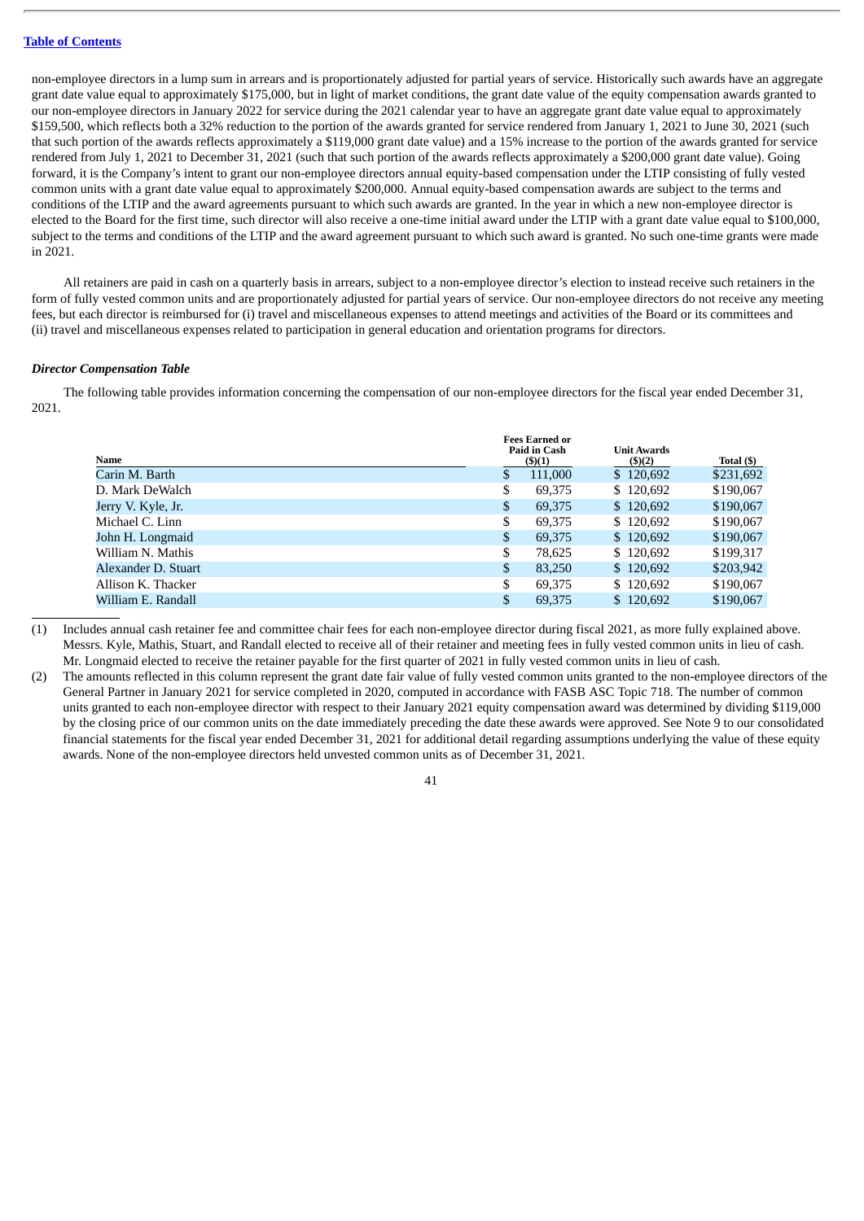non-employee directors in a lump sum in arrears and is proportionately adjusted for partial years of service. Historically such awards have an aggregate grant date value equal to approximately $175,000, but in light of market conditions, the grant date value of the equity compensation awards granted to our non-employee directors in January 2022 for service during the 2021 calendar year to have an aggregate grant date value equal to approximately $159,500, which reflects both a 32% reduction to the portion of the awards granted for service rendered from January 1, 2021 to June 30, 2021 (such that such portion of the awards reflects approximately a $119,000 grant date value) and a 15% increase to the portion of the awards granted for service rendered from July 1, 2021 to December 31, 2021 (such that such portion of the awards reflects approximately a $200,000 grant date value). Going forward, it is the Company's intent to grant our non-employee directors annual equity-based compensation under the LTIP consisting of fully vested common units with a grant date value equal to approximately $200,000. Annual equity-based compensation awards are subject to the terms and conditions of the LTIP and the award agreements pursuant to which such awards are granted. In the year in which a new non-employee director is elected to the Board for the first time, such director will also receive a one-time initial award under the LTIP with a grant date value equal to $100,000, subject to the terms and conditions of the LTIP and the award agreement pursuant to which such award is granted. No such one-time grants were made in 2021.

All retainers are paid in cash on a quarterly basis in arrears, subject to a non-employee director's election to instead receive such retainers in the form of fully vested common units and are proportionately adjusted for partial years of service. Our non-employee directors do not receive any meeting fees, but each director is reimbursed for (i) travel and miscellaneous expenses to attend meetings and activities of the Board or its committees and (ii) travel and miscellaneous expenses related to participation in general education and orientation programs for directors.

### *Director Compensation Table*

The following table provides information concerning the compensation of our non-employee directors for the fiscal year ended December 31, 2021.

| Name | Fees Earned or Paid in Cash ($)(1) | Unit Awards ($)(2) | Total ($) |
|---|---|---|---|
| Carin M. Barth | $ 111,000 | $ 120,692 | $231,692 |
| D. Mark DeWalch | $ 69,375 | $ 120,692 | $190,067 |
| Jerry V. Kyle, Jr. | $ 69,375 | $ 120,692 | $190,067 |
| Michael C. Linn | $ 69,375 | $ 120,692 | $190,067 |
| John H. Longmaid | $ 69,375 | $ 120,692 | $190,067 |
| William N. Mathis | $ 78,625 | $ 120,692 | $199,317 |
| Alexander D. Stuart | $ 83,250 | $ 120,692 | $203,942 |
| Allison K. Thacker | $ 69,375 | $ 120,692 | $190,067 |
| William E. Randall | $ 69,375 | $ 120,692 | $190,067 |

(1) Includes annual cash retainer fee and committee chair fees for each non-employee director during fiscal 2021, as more fully explained above. Messrs. Kyle, Mathis, Stuart, and Randall elected to receive all of their retainer and meeting fees in fully vested common units in lieu of cash. Mr. Longmaid elected to receive the retainer payable for the first quarter of 2021 in fully vested common units in lieu of cash.

(2) The amounts reflected in this column represent the grant date fair value of fully vested common units granted to the non-employee directors of the General Partner in January 2021 for service completed in 2020, computed in accordance with FASB ASC Topic 718. The number of common units granted to each non-employee director with respect to their January 2021 equity compensation award was determined by dividing $119,000 by the closing price of our common units on the date immediately preceding the date these awards were approved. See Note 9 to our consolidated financial statements for the fiscal year ended December 31, 2021 for additional detail regarding assumptions underlying the value of these equity awards. None of the non-employee directors held unvested common units as of December 31, 2021.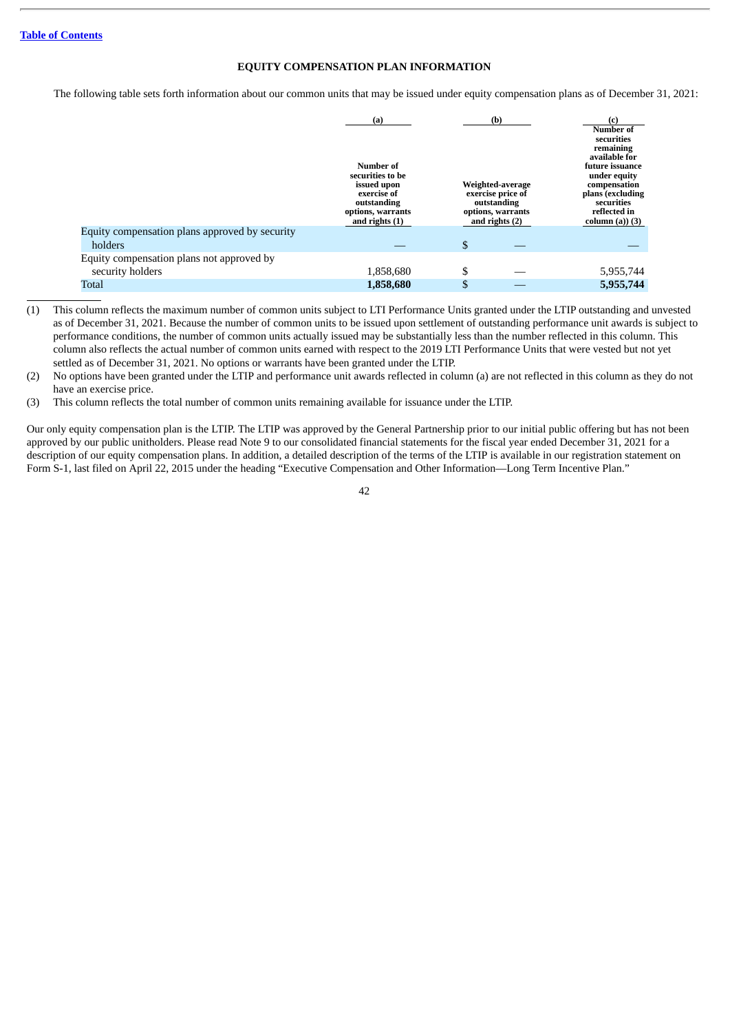[Table of Contents](#)

## EQUITY COMPENSATION PLAN INFORMATION

The following table sets forth information about our common units that may be issued under equity compensation plans as of December 31, 2021:

| | (a) | (b) | (c) |
|---|---|---|---|
| | Number of securities to be issued upon exercise of outstanding options, warrants and rights (1) | Weighted-average exercise price of outstanding options, warrants and rights (2) | Number of securities remaining available for future issuance under equity compensation plans (excluding securities reflected in column (a)) (3) |
| Equity compensation plans approved by security holders | — | $ — | — |
| Equity compensation plans not approved by security holders | 1,858,680 | $ — | 5,955,744 |
| Total | **1,858,680** | $ — | **5,955,744** |

(1) This column reflects the maximum number of common units subject to LTI Performance Units granted under the LTIP outstanding and unvested as of December 31, 2021. Because the number of common units to be issued upon settlement of outstanding performance unit awards is subject to performance conditions, the number of common units actually issued may be substantially less than the number reflected in this column. This column also reflects the actual number of common units earned with respect to the 2019 LTI Performance Units that were vested but not yet settled as of December 31, 2021. No options or warrants have been granted under the LTIP.

(2) No options have been granted under the LTIP and performance unit awards reflected in column (a) are not reflected in this column as they do not have an exercise price.

(3) This column reflects the total number of common units remaining available for issuance under the LTIP.

Our only equity compensation plan is the LTIP. The LTIP was approved by the General Partnership prior to our initial public offering but has not been approved by our public unitholders. Please read Note 9 to our consolidated financial statements for the fiscal year ended December 31, 2021 for a description of our equity compensation plans. In addition, a detailed description of the terms of the LTIP is available in our registration statement on Form S-1, last filed on April 22, 2015 under the heading "Executive Compensation and Other Information—Long Term Incentive Plan."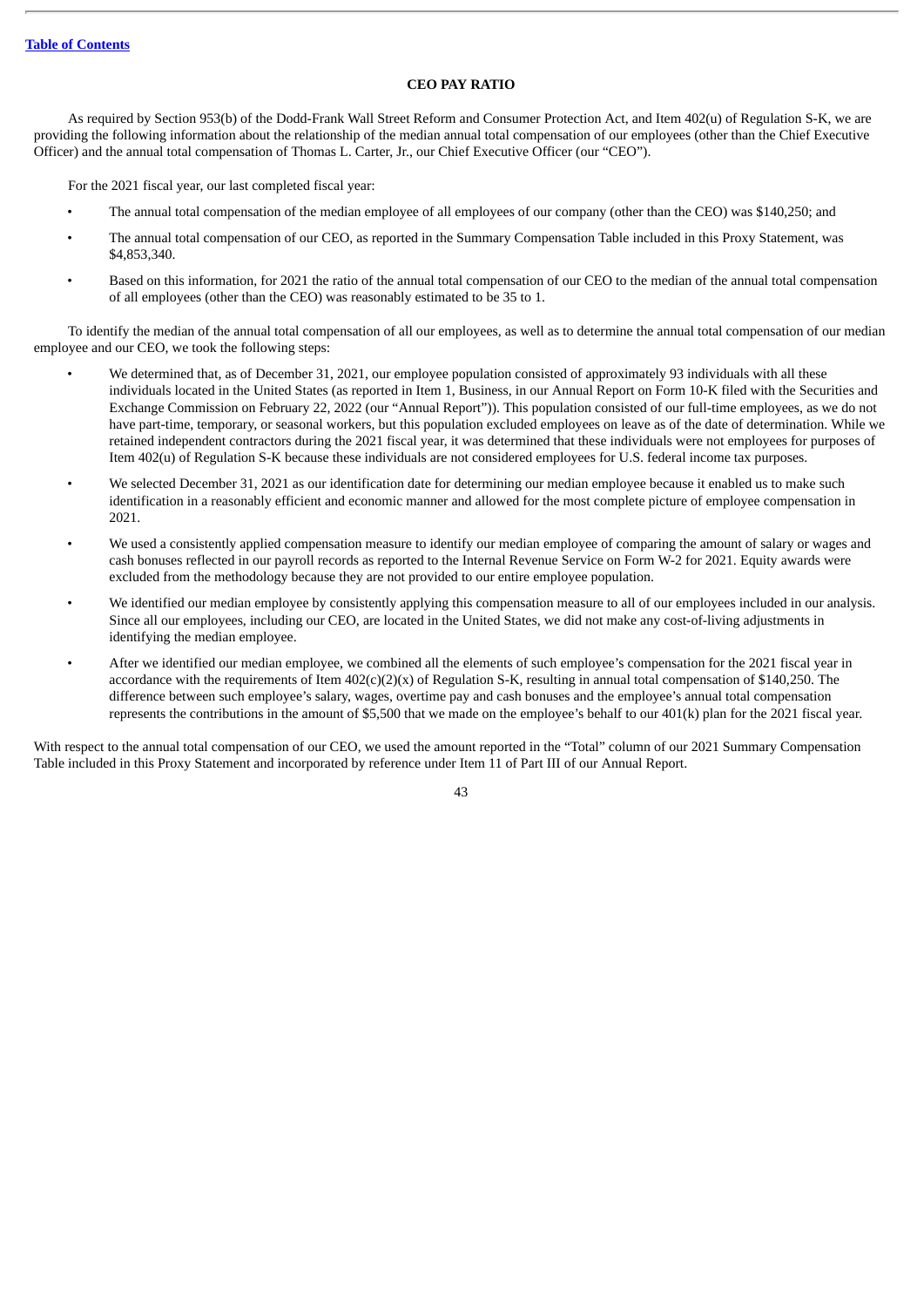## CEO PAY RATIO

As required by Section 953(b) of the Dodd-Frank Wall Street Reform and Consumer Protection Act, and Item 402(u) of Regulation S-K, we are providing the following information about the relationship of the median annual total compensation of our employees (other than the Chief Executive Officer) and the annual total compensation of Thomas L. Carter, Jr., our Chief Executive Officer (our "CEO").

For the 2021 fiscal year, our last completed fiscal year:

- The annual total compensation of the median employee of all employees of our company (other than the CEO) was $140,250; and
- The annual total compensation of our CEO, as reported in the Summary Compensation Table included in this Proxy Statement, was $4,853,340.
- Based on this information, for 2021 the ratio of the annual total compensation of our CEO to the median of the annual total compensation of all employees (other than the CEO) was reasonably estimated to be 35 to 1.

To identify the median of the annual total compensation of all our employees, as well as to determine the annual total compensation of our median employee and our CEO, we took the following steps:

- We determined that, as of December 31, 2021, our employee population consisted of approximately 93 individuals with all these individuals located in the United States (as reported in Item 1, Business, in our Annual Report on Form 10-K filed with the Securities and Exchange Commission on February 22, 2022 (our "Annual Report")). This population consisted of our full-time employees, as we do not have part-time, temporary, or seasonal workers, but this population excluded employees on leave as of the date of determination. While we retained independent contractors during the 2021 fiscal year, it was determined that these individuals were not employees for purposes of Item 402(u) of Regulation S-K because these individuals are not considered employees for U.S. federal income tax purposes.
- We selected December 31, 2021 as our identification date for determining our median employee because it enabled us to make such identification in a reasonably efficient and economic manner and allowed for the most complete picture of employee compensation in 2021.
- We used a consistently applied compensation measure to identify our median employee of comparing the amount of salary or wages and cash bonuses reflected in our payroll records as reported to the Internal Revenue Service on Form W-2 for 2021. Equity awards were excluded from the methodology because they are not provided to our entire employee population.
- We identified our median employee by consistently applying this compensation measure to all of our employees included in our analysis. Since all our employees, including our CEO, are located in the United States, we did not make any cost-of-living adjustments in identifying the median employee.
- After we identified our median employee, we combined all the elements of such employee's compensation for the 2021 fiscal year in accordance with the requirements of Item 402(c)(2)(x) of Regulation S-K, resulting in annual total compensation of $140,250. The difference between such employee's salary, wages, overtime pay and cash bonuses and the employee's annual total compensation represents the contributions in the amount of $5,500 that we made on the employee's behalf to our 401(k) plan for the 2021 fiscal year.

With respect to the annual total compensation of our CEO, we used the amount reported in the "Total" column of our 2021 Summary Compensation Table included in this Proxy Statement and incorporated by reference under Item 11 of Part III of our Annual Report.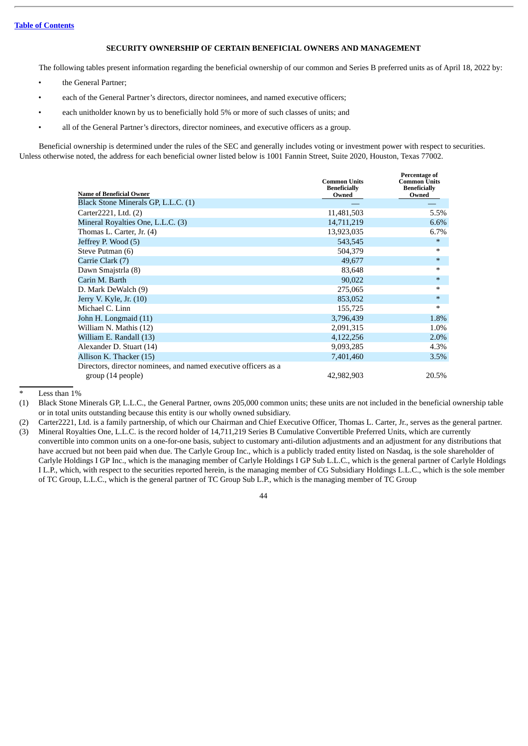[Table of Contents]

## SECURITY OWNERSHIP OF CERTAIN BENEFICIAL OWNERS AND MANAGEMENT

The following tables present information regarding the beneficial ownership of our common and Series B preferred units as of April 18, 2022 by:

- the General Partner;
- each of the General Partner's directors, director nominees, and named executive officers;
- each unitholder known by us to beneficially hold 5% or more of such classes of units; and
- all of the General Partner's directors, director nominees, and executive officers as a group.

Beneficial ownership is determined under the rules of the SEC and generally includes voting or investment power with respect to securities. Unless otherwise noted, the address for each beneficial owner listed below is 1001 Fannin Street, Suite 2020, Houston, Texas 77002.

| Name of Beneficial Owner | Common Units Beneficially Owned | Percentage of Common Units Beneficially Owned |
|---|---|---|
| Black Stone Minerals GP, L.L.C. (1) | — | — |
| Carter2221, Ltd. (2) | 11,481,503 | 5.5% |
| Mineral Royalties One, L.L.C. (3) | 14,711,219 | 6.6% |
| Thomas L. Carter, Jr. (4) | 13,923,035 | 6.7% |
| Jeffrey P. Wood (5) | 543,545 | * |
| Steve Putman (6) | 504,379 | * |
| Carrie Clark (7) | 49,677 | * |
| Dawn Smajstrla (8) | 83,648 | * |
| Carin M. Barth | 90,022 | * |
| D. Mark DeWalch (9) | 275,065 | * |
| Jerry V. Kyle, Jr. (10) | 853,052 | * |
| Michael C. Linn | 155,725 | * |
| John H. Longmaid (11) | 3,796,439 | 1.8% |
| William N. Mathis (12) | 2,091,315 | 1.0% |
| William E. Randall (13) | 4,122,256 | 2.0% |
| Alexander D. Stuart (14) | 9,093,285 | 4.3% |
| Allison K. Thacker (15) | 7,401,460 | 3.5% |
| Directors, director nominees, and named executive officers as a group (14 people) | 42,982,903 | 20.5% |

\* Less than 1%

(1) Black Stone Minerals GP, L.L.C., the General Partner, owns 205,000 common units; these units are not included in the beneficial ownership table or in total units outstanding because this entity is our wholly owned subsidiary.

(2) Carter2221, Ltd. is a family partnership, of which our Chairman and Chief Executive Officer, Thomas L. Carter, Jr., serves as the general partner.

(3) Mineral Royalties One, L.L.C. is the record holder of 14,711,219 Series B Cumulative Convertible Preferred Units, which are currently convertible into common units on a one-for-one basis, subject to customary anti-dilution adjustments and an adjustment for any distributions that have accrued but not been paid when due. The Carlyle Group Inc., which is a publicly traded entity listed on Nasdaq, is the sole shareholder of Carlyle Holdings I GP Inc., which is the managing member of Carlyle Holdings I GP Sub L.L.C., which is the general partner of Carlyle Holdings I L.P., which, with respect to the securities reported herein, is the managing member of CG Subsidiary Holdings L.L.C., which is the sole member of TC Group, L.L.C., which is the general partner of TC Group Sub L.P., which is the managing member of TC Group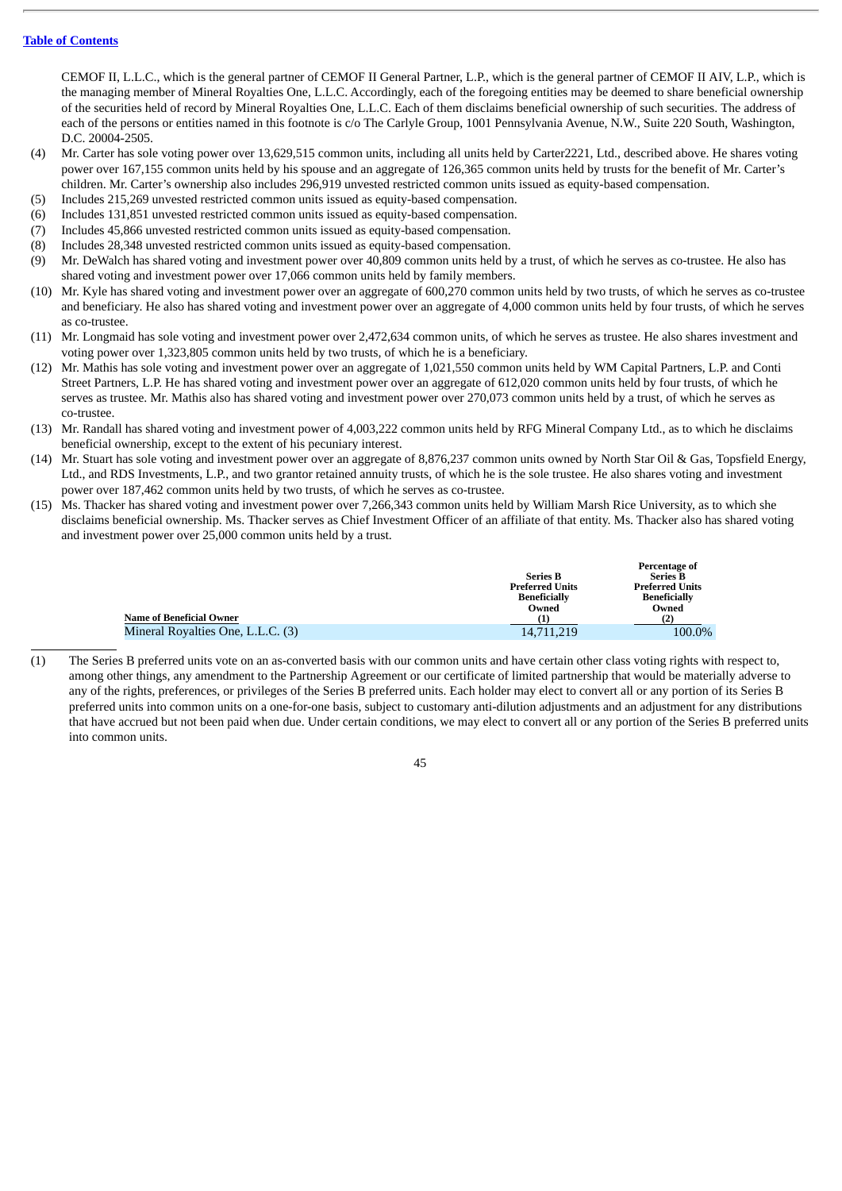CEMOF II, L.L.C., which is the general partner of CEMOF II General Partner, L.P., which is the general partner of CEMOF II AIV, L.P., which is the managing member of Mineral Royalties One, L.L.C. Accordingly, each of the foregoing entities may be deemed to share beneficial ownership of the securities held of record by Mineral Royalties One, L.L.C. Each of them disclaims beneficial ownership of such securities. The address of each of the persons or entities named in this footnote is c/o The Carlyle Group, 1001 Pennsylvania Avenue, N.W., Suite 220 South, Washington, D.C. 20004-2505.

(4) Mr. Carter has sole voting power over 13,629,515 common units, including all units held by Carter2221, Ltd., described above. He shares voting power over 167,155 common units held by his spouse and an aggregate of 126,365 common units held by trusts for the benefit of Mr. Carter's children. Mr. Carter's ownership also includes 296,919 unvested restricted common units issued as equity-based compensation.

(5) Includes 215,269 unvested restricted common units issued as equity-based compensation.

(6) Includes 131,851 unvested restricted common units issued as equity-based compensation.

(7) Includes 45,866 unvested restricted common units issued as equity-based compensation.

(8) Includes 28,348 unvested restricted common units issued as equity-based compensation.

(9) Mr. DeWalch has shared voting and investment power over 40,809 common units held by a trust, of which he serves as co-trustee. He also has shared voting and investment power over 17,066 common units held by family members.

(10) Mr. Kyle has shared voting and investment power over an aggregate of 600,270 common units held by two trusts, of which he serves as co-trustee and beneficiary. He also has shared voting and investment power over an aggregate of 4,000 common units held by four trusts, of which he serves as co-trustee.

(11) Mr. Longmaid has sole voting and investment power over 2,472,634 common units, of which he serves as trustee. He also shares investment and voting power over 1,323,805 common units held by two trusts, of which he is a beneficiary.

(12) Mr. Mathis has sole voting and investment power over an aggregate of 1,021,550 common units held by WM Capital Partners, L.P. and Conti Street Partners, L.P. He has shared voting and investment power over an aggregate of 612,020 common units held by four trusts, of which he serves as trustee. Mr. Mathis also has shared voting and investment power over 270,073 common units held by a trust, of which he serves as co-trustee.

(13) Mr. Randall has shared voting and investment power of 4,003,222 common units held by RFG Mineral Company Ltd., as to which he disclaims beneficial ownership, except to the extent of his pecuniary interest.

(14) Mr. Stuart has sole voting and investment power over an aggregate of 8,876,237 common units owned by North Star Oil & Gas, Topsfield Energy, Ltd., and RDS Investments, L.P., and two grantor retained annuity trusts, of which he is the sole trustee. He also shares voting and investment power over 187,462 common units held by two trusts, of which he serves as co-trustee.

(15) Ms. Thacker has shared voting and investment power over 7,266,343 common units held by William Marsh Rice University, as to which she disclaims beneficial ownership. Ms. Thacker serves as Chief Investment Officer of an affiliate of that entity. Ms. Thacker also has shared voting and investment power over 25,000 common units held by a trust.

| Name of Beneficial Owner | Series B Preferred Units Beneficially Owned (1) | Percentage of Series B Preferred Units Beneficially Owned (2) |
|---|---|---|
| Mineral Royalties One, L.L.C. (3) | 14,711,219 | 100.0% |

(1) The Series B preferred units vote on an as-converted basis with our common units and have certain other class voting rights with respect to, among other things, any amendment to the Partnership Agreement or our certificate of limited partnership that would be materially adverse to any of the rights, preferences, or privileges of the Series B preferred units. Each holder may elect to convert all or any portion of its Series B preferred units into common units on a one-for-one basis, subject to customary anti-dilution adjustments and an adjustment for any distributions that have accrued but not been paid when due. Under certain conditions, we may elect to convert all or any portion of the Series B preferred units into common units.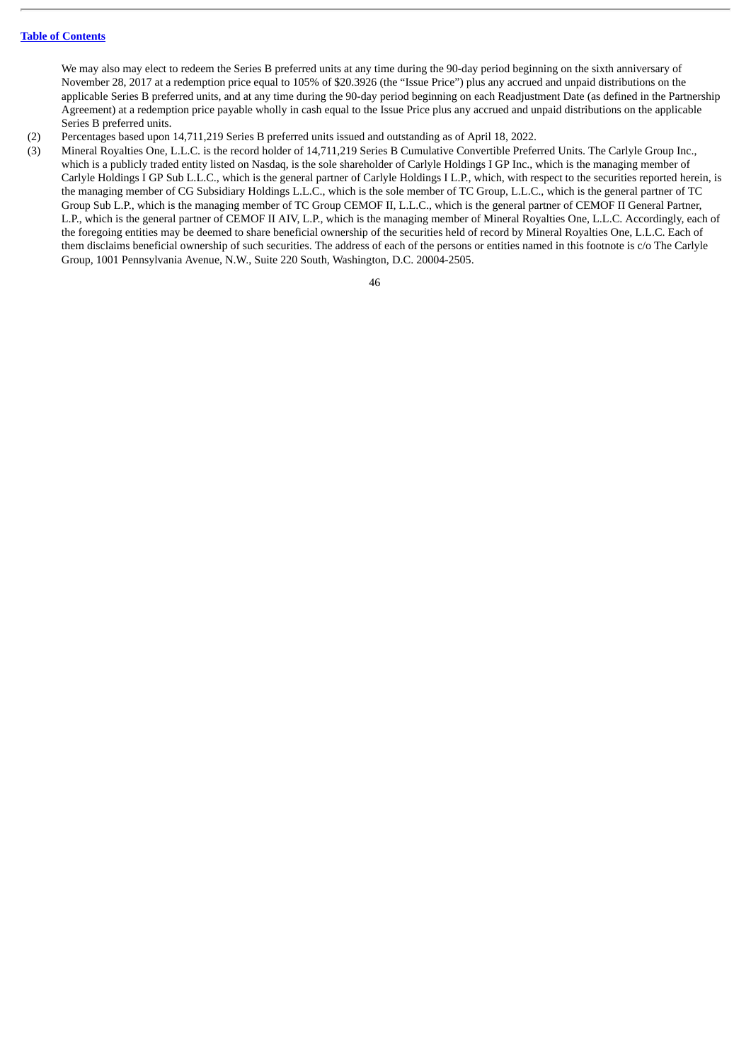We may also may elect to redeem the Series B preferred units at any time during the 90-day period beginning on the sixth anniversary of November 28, 2017 at a redemption price equal to 105% of $20.3926 (the "Issue Price") plus any accrued and unpaid distributions on the applicable Series B preferred units, and at any time during the 90-day period beginning on each Readjustment Date (as defined in the Partnership Agreement) at a redemption price payable wholly in cash equal to the Issue Price plus any accrued and unpaid distributions on the applicable Series B preferred units.

(2) Percentages based upon 14,711,219 Series B preferred units issued and outstanding as of April 18, 2022.

(3) Mineral Royalties One, L.L.C. is the record holder of 14,711,219 Series B Cumulative Convertible Preferred Units. The Carlyle Group Inc., which is a publicly traded entity listed on Nasdaq, is the sole shareholder of Carlyle Holdings I GP Inc., which is the managing member of Carlyle Holdings I GP Sub L.L.C., which is the general partner of Carlyle Holdings I L.P., which, with respect to the securities reported herein, is the managing member of CG Subsidiary Holdings L.L.C., which is the sole member of TC Group, L.L.C., which is the general partner of TC Group Sub L.P., which is the managing member of TC Group CEMOF II, L.L.C., which is the general partner of CEMOF II General Partner, L.P., which is the general partner of CEMOF II AIV, L.P., which is the managing member of Mineral Royalties One, L.L.C. Accordingly, each of the foregoing entities may be deemed to share beneficial ownership of the securities held of record by Mineral Royalties One, L.L.C. Each of them disclaims beneficial ownership of such securities. The address of each of the persons or entities named in this footnote is c/o The Carlyle Group, 1001 Pennsylvania Avenue, N.W., Suite 220 South, Washington, D.C. 20004-2505.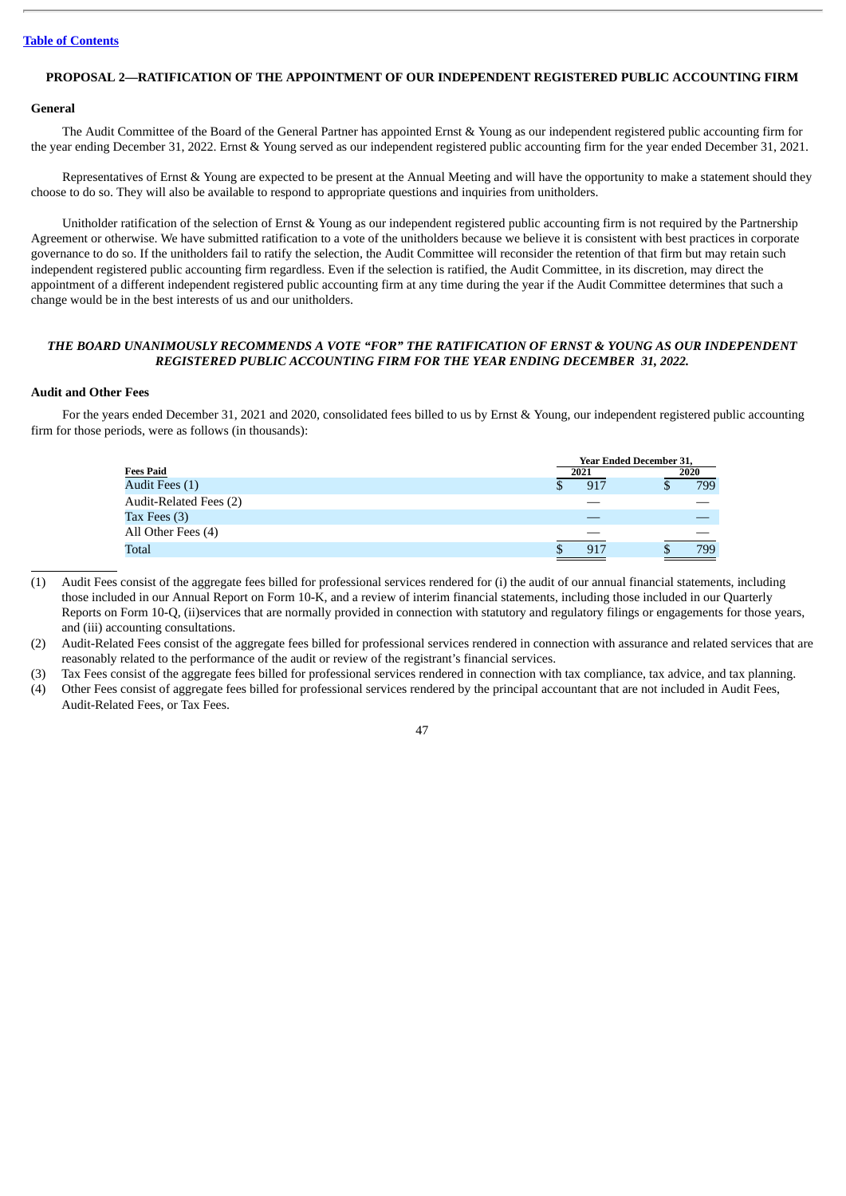[Table of Contents](#)

## PROPOSAL 2—RATIFICATION OF THE APPOINTMENT OF OUR INDEPENDENT REGISTERED PUBLIC ACCOUNTING FIRM

### General

The Audit Committee of the Board of the General Partner has appointed Ernst & Young as our independent registered public accounting firm for the year ending December 31, 2022. Ernst & Young served as our independent registered public accounting firm for the year ended December 31, 2021.

Representatives of Ernst & Young are expected to be present at the Annual Meeting and will have the opportunity to make a statement should they choose to do so. They will also be available to respond to appropriate questions and inquiries from unitholders.

Unitholder ratification of the selection of Ernst & Young as our independent registered public accounting firm is not required by the Partnership Agreement or otherwise. We have submitted ratification to a vote of the unitholders because we believe it is consistent with best practices in corporate governance to do so. If the unitholders fail to ratify the selection, the Audit Committee will reconsider the retention of that firm but may retain such independent registered public accounting firm regardless. Even if the selection is ratified, the Audit Committee, in its discretion, may direct the appointment of a different independent registered public accounting firm at any time during the year if the Audit Committee determines that such a change would be in the best interests of us and our unitholders.

***THE BOARD UNANIMOUSLY RECOMMENDS A VOTE "FOR" THE RATIFICATION OF ERNST & YOUNG AS OUR INDEPENDENT REGISTERED PUBLIC ACCOUNTING FIRM FOR THE YEAR ENDING DECEMBER 31, 2022.***

### Audit and Other Fees

For the years ended December 31, 2021 and 2020, consolidated fees billed to us by Ernst & Young, our independent registered public accounting firm for those periods, were as follows (in thousands):

| | Year Ended December 31, | |
|---|---|---|
| **Fees Paid** | **2021** | **2020** |
| Audit Fees (1) | $ 917 | $ 799 |
| Audit-Related Fees (2) | — | — |
| Tax Fees (3) | — | — |
| All Other Fees (4) | — | — |
| Total | $ 917 | $ 799 |

(1) Audit Fees consist of the aggregate fees billed for professional services rendered for (i) the audit of our annual financial statements, including those included in our Annual Report on Form 10-K, and a review of interim financial statements, including those included in our Quarterly Reports on Form 10-Q, (ii)services that are normally provided in connection with statutory and regulatory filings or engagements for those years, and (iii) accounting consultations.

(2) Audit-Related Fees consist of the aggregate fees billed for professional services rendered in connection with assurance and related services that are reasonably related to the performance of the audit or review of the registrant's financial services.

(3) Tax Fees consist of the aggregate fees billed for professional services rendered in connection with tax compliance, tax advice, and tax planning.

(4) Other Fees consist of aggregate fees billed for professional services rendered by the principal accountant that are not included in Audit Fees, Audit-Related Fees, or Tax Fees.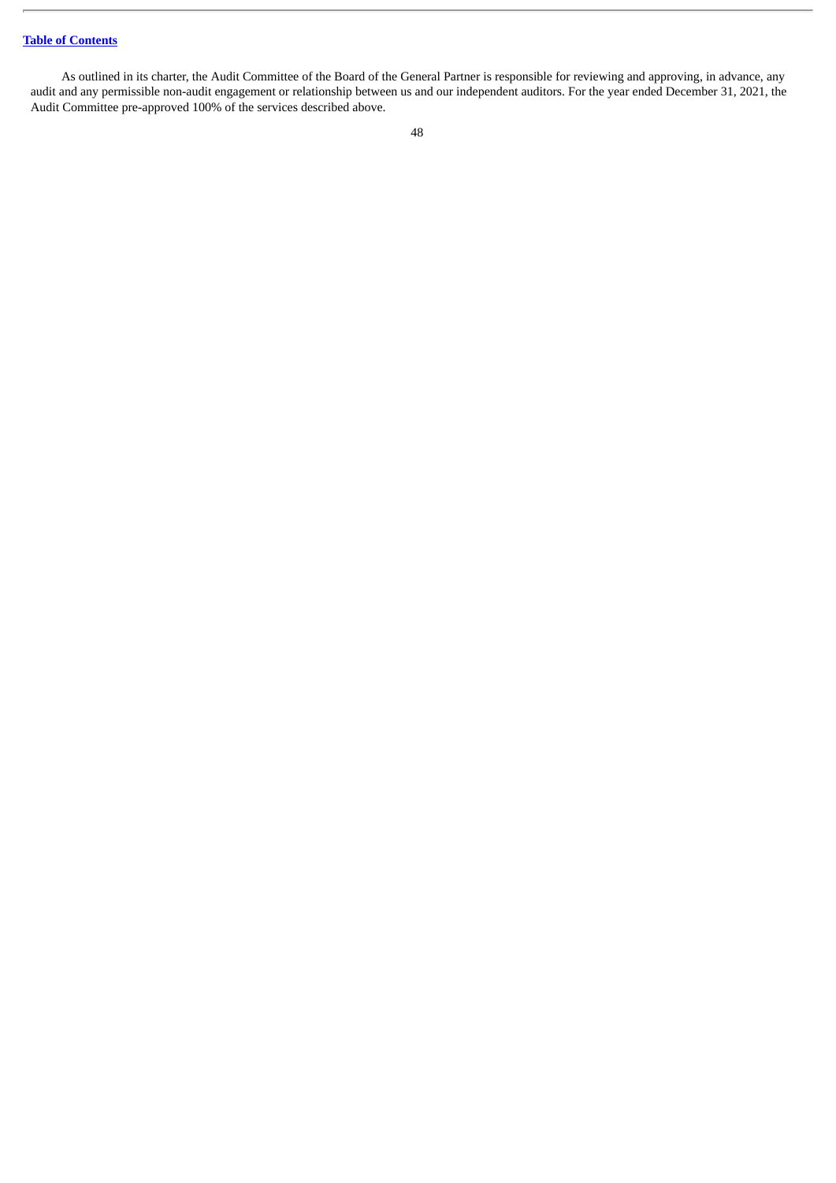As outlined in its charter, the Audit Committee of the Board of the General Partner is responsible for reviewing and approving, in advance, any audit and any permissible non-audit engagement or relationship between us and our independent auditors. For the year ended December 31, 2021, the Audit Committee pre-approved 100% of the services described above.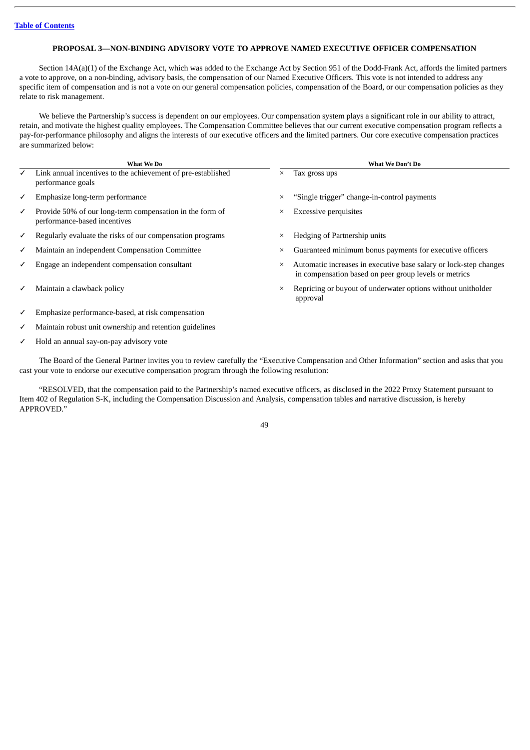## PROPOSAL 3—NON-BINDING ADVISORY VOTE TO APPROVE NAMED EXECUTIVE OFFICER COMPENSATION

Section 14A(a)(1) of the Exchange Act, which was added to the Exchange Act by Section 951 of the Dodd-Frank Act, affords the limited partners a vote to approve, on a non-binding, advisory basis, the compensation of our Named Executive Officers. This vote is not intended to address any specific item of compensation and is not a vote on our general compensation policies, compensation of the Board, or our compensation policies as they relate to risk management.

We believe the Partnership's success is dependent on our employees. Our compensation system plays a significant role in our ability to attract, retain, and motivate the highest quality employees. The Compensation Committee believes that our current executive compensation program reflects a pay-for-performance philosophy and aligns the interests of our executive officers and the limited partners. Our core executive compensation practices are summarized below:

| What We Do | What We Don't Do |
|---|---|
| ✓ Link annual incentives to the achievement of pre-established performance goals | × Tax gross ups |
| ✓ Emphasize long-term performance | × "Single trigger" change-in-control payments |
| ✓ Provide 50% of our long-term compensation in the form of performance-based incentives | × Excessive perquisites |
| ✓ Regularly evaluate the risks of our compensation programs | × Hedging of Partnership units |
| ✓ Maintain an independent Compensation Committee | × Guaranteed minimum bonus payments for executive officers |
| ✓ Engage an independent compensation consultant | × Automatic increases in executive base salary or lock-step changes in compensation based on peer group levels or metrics |
| ✓ Maintain a clawback policy | × Repricing or buyout of underwater options without unitholder approval |
| ✓ Emphasize performance-based, at risk compensation | |
| ✓ Maintain robust unit ownership and retention guidelines | |
| ✓ Hold an annual say-on-pay advisory vote | |

The Board of the General Partner invites you to review carefully the "Executive Compensation and Other Information" section and asks that you cast your vote to endorse our executive compensation program through the following resolution:

"RESOLVED, that the compensation paid to the Partnership's named executive officers, as disclosed in the 2022 Proxy Statement pursuant to Item 402 of Regulation S-K, including the Compensation Discussion and Analysis, compensation tables and narrative discussion, is hereby APPROVED."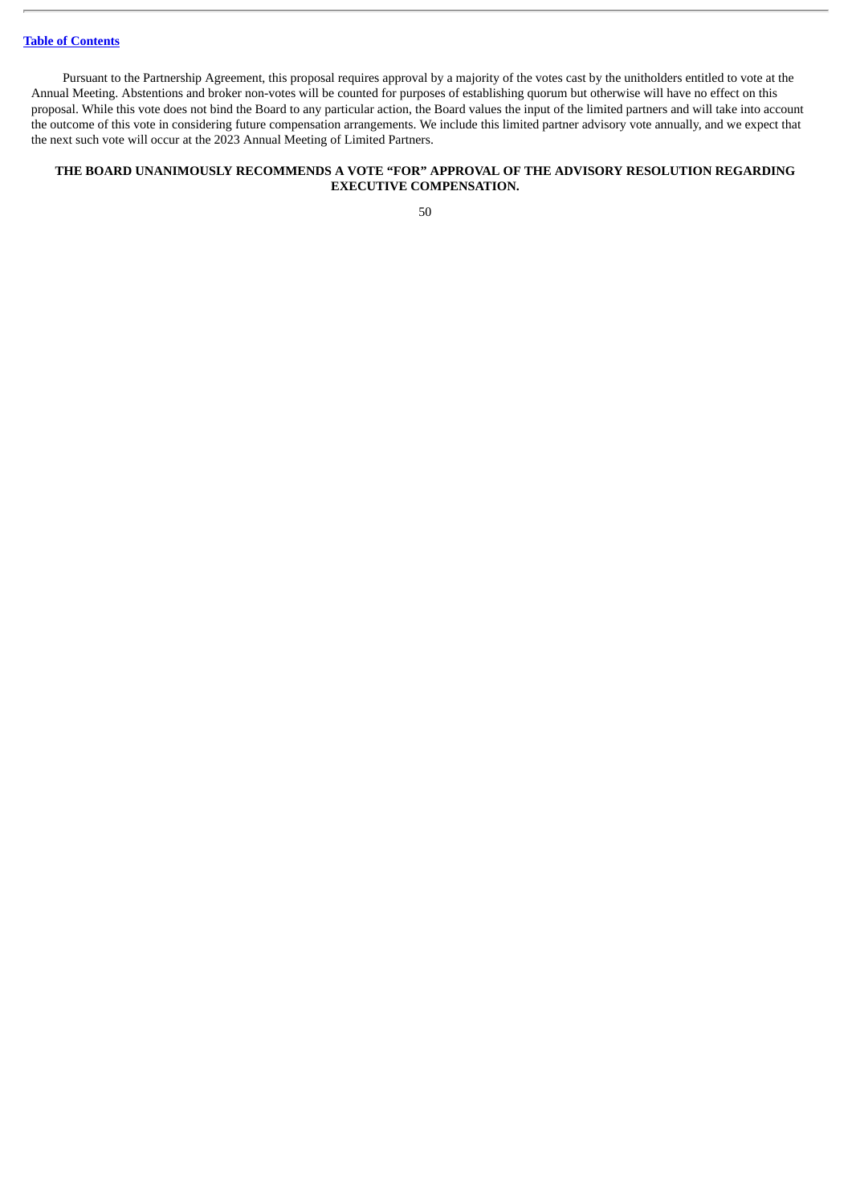Pursuant to the Partnership Agreement, this proposal requires approval by a majority of the votes cast by the unitholders entitled to vote at the Annual Meeting. Abstentions and broker non-votes will be counted for purposes of establishing quorum but otherwise will have no effect on this proposal. While this vote does not bind the Board to any particular action, the Board values the input of the limited partners and will take into account the outcome of this vote in considering future compensation arrangements. We include this limited partner advisory vote annually, and we expect that the next such vote will occur at the 2023 Annual Meeting of Limited Partners.

**THE BOARD UNANIMOUSLY RECOMMENDS A VOTE "FOR" APPROVAL OF THE ADVISORY RESOLUTION REGARDING EXECUTIVE COMPENSATION.**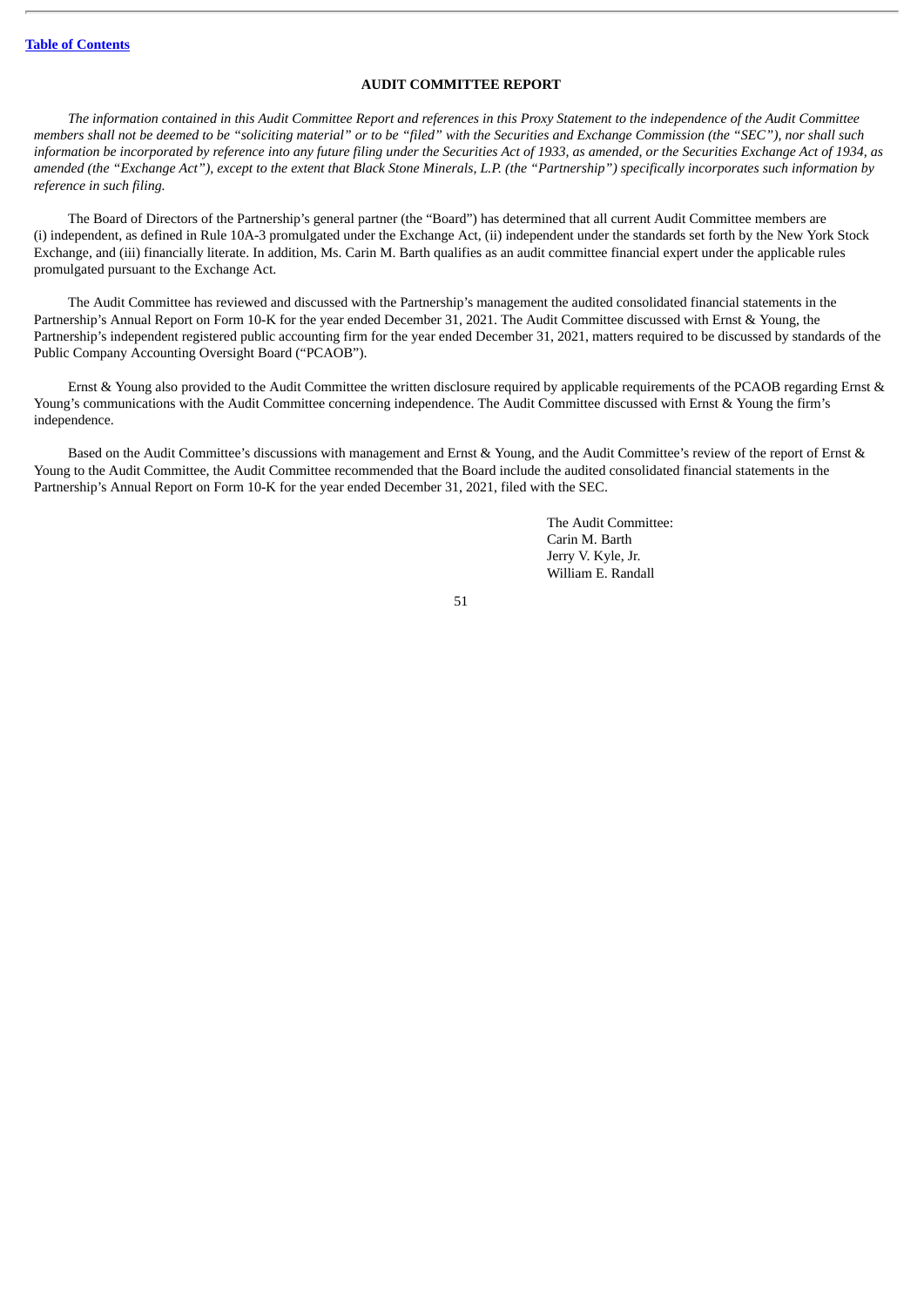[Table of Contents](#)

## AUDIT COMMITTEE REPORT

*The information contained in this Audit Committee Report and references in this Proxy Statement to the independence of the Audit Committee members shall not be deemed to be "soliciting material" or to be "filed" with the Securities and Exchange Commission (the "SEC"), nor shall such information be incorporated by reference into any future filing under the Securities Act of 1933, as amended, or the Securities Exchange Act of 1934, as amended (the "Exchange Act"), except to the extent that Black Stone Minerals, L.P. (the "Partnership") specifically incorporates such information by reference in such filing.*

The Board of Directors of the Partnership's general partner (the "Board") has determined that all current Audit Committee members are (i) independent, as defined in Rule 10A-3 promulgated under the Exchange Act, (ii) independent under the standards set forth by the New York Stock Exchange, and (iii) financially literate. In addition, Ms. Carin M. Barth qualifies as an audit committee financial expert under the applicable rules promulgated pursuant to the Exchange Act.

The Audit Committee has reviewed and discussed with the Partnership's management the audited consolidated financial statements in the Partnership's Annual Report on Form 10-K for the year ended December 31, 2021. The Audit Committee discussed with Ernst & Young, the Partnership's independent registered public accounting firm for the year ended December 31, 2021, matters required to be discussed by standards of the Public Company Accounting Oversight Board ("PCAOB").

Ernst & Young also provided to the Audit Committee the written disclosure required by applicable requirements of the PCAOB regarding Ernst & Young's communications with the Audit Committee concerning independence. The Audit Committee discussed with Ernst & Young the firm's independence.

Based on the Audit Committee's discussions with management and Ernst & Young, and the Audit Committee's review of the report of Ernst & Young to the Audit Committee, the Audit Committee recommended that the Board include the audited consolidated financial statements in the Partnership's Annual Report on Form 10-K for the year ended December 31, 2021, filed with the SEC.

The Audit Committee:
Carin M. Barth
Jerry V. Kyle, Jr.
William E. Randall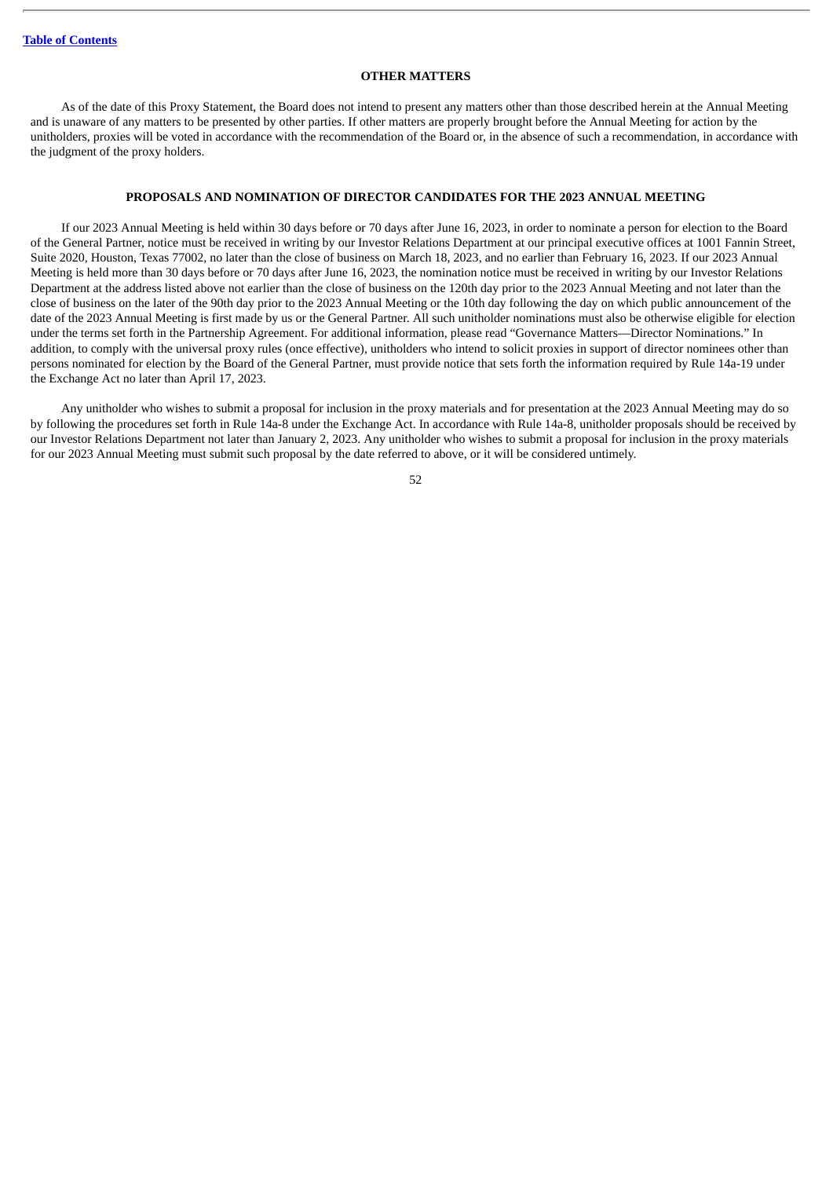## OTHER MATTERS

As of the date of this Proxy Statement, the Board does not intend to present any matters other than those described herein at the Annual Meeting and is unaware of any matters to be presented by other parties. If other matters are properly brought before the Annual Meeting for action by the unitholders, proxies will be voted in accordance with the recommendation of the Board or, in the absence of such a recommendation, in accordance with the judgment of the proxy holders.

## PROPOSALS AND NOMINATION OF DIRECTOR CANDIDATES FOR THE 2023 ANNUAL MEETING

If our 2023 Annual Meeting is held within 30 days before or 70 days after June 16, 2023, in order to nominate a person for election to the Board of the General Partner, notice must be received in writing by our Investor Relations Department at our principal executive offices at 1001 Fannin Street, Suite 2020, Houston, Texas 77002, no later than the close of business on March 18, 2023, and no earlier than February 16, 2023. If our 2023 Annual Meeting is held more than 30 days before or 70 days after June 16, 2023, the nomination notice must be received in writing by our Investor Relations Department at the address listed above not earlier than the close of business on the 120th day prior to the 2023 Annual Meeting and not later than the close of business on the later of the 90th day prior to the 2023 Annual Meeting or the 10th day following the day on which public announcement of the date of the 2023 Annual Meeting is first made by us or the General Partner. All such unitholder nominations must also be otherwise eligible for election under the terms set forth in the Partnership Agreement. For additional information, please read "Governance Matters—Director Nominations." In addition, to comply with the universal proxy rules (once effective), unitholders who intend to solicit proxies in support of director nominees other than persons nominated for election by the Board of the General Partner, must provide notice that sets forth the information required by Rule 14a-19 under the Exchange Act no later than April 17, 2023.

Any unitholder who wishes to submit a proposal for inclusion in the proxy materials and for presentation at the 2023 Annual Meeting may do so by following the procedures set forth in Rule 14a-8 under the Exchange Act. In accordance with Rule 14a-8, unitholder proposals should be received by our Investor Relations Department not later than January 2, 2023. Any unitholder who wishes to submit a proposal for inclusion in the proxy materials for our 2023 Annual Meeting must submit such proposal by the date referred to above, or it will be considered untimely.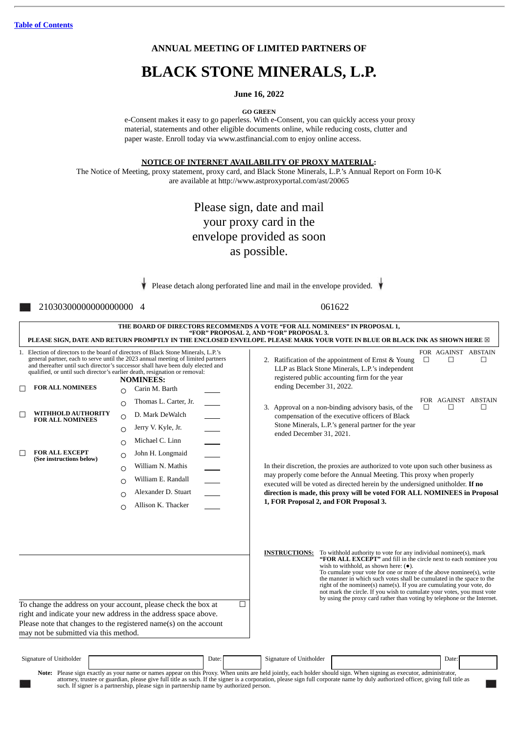[Table of Contents](#)

**ANNUAL MEETING OF LIMITED PARTNERS OF**

# BLACK STONE MINERALS, L.P.

**June 16, 2022**

**GO GREEN**

e-Consent makes it easy to go paperless. With e-Consent, you can quickly access your proxy material, statements and other eligible documents online, while reducing costs, clutter and paper waste. Enroll today via www.astfinancial.com to enjoy online access.

**NOTICE OF INTERNET AVAILABILITY OF PROXY MATERIAL:**

The Notice of Meeting, proxy statement, proxy card, and Black Stone Minerals, L.P.'s Annual Report on Form 10-K are available at http://www.astproxyportal.com/ast/20065

Please sign, date and mail your proxy card in the envelope provided as soon as possible.

↓ Please detach along perforated line and mail in the envelope provided. ↓

21030300000000000000 4 061622

**THE BOARD OF DIRECTORS RECOMMENDS A VOTE "FOR ALL NOMINEES" IN PROPOSAL 1, "FOR" PROPOSAL 2, AND "FOR" PROPOSAL 3.**
**PLEASE SIGN, DATE AND RETURN PROMPTLY IN THE ENCLOSED ENVELOPE. PLEASE MARK YOUR VOTE IN BLUE OR BLACK INK AS SHOWN HERE ☒**

1. Election of directors to the board of directors of Black Stone Minerals, L.P.'s general partner, each to serve until the 2023 annual meeting of limited partners and thereafter until such director's successor shall have been duly elected and qualified, or until such director's earlier death, resignation or removal:

**NOMINEES:**

☐ **FOR ALL NOMINEES**

☐ **WITHHOLD AUTHORITY FOR ALL NOMINEES**

☐ **FOR ALL EXCEPT (See instructions below)**

○ Carin M. Barth ____
○ Thomas L. Carter, Jr. ____
○ D. Mark DeWalch ____
○ Jerry V. Kyle, Jr. ____
○ Michael C. Linn ____
○ John H. Longmaid ____
○ William N. Mathis ____
○ William E. Randall ____
○ Alexander D. Stuart ____
○ Allison K. Thacker ____

| | FOR | AGAINST | ABSTAIN |
|---|---|---|---|
| 2. Ratification of the appointment of Ernst & Young LLP as Black Stone Minerals, L.P.'s independent registered public accounting firm for the year ending December 31, 2022. | ☐ | ☐ | ☐ |
| 3. Approval on a non-binding advisory basis, of the compensation of the executive officers of Black Stone Minerals, L.P.'s general partner for the year ended December 31, 2021. | ☐ | ☐ | ☐ |

In their discretion, the proxies are authorized to vote upon such other business as may properly come before the Annual Meeting. This proxy when properly executed will be voted as directed herein by the undersigned unitholder. **If no direction is made, this proxy will be voted FOR ALL NOMINEES in Proposal 1, FOR Proposal 2, and FOR Proposal 3.**

**INSTRUCTIONS:** To withhold authority to vote for any individual nominee(s), mark **"FOR ALL EXCEPT"** and fill in the circle next to each nominee you wish to withhold, as shown here: (●).
To cumulate your vote for one or more of the above nominee(s), write the manner in which such votes shall be cumulated in the space to the right of the nominee(s) name(s). If you are cumulating your vote, do not mark the circle. If you wish to cumulate your votes, you must vote by using the proxy card rather than voting by telephone or the Internet.

To change the address on your account, please check the box at right and indicate your new address in the address space above. Please note that changes to the registered name(s) on the account may not be submitted via this method. ☐

Signature of Unitholder ____________ Date: ______ Signature of Unitholder ____________ Date: ______

**Note:** Please sign exactly as your name or names appear on this Proxy. When units are held jointly, each holder should sign. When signing as executor, administrator, attorney, trustee or guardian, please give full title as such. If the signer is a corporation, please sign full corporate name by duly authorized officer, giving full title as such. If signer is a partnership, please sign in partnership name by authorized person.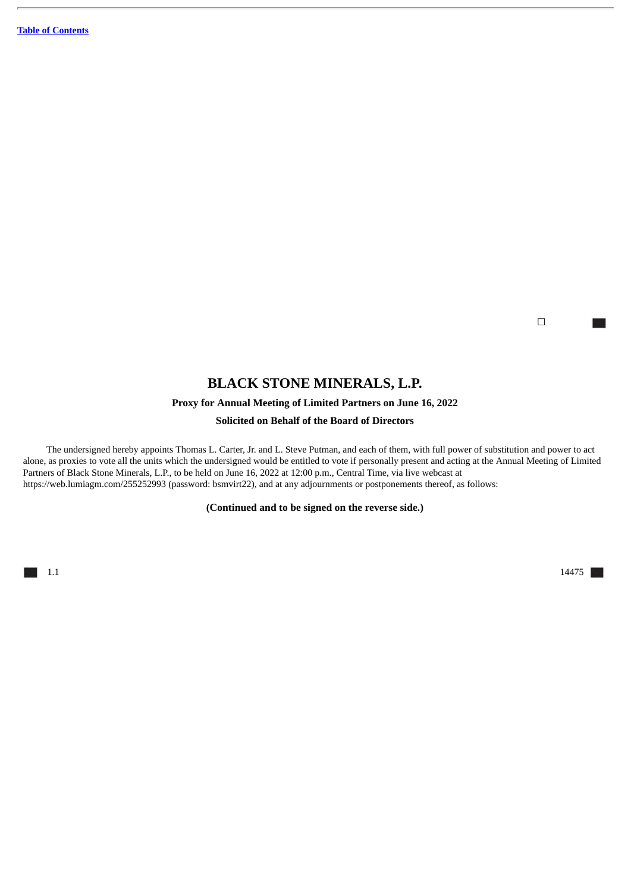# BLACK STONE MINERALS, L.P.

**Proxy for Annual Meeting of Limited Partners on June 16, 2022**

**Solicited on Behalf of the Board of Directors**

The undersigned hereby appoints Thomas L. Carter, Jr. and L. Steve Putman, and each of them, with full power of substitution and power to act alone, as proxies to vote all the units which the undersigned would be entitled to vote if personally present and acting at the Annual Meeting of Limited Partners of Black Stone Minerals, L.P., to be held on June 16, 2022 at 12:00 p.m., Central Time, via live webcast at https://web.lumiagm.com/255252993 (password: bsmvirt22), and at any adjournments or postponements thereof, as follows:

**(Continued and to be signed on the reverse side.)**

1.1

14475